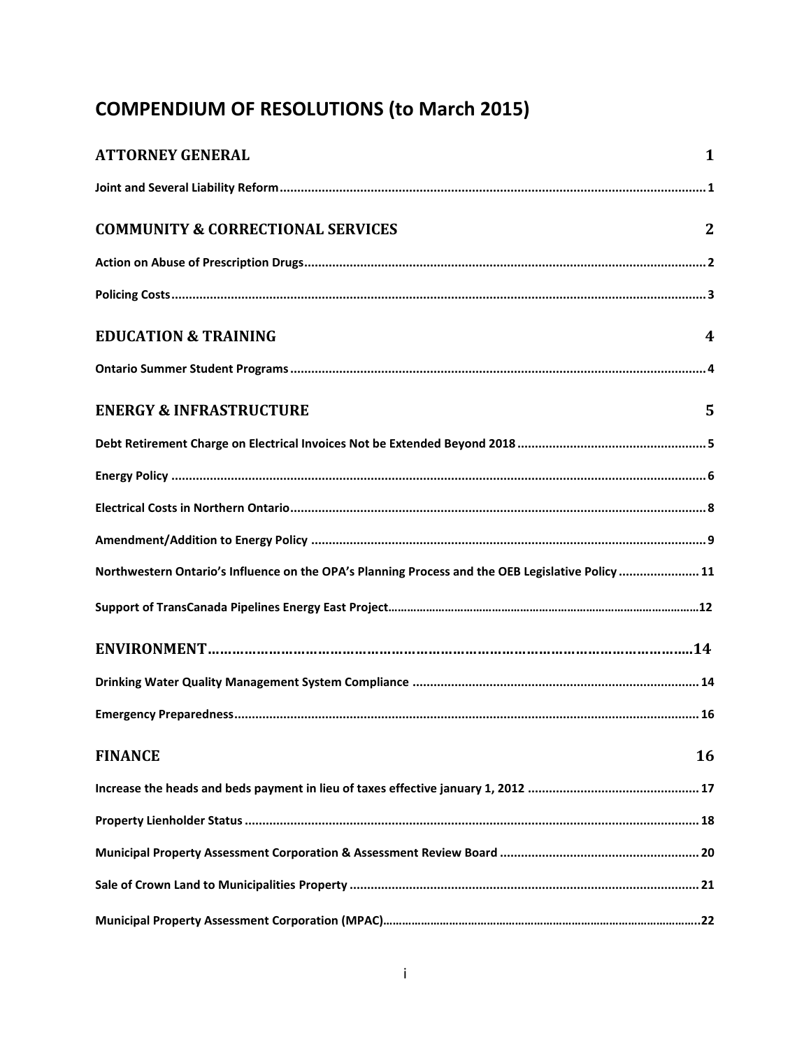# COMPENDIUM OF RESOLUTIONS (to March 2015)

## ATTORNEY GENERAL 1

**Joint and Several Liability Reform** ..... 1

## COMMUNITY & CORRECTIONAL SERVICES 2

**Action on Abuse of Prescription Drugs** ..... 2

**Policing Costs** ..... 3

## EDUCATION & TRAINING 4

**Ontario Summer Student Programs** ..... 4

## ENERGY & INFRASTRUCTURE 5

**Debt Retirement Charge on Electrical Invoices Not be Extended Beyond 2018** ..... 5

**Energy Policy** ..... 6

**Electrical Costs in Northern Ontario** ..... 8

**Amendment/Addition to Energy Policy** ..... 9

**Northwestern Ontario's Influence on the OPA's Planning Process and the OEB Legislative Policy** ..... 11

**Support of TransCanada Pipelines Energy East Project** ..... 12

## ENVIRONMENT ..... 14

**Drinking Water Quality Management System Compliance** ..... 14

**Emergency Preparedness** ..... 16

## FINANCE 16

**Increase the heads and beds payment in lieu of taxes effective january 1, 2012** ..... 17

**Property Lienholder Status** ..... 18

**Municipal Property Assessment Corporation & Assessment Review Board** ..... 20

**Sale of Crown Land to Municipalities Property** ..... 21

**Municipal Property Assessment Corporation (MPAC)** ..... 22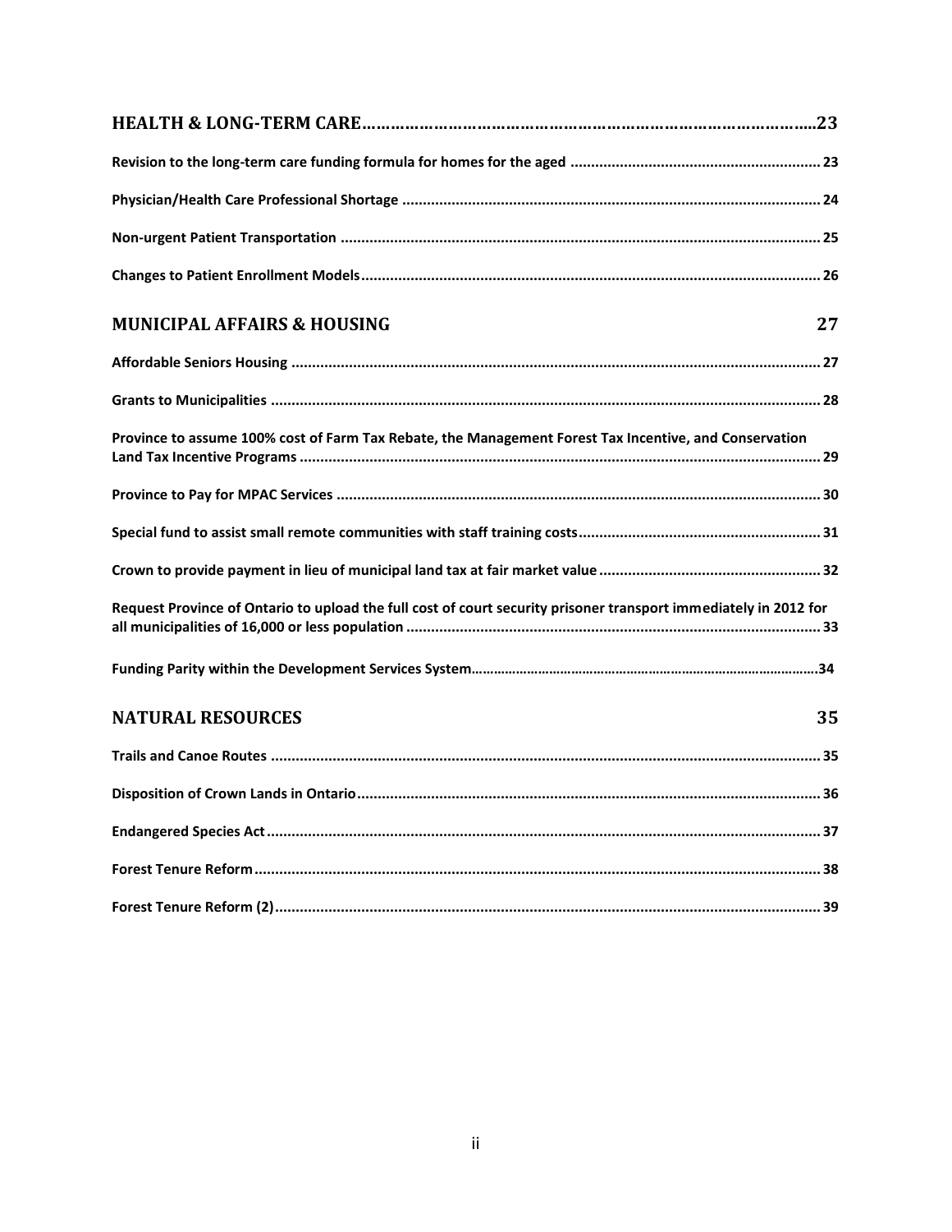**HEALTH & LONG-TERM CARE ............................................................................................ 23**

**Revision to the long-term care funding formula for homes for the aged ............................................................ 23**

**Physician/Health Care Professional Shortage ..................................................................................................... 24**

**Non-urgent Patient Transportation .................................................................................................................... 25**

**Changes to Patient Enrollment Models ............................................................................................................... 26**

**MUNICIPAL AFFAIRS & HOUSING 27**

**Affordable Seniors Housing ................................................................................................................................ 27**

**Grants to Municipalities ..................................................................................................................................... 28**

**Province to assume 100% cost of Farm Tax Rebate, the Management Forest Tax Incentive, and Conservation Land Tax Incentive Programs ........................................................................................................................... 29**

**Province to Pay for MPAC Services ..................................................................................................................... 30**

**Special fund to assist small remote communities with staff training costs .......................................................... 31**

**Crown to provide payment in lieu of municipal land tax at fair market value ...................................................... 32**

**Request Province of Ontario to upload the full cost of court security prisoner transport immediately in 2012 for all municipalities of 16,000 or less population ..................................................................................................... 33**

**Funding Parity within the Development Services System ....................................................................................... 34**

**NATURAL RESOURCES 35**

**Trails and Canoe Routes ..................................................................................................................................... 35**

**Disposition of Crown Lands in Ontario ................................................................................................................ 36**

**Endangered Species Act ...................................................................................................................................... 37**

**Forest Tenure Reform ......................................................................................................................................... 38**

**Forest Tenure Reform (2) ................................................................................................................................... 39**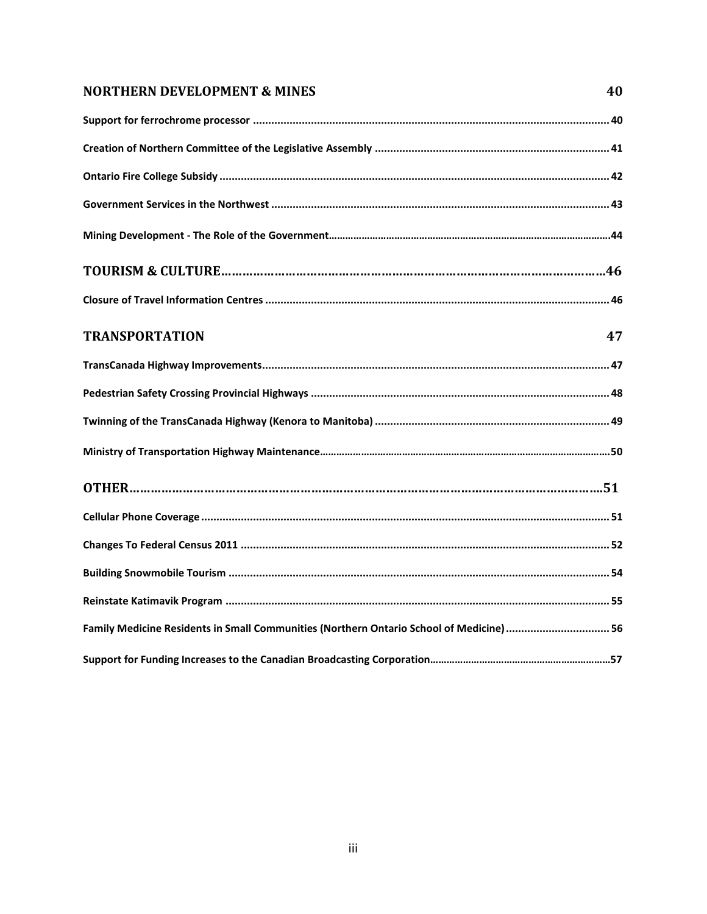**NORTHERN DEVELOPMENT & MINES** 40

**Support for ferrochrome processor** ........................................ 40

**Creation of Northern Committee of the Legislative Assembly** ........................................ 41

**Ontario Fire College Subsidy** ........................................ 42

**Government Services in the Northwest** ........................................ 43

**Mining Development - The Role of the Government** ........................................ 44

**TOURISM & CULTURE** ........................................ 46

**Closure of Travel Information Centres** ........................................ 46

**TRANSPORTATION** 47

**TransCanada Highway Improvements** ........................................ 47

**Pedestrian Safety Crossing Provincial Highways** ........................................ 48

**Twinning of the TransCanada Highway (Kenora to Manitoba)** ........................................ 49

**Ministry of Transportation Highway Maintenance** ........................................ 50

**OTHER** ........................................ 51

**Cellular Phone Coverage** ........................................ 51

**Changes To Federal Census 2011** ........................................ 52

**Building Snowmobile Tourism** ........................................ 54

**Reinstate Katimavik Program** ........................................ 55

**Family Medicine Residents in Small Communities (Northern Ontario School of Medicine)** ........................................ 56

**Support for Funding Increases to the Canadian Broadcasting Corporation** ........................................ 57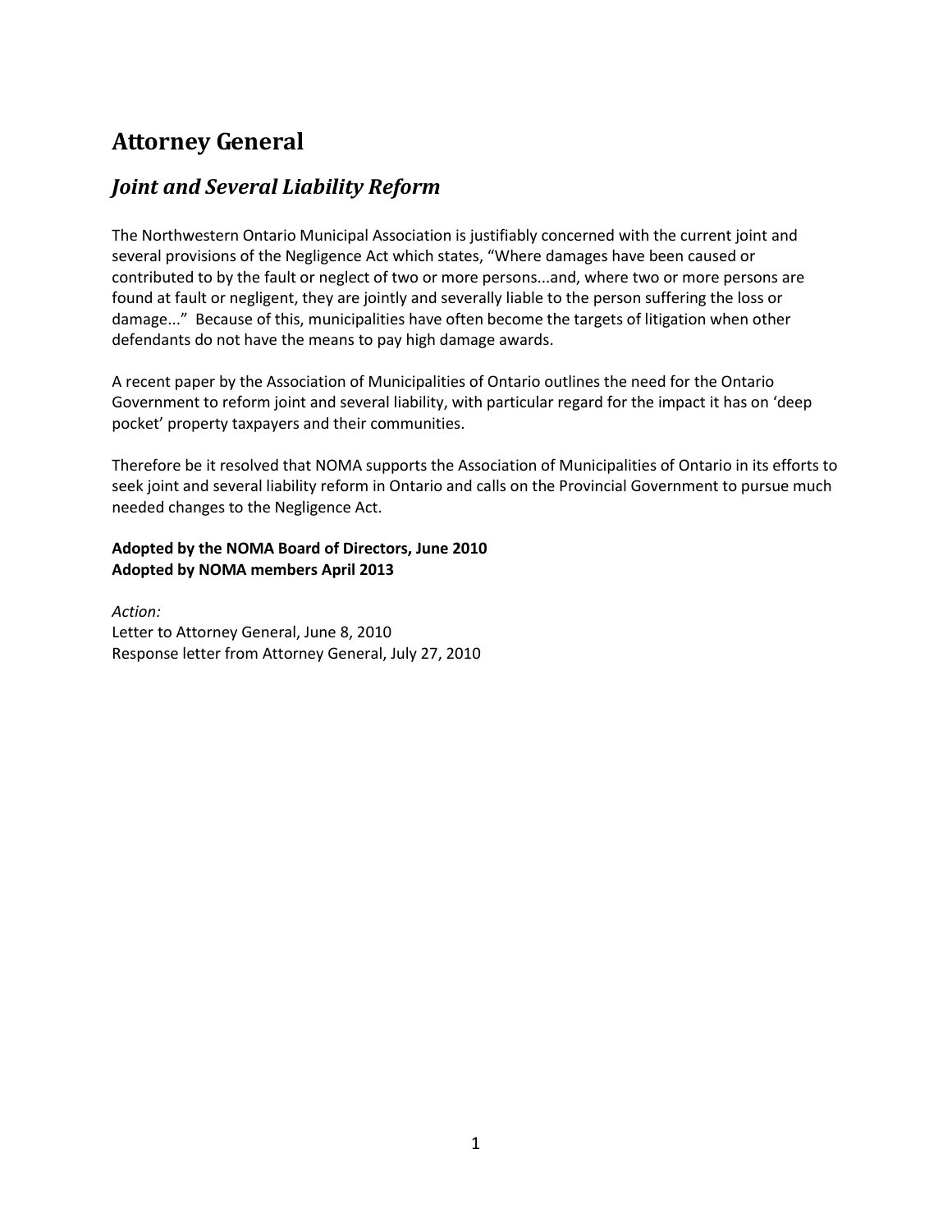# Attorney General

## *Joint and Several Liability Reform*

The Northwestern Ontario Municipal Association is justifiably concerned with the current joint and several provisions of the Negligence Act which states, "Where damages have been caused or contributed to by the fault or neglect of two or more persons...and, where two or more persons are found at fault or negligent, they are jointly and severally liable to the person suffering the loss or damage..." Because of this, municipalities have often become the targets of litigation when other defendants do not have the means to pay high damage awards.

A recent paper by the Association of Municipalities of Ontario outlines the need for the Ontario Government to reform joint and several liability, with particular regard for the impact it has on 'deep pocket' property taxpayers and their communities.

Therefore be it resolved that NOMA supports the Association of Municipalities of Ontario in its efforts to seek joint and several liability reform in Ontario and calls on the Provincial Government to pursue much needed changes to the Negligence Act.

**Adopted by the NOMA Board of Directors, June 2010**
**Adopted by NOMA members April 2013**

*Action:*
Letter to Attorney General, June 8, 2010
Response letter from Attorney General, July 27, 2010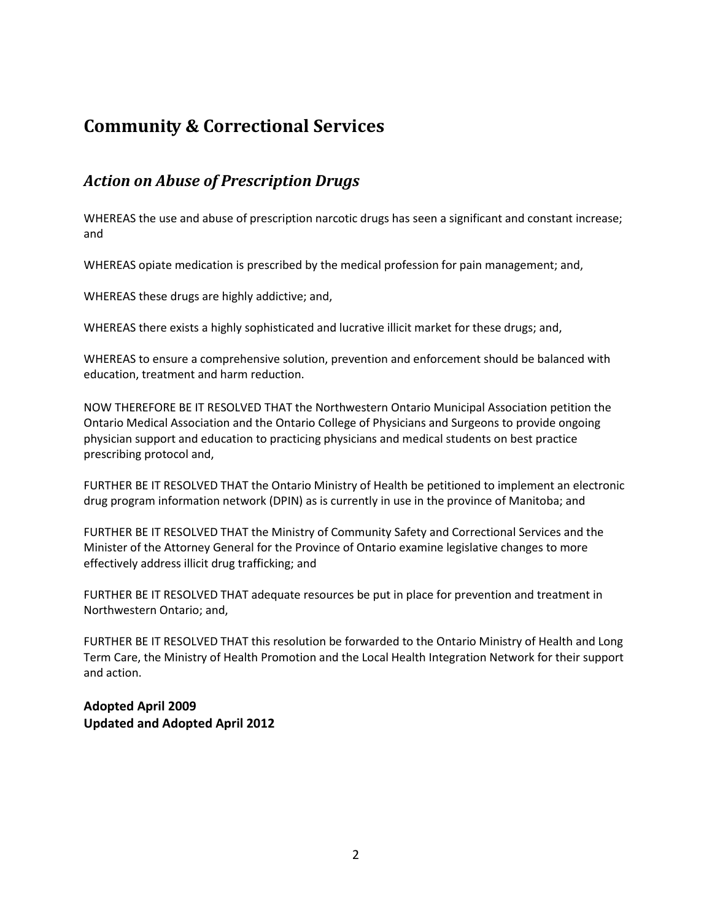# Community & Correctional Services

## *Action on Abuse of Prescription Drugs*

WHEREAS the use and abuse of prescription narcotic drugs has seen a significant and constant increase; and

WHEREAS opiate medication is prescribed by the medical profession for pain management; and,

WHEREAS these drugs are highly addictive; and,

WHEREAS there exists a highly sophisticated and lucrative illicit market for these drugs; and,

WHEREAS to ensure a comprehensive solution, prevention and enforcement should be balanced with education, treatment and harm reduction.

NOW THEREFORE BE IT RESOLVED THAT the Northwestern Ontario Municipal Association petition the Ontario Medical Association and the Ontario College of Physicians and Surgeons to provide ongoing physician support and education to practicing physicians and medical students on best practice prescribing protocol and,

FURTHER BE IT RESOLVED THAT the Ontario Ministry of Health be petitioned to implement an electronic drug program information network (DPIN) as is currently in use in the province of Manitoba; and

FURTHER BE IT RESOLVED THAT the Ministry of Community Safety and Correctional Services and the Minister of the Attorney General for the Province of Ontario examine legislative changes to more effectively address illicit drug trafficking; and

FURTHER BE IT RESOLVED THAT adequate resources be put in place for prevention and treatment in Northwestern Ontario; and,

FURTHER BE IT RESOLVED THAT this resolution be forwarded to the Ontario Ministry of Health and Long Term Care, the Ministry of Health Promotion and the Local Health Integration Network for their support and action.

**Adopted April 2009**
**Updated and Adopted April 2012**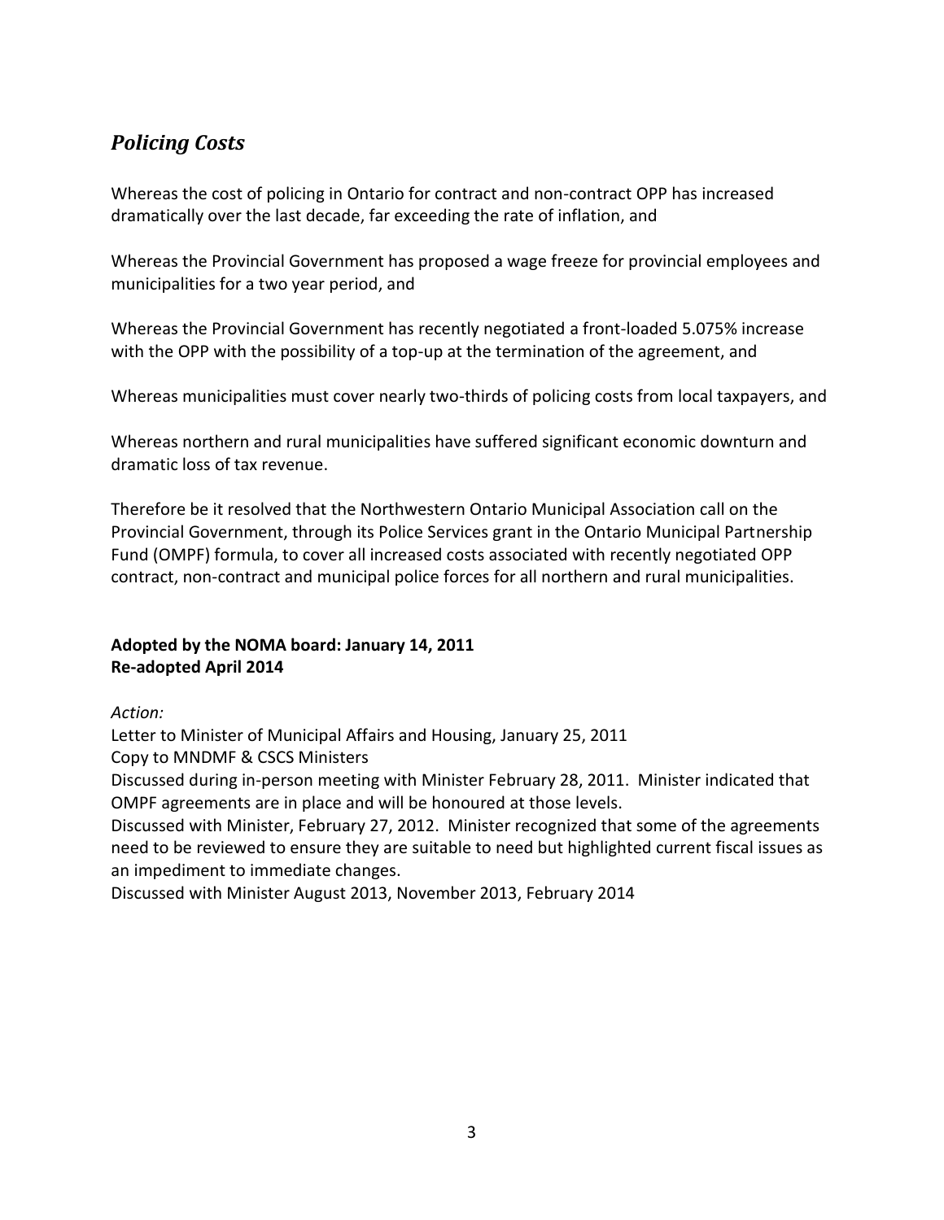## *Policing Costs*

Whereas the cost of policing in Ontario for contract and non-contract OPP has increased dramatically over the last decade, far exceeding the rate of inflation, and

Whereas the Provincial Government has proposed a wage freeze for provincial employees and municipalities for a two year period, and

Whereas the Provincial Government has recently negotiated a front-loaded 5.075% increase with the OPP with the possibility of a top-up at the termination of the agreement, and

Whereas municipalities must cover nearly two-thirds of policing costs from local taxpayers, and

Whereas northern and rural municipalities have suffered significant economic downturn and dramatic loss of tax revenue.

Therefore be it resolved that the Northwestern Ontario Municipal Association call on the Provincial Government, through its Police Services grant in the Ontario Municipal Partnership Fund (OMPF) formula, to cover all increased costs associated with recently negotiated OPP contract, non-contract and municipal police forces for all northern and rural municipalities.

**Adopted by the NOMA board: January 14, 2011**
**Re-adopted April 2014**

*Action:*

Letter to Minister of Municipal Affairs and Housing, January 25, 2011
Copy to MNDMF & CSCS Ministers
Discussed during in-person meeting with Minister February 28, 2011. Minister indicated that OMPF agreements are in place and will be honoured at those levels.
Discussed with Minister, February 27, 2012. Minister recognized that some of the agreements need to be reviewed to ensure they are suitable to need but highlighted current fiscal issues as an impediment to immediate changes.
Discussed with Minister August 2013, November 2013, February 2014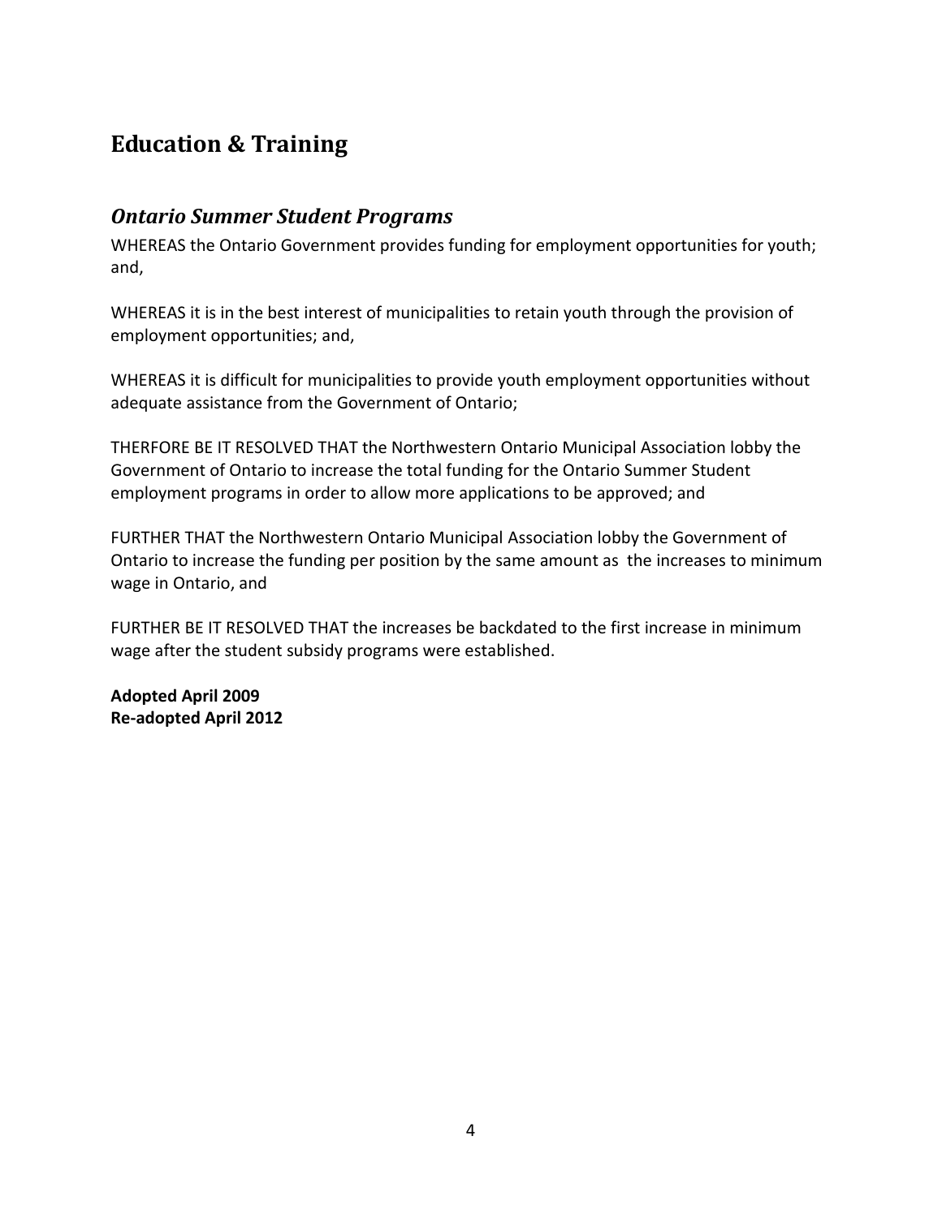# Education & Training

## *Ontario Summer Student Programs*

WHEREAS the Ontario Government provides funding for employment opportunities for youth; and,

WHEREAS it is in the best interest of municipalities to retain youth through the provision of employment opportunities; and,

WHEREAS it is difficult for municipalities to provide youth employment opportunities without adequate assistance from the Government of Ontario;

THERFORE BE IT RESOLVED THAT the Northwestern Ontario Municipal Association lobby the Government of Ontario to increase the total funding for the Ontario Summer Student employment programs in order to allow more applications to be approved; and

FURTHER THAT the Northwestern Ontario Municipal Association lobby the Government of Ontario to increase the funding per position by the same amount as the increases to minimum wage in Ontario, and

FURTHER BE IT RESOLVED THAT the increases be backdated to the first increase in minimum wage after the student subsidy programs were established.

**Adopted April 2009**
**Re-adopted April 2012**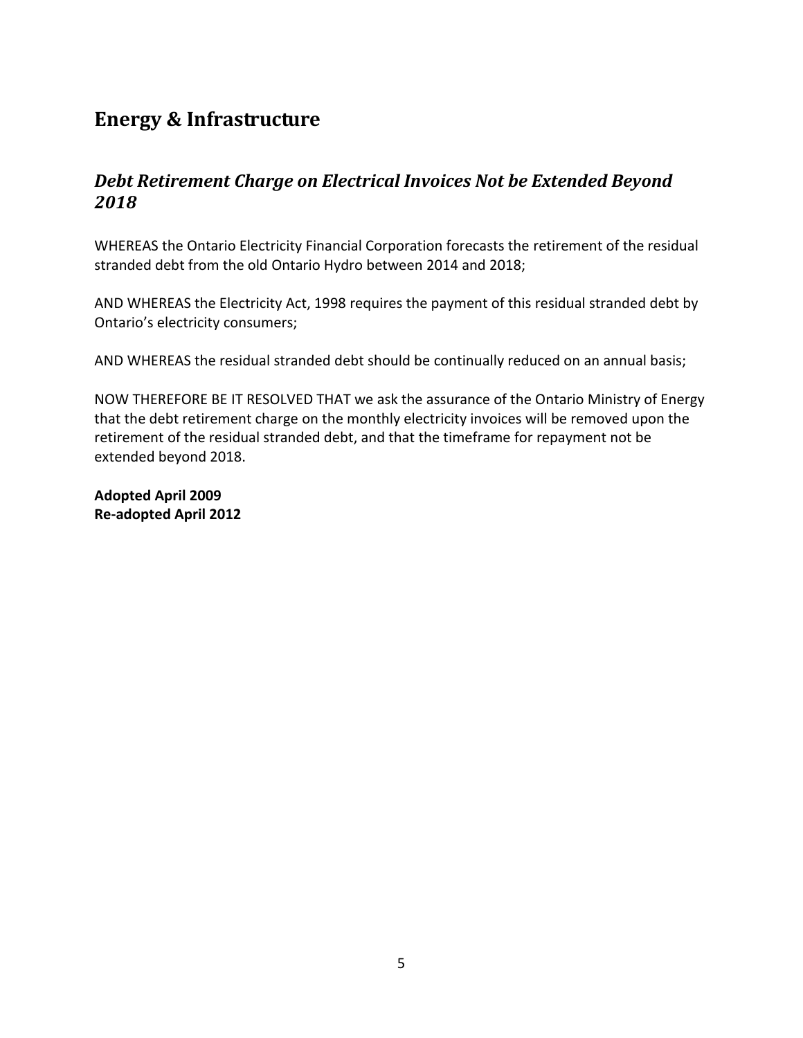## Energy & Infrastructure

### *Debt Retirement Charge on Electrical Invoices Not be Extended Beyond 2018*

WHEREAS the Ontario Electricity Financial Corporation forecasts the retirement of the residual stranded debt from the old Ontario Hydro between 2014 and 2018;

AND WHEREAS the Electricity Act, 1998 requires the payment of this residual stranded debt by Ontario's electricity consumers;

AND WHEREAS the residual stranded debt should be continually reduced on an annual basis;

NOW THEREFORE BE IT RESOLVED THAT we ask the assurance of the Ontario Ministry of Energy that the debt retirement charge on the monthly electricity invoices will be removed upon the retirement of the residual stranded debt, and that the timeframe for repayment not be extended beyond 2018.

**Adopted April 2009**
**Re-adopted April 2012**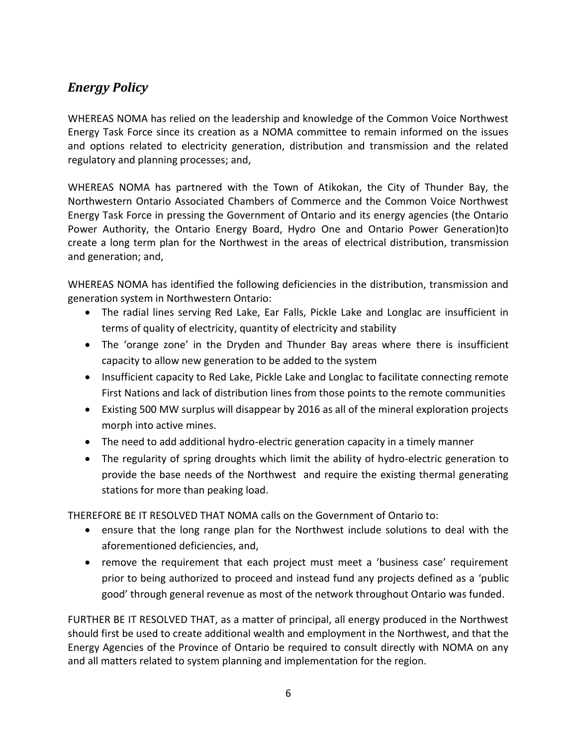## *Energy Policy*

WHEREAS NOMA has relied on the leadership and knowledge of the Common Voice Northwest Energy Task Force since its creation as a NOMA committee to remain informed on the issues and options related to electricity generation, distribution and transmission and the related regulatory and planning processes; and,

WHEREAS NOMA has partnered with the Town of Atikokan, the City of Thunder Bay, the Northwestern Ontario Associated Chambers of Commerce and the Common Voice Northwest Energy Task Force in pressing the Government of Ontario and its energy agencies (the Ontario Power Authority, the Ontario Energy Board, Hydro One and Ontario Power Generation)to create a long term plan for the Northwest in the areas of electrical distribution, transmission and generation; and,

WHEREAS NOMA has identified the following deficiencies in the distribution, transmission and generation system in Northwestern Ontario:

- The radial lines serving Red Lake, Ear Falls, Pickle Lake and Longlac are insufficient in terms of quality of electricity, quantity of electricity and stability
- The 'orange zone' in the Dryden and Thunder Bay areas where there is insufficient capacity to allow new generation to be added to the system
- Insufficient capacity to Red Lake, Pickle Lake and Longlac to facilitate connecting remote First Nations and lack of distribution lines from those points to the remote communities
- Existing 500 MW surplus will disappear by 2016 as all of the mineral exploration projects morph into active mines.
- The need to add additional hydro-electric generation capacity in a timely manner
- The regularity of spring droughts which limit the ability of hydro-electric generation to provide the base needs of the Northwest and require the existing thermal generating stations for more than peaking load.

THEREFORE BE IT RESOLVED THAT NOMA calls on the Government of Ontario to:

- ensure that the long range plan for the Northwest include solutions to deal with the aforementioned deficiencies, and,
- remove the requirement that each project must meet a 'business case' requirement prior to being authorized to proceed and instead fund any projects defined as a 'public good' through general revenue as most of the network throughout Ontario was funded.

FURTHER BE IT RESOLVED THAT, as a matter of principal, all energy produced in the Northwest should first be used to create additional wealth and employment in the Northwest, and that the Energy Agencies of the Province of Ontario be required to consult directly with NOMA on any and all matters related to system planning and implementation for the region.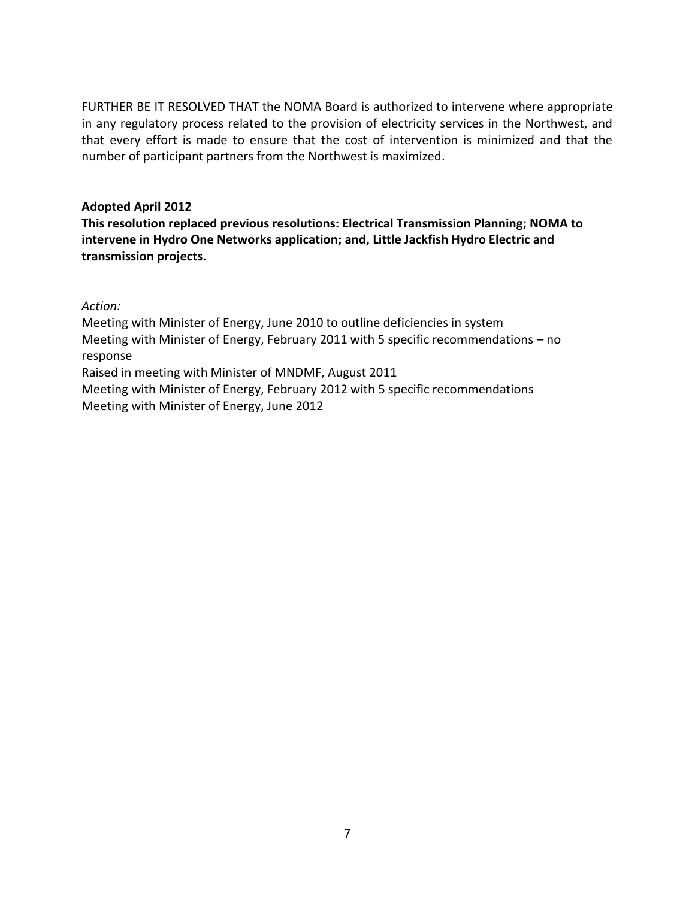FURTHER BE IT RESOLVED THAT the NOMA Board is authorized to intervene where appropriate in any regulatory process related to the provision of electricity services in the Northwest, and that every effort is made to ensure that the cost of intervention is minimized and that the number of participant partners from the Northwest is maximized.

**Adopted April 2012**
**This resolution replaced previous resolutions: Electrical Transmission Planning; NOMA to intervene in Hydro One Networks application; and, Little Jackfish Hydro Electric and transmission projects.**

*Action:*
Meeting with Minister of Energy, June 2010 to outline deficiencies in system
Meeting with Minister of Energy, February 2011 with 5 specific recommendations – no response
Raised in meeting with Minister of MNDMF, August 2011
Meeting with Minister of Energy, February 2012 with 5 specific recommendations
Meeting with Minister of Energy, June 2012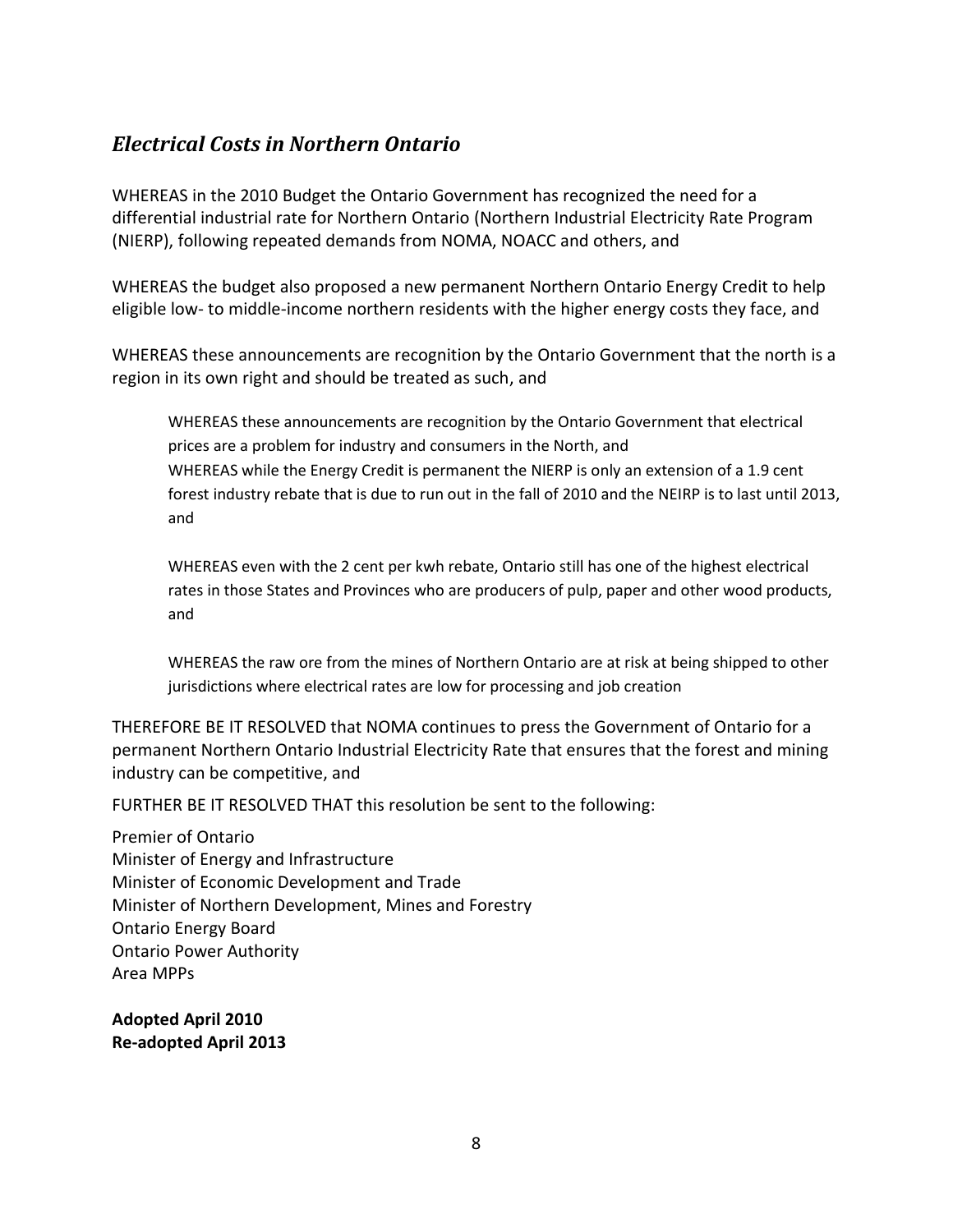## *Electrical Costs in Northern Ontario*

WHEREAS in the 2010 Budget the Ontario Government has recognized the need for a differential industrial rate for Northern Ontario (Northern Industrial Electricity Rate Program (NIERP), following repeated demands from NOMA, NOACC and others, and

WHEREAS the budget also proposed a new permanent Northern Ontario Energy Credit to help eligible low- to middle-income northern residents with the higher energy costs they face, and

WHEREAS these announcements are recognition by the Ontario Government that the north is a region in its own right and should be treated as such, and

> WHEREAS these announcements are recognition by the Ontario Government that electrical prices are a problem for industry and consumers in the North, and
> WHEREAS while the Energy Credit is permanent the NIERP is only an extension of a 1.9 cent forest industry rebate that is due to run out in the fall of 2010 and the NEIRP is to last until 2013, and
>
> WHEREAS even with the 2 cent per kwh rebate, Ontario still has one of the highest electrical rates in those States and Provinces who are producers of pulp, paper and other wood products, and
>
> WHEREAS the raw ore from the mines of Northern Ontario are at risk at being shipped to other jurisdictions where electrical rates are low for processing and job creation

THEREFORE BE IT RESOLVED that NOMA continues to press the Government of Ontario for a permanent Northern Ontario Industrial Electricity Rate that ensures that the forest and mining industry can be competitive, and

FURTHER BE IT RESOLVED THAT this resolution be sent to the following:

Premier of Ontario
Minister of Energy and Infrastructure
Minister of Economic Development and Trade
Minister of Northern Development, Mines and Forestry
Ontario Energy Board
Ontario Power Authority
Area MPPs

**Adopted April 2010**
**Re-adopted April 2013**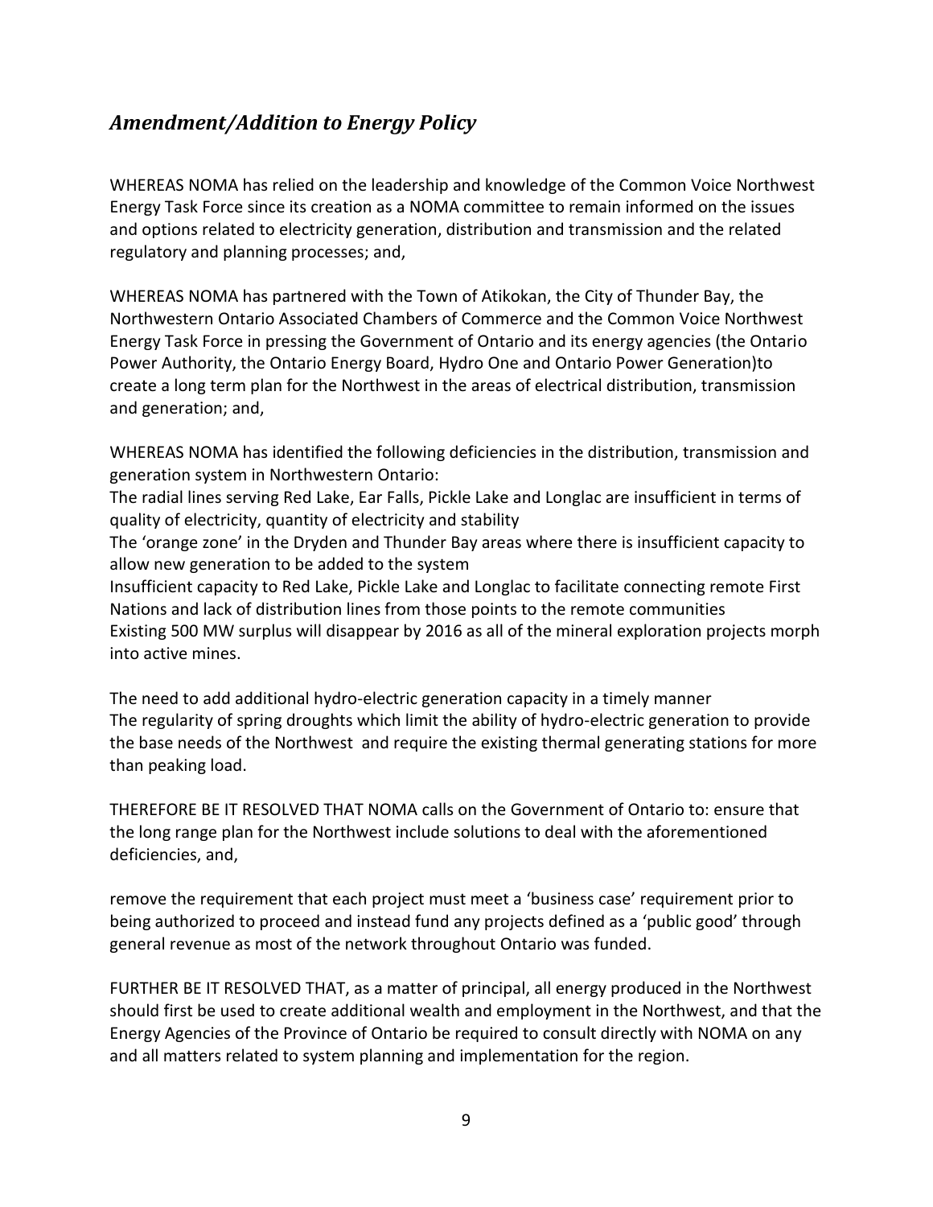## *Amendment/Addition to Energy Policy*

WHEREAS NOMA has relied on the leadership and knowledge of the Common Voice Northwest Energy Task Force since its creation as a NOMA committee to remain informed on the issues and options related to electricity generation, distribution and transmission and the related regulatory and planning processes; and,

WHEREAS NOMA has partnered with the Town of Atikokan, the City of Thunder Bay, the Northwestern Ontario Associated Chambers of Commerce and the Common Voice Northwest Energy Task Force in pressing the Government of Ontario and its energy agencies (the Ontario Power Authority, the Ontario Energy Board, Hydro One and Ontario Power Generation)to create a long term plan for the Northwest in the areas of electrical distribution, transmission and generation; and,

WHEREAS NOMA has identified the following deficiencies in the distribution, transmission and generation system in Northwestern Ontario:
The radial lines serving Red Lake, Ear Falls, Pickle Lake and Longlac are insufficient in terms of quality of electricity, quantity of electricity and stability
The 'orange zone' in the Dryden and Thunder Bay areas where there is insufficient capacity to allow new generation to be added to the system
Insufficient capacity to Red Lake, Pickle Lake and Longlac to facilitate connecting remote First Nations and lack of distribution lines from those points to the remote communities
Existing 500 MW surplus will disappear by 2016 as all of the mineral exploration projects morph into active mines.

The need to add additional hydro-electric generation capacity in a timely manner
The regularity of spring droughts which limit the ability of hydro-electric generation to provide the base needs of the Northwest and require the existing thermal generating stations for more than peaking load.

THEREFORE BE IT RESOLVED THAT NOMA calls on the Government of Ontario to: ensure that the long range plan for the Northwest include solutions to deal with the aforementioned deficiencies, and,

remove the requirement that each project must meet a 'business case' requirement prior to being authorized to proceed and instead fund any projects defined as a 'public good' through general revenue as most of the network throughout Ontario was funded.

FURTHER BE IT RESOLVED THAT, as a matter of principal, all energy produced in the Northwest should first be used to create additional wealth and employment in the Northwest, and that the Energy Agencies of the Province of Ontario be required to consult directly with NOMA on any and all matters related to system planning and implementation for the region.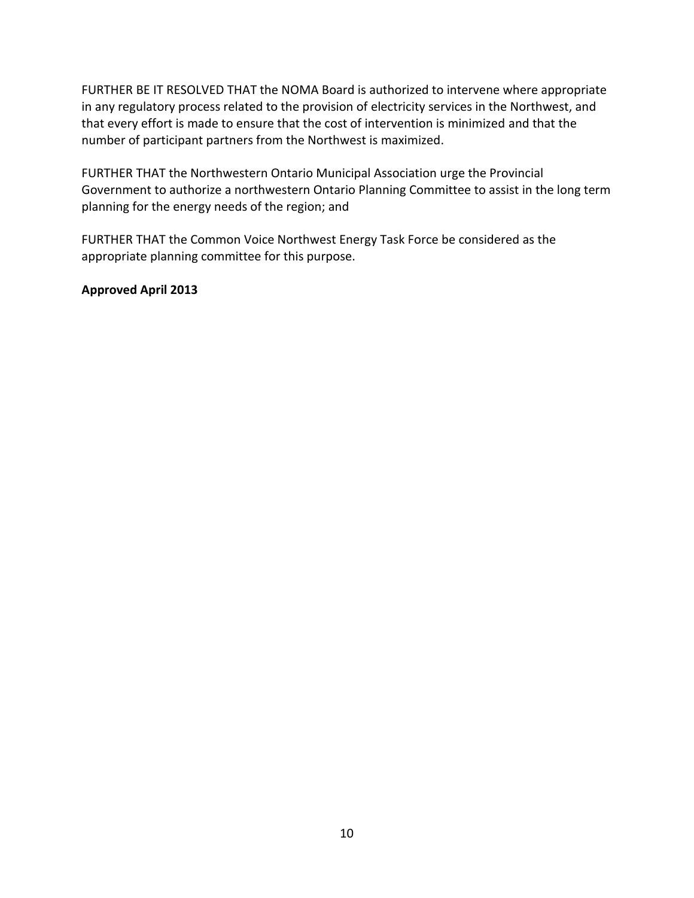FURTHER BE IT RESOLVED THAT the NOMA Board is authorized to intervene where appropriate in any regulatory process related to the provision of electricity services in the Northwest, and that every effort is made to ensure that the cost of intervention is minimized and that the number of participant partners from the Northwest is maximized.

FURTHER THAT the Northwestern Ontario Municipal Association urge the Provincial Government to authorize a northwestern Ontario Planning Committee to assist in the long term planning for the energy needs of the region; and

FURTHER THAT the Common Voice Northwest Energy Task Force be considered as the appropriate planning committee for this purpose.

**Approved April 2013**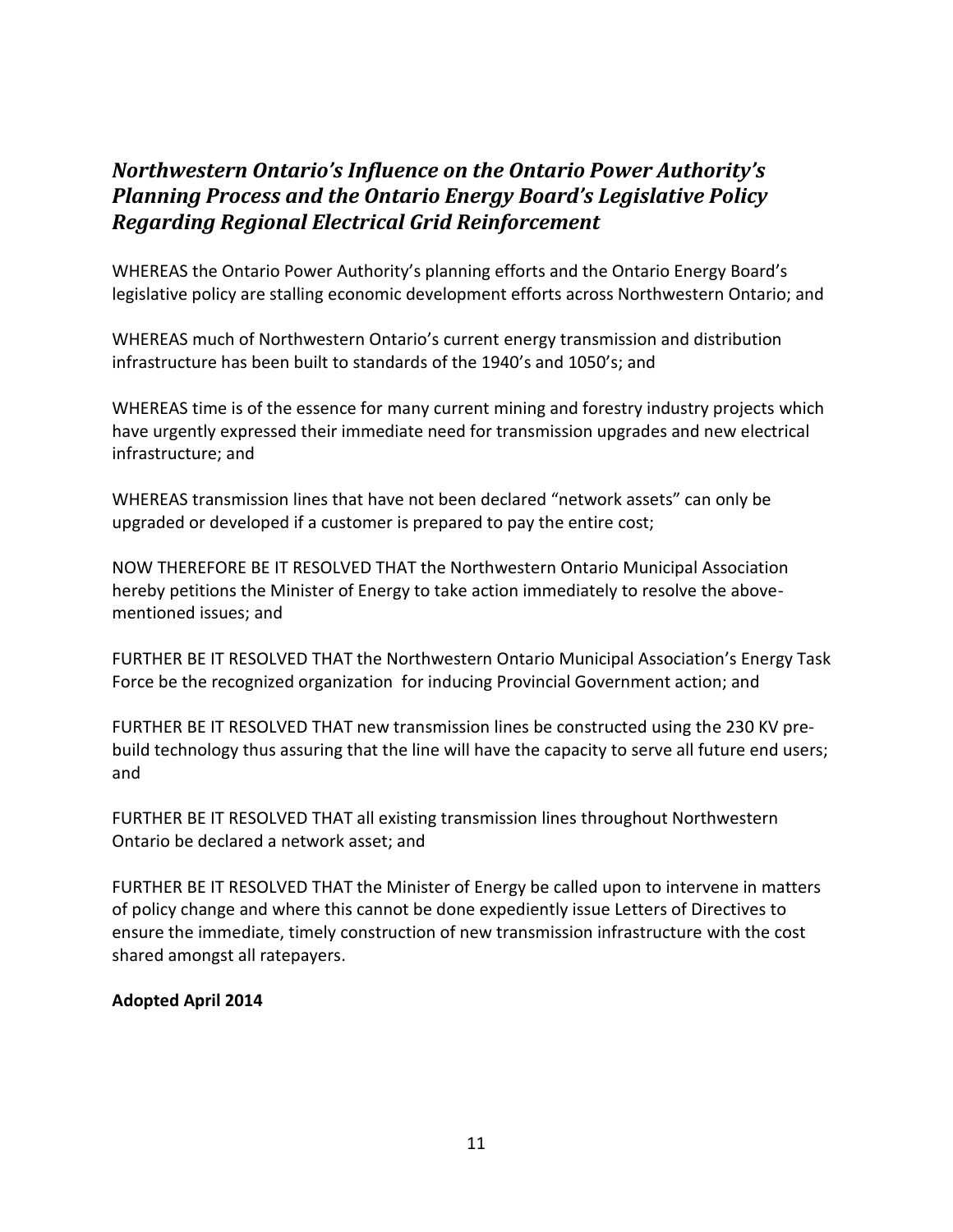## *Northwestern Ontario's Influence on the Ontario Power Authority's Planning Process and the Ontario Energy Board's Legislative Policy Regarding Regional Electrical Grid Reinforcement*

WHEREAS the Ontario Power Authority's planning efforts and the Ontario Energy Board's legislative policy are stalling economic development efforts across Northwestern Ontario; and

WHEREAS much of Northwestern Ontario's current energy transmission and distribution infrastructure has been built to standards of the 1940's and 1050's; and

WHEREAS time is of the essence for many current mining and forestry industry projects which have urgently expressed their immediate need for transmission upgrades and new electrical infrastructure; and

WHEREAS transmission lines that have not been declared "network assets" can only be upgraded or developed if a customer is prepared to pay the entire cost;

NOW THEREFORE BE IT RESOLVED THAT the Northwestern Ontario Municipal Association hereby petitions the Minister of Energy to take action immediately to resolve the above-mentioned issues; and

FURTHER BE IT RESOLVED THAT the Northwestern Ontario Municipal Association's Energy Task Force be the recognized organization for inducing Provincial Government action; and

FURTHER BE IT RESOLVED THAT new transmission lines be constructed using the 230 KV pre-build technology thus assuring that the line will have the capacity to serve all future end users; and

FURTHER BE IT RESOLVED THAT all existing transmission lines throughout Northwestern Ontario be declared a network asset; and

FURTHER BE IT RESOLVED THAT the Minister of Energy be called upon to intervene in matters of policy change and where this cannot be done expediently issue Letters of Directives to ensure the immediate, timely construction of new transmission infrastructure with the cost shared amongst all ratepayers.

**Adopted April 2014**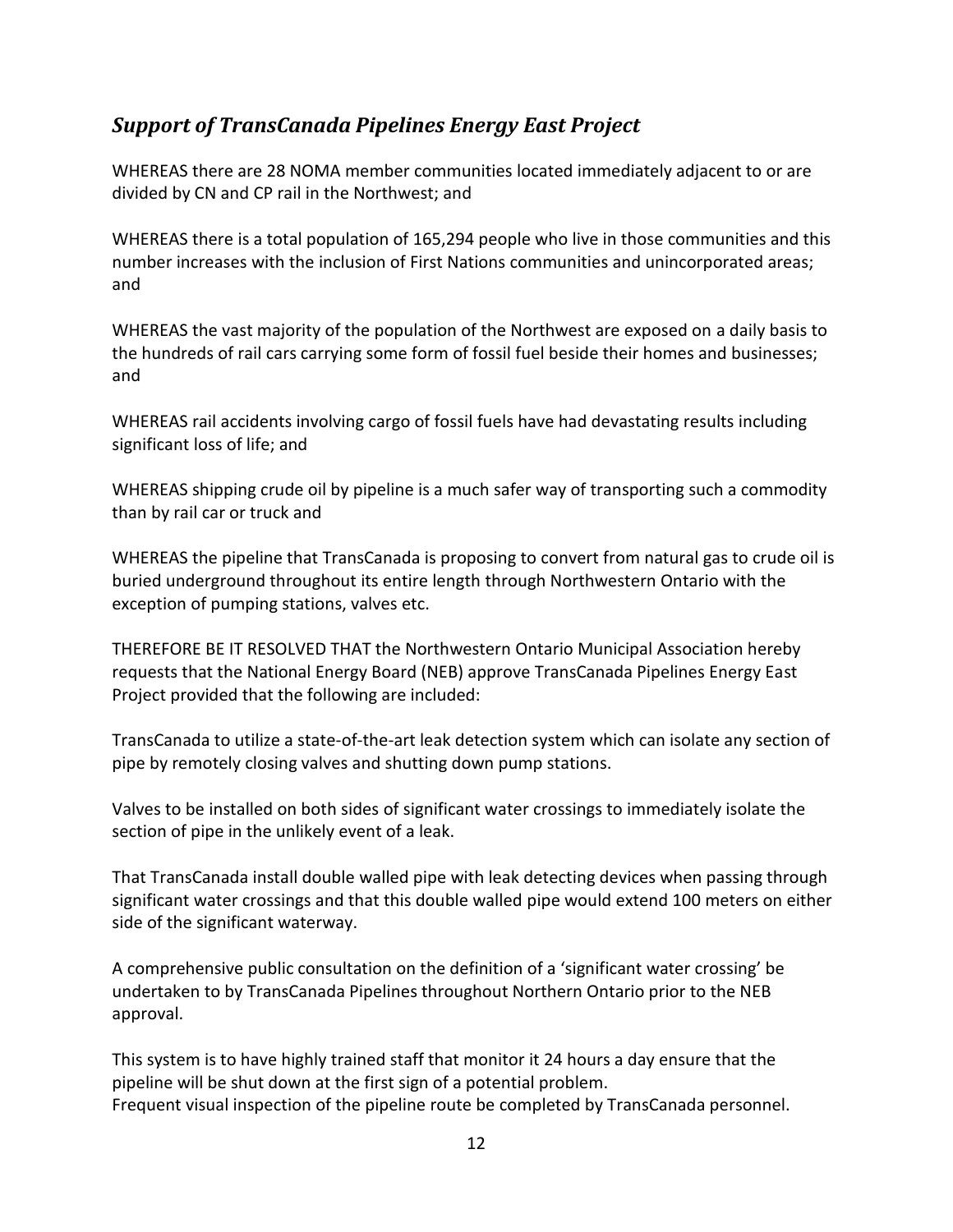## *Support of TransCanada Pipelines Energy East Project*

WHEREAS there are 28 NOMA member communities located immediately adjacent to or are divided by CN and CP rail in the Northwest; and

WHEREAS there is a total population of 165,294 people who live in those communities and this number increases with the inclusion of First Nations communities and unincorporated areas; and

WHEREAS the vast majority of the population of the Northwest are exposed on a daily basis to the hundreds of rail cars carrying some form of fossil fuel beside their homes and businesses; and

WHEREAS rail accidents involving cargo of fossil fuels have had devastating results including significant loss of life; and

WHEREAS shipping crude oil by pipeline is a much safer way of transporting such a commodity than by rail car or truck and

WHEREAS the pipeline that TransCanada is proposing to convert from natural gas to crude oil is buried underground throughout its entire length through Northwestern Ontario with the exception of pumping stations, valves etc.

THEREFORE BE IT RESOLVED THAT the Northwestern Ontario Municipal Association hereby requests that the National Energy Board (NEB) approve TransCanada Pipelines Energy East Project provided that the following are included:

TransCanada to utilize a state-of-the-art leak detection system which can isolate any section of pipe by remotely closing valves and shutting down pump stations.

Valves to be installed on both sides of significant water crossings to immediately isolate the section of pipe in the unlikely event of a leak.

That TransCanada install double walled pipe with leak detecting devices when passing through significant water crossings and that this double walled pipe would extend 100 meters on either side of the significant waterway.

A comprehensive public consultation on the definition of a 'significant water crossing' be undertaken to by TransCanada Pipelines throughout Northern Ontario prior to the NEB approval.

This system is to have highly trained staff that monitor it 24 hours a day ensure that the pipeline will be shut down at the first sign of a potential problem.
Frequent visual inspection of the pipeline route be completed by TransCanada personnel.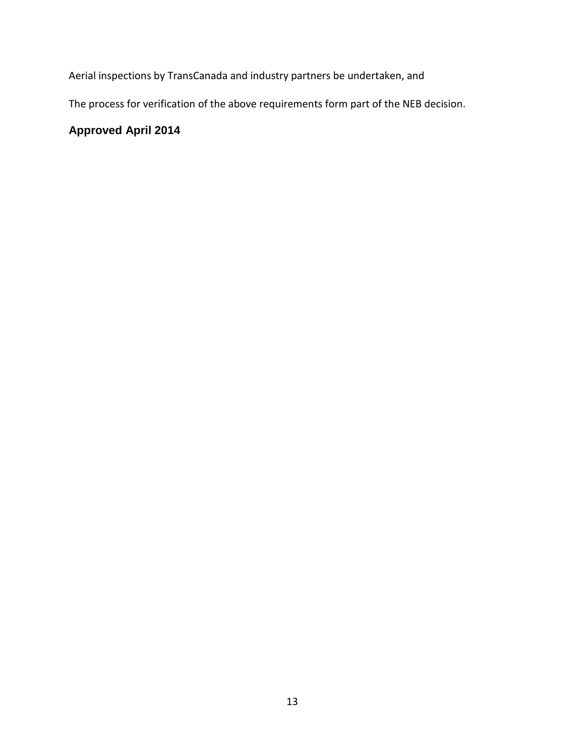Aerial inspections by TransCanada and industry partners be undertaken, and

The process for verification of the above requirements form part of the NEB decision.

**Approved April 2014**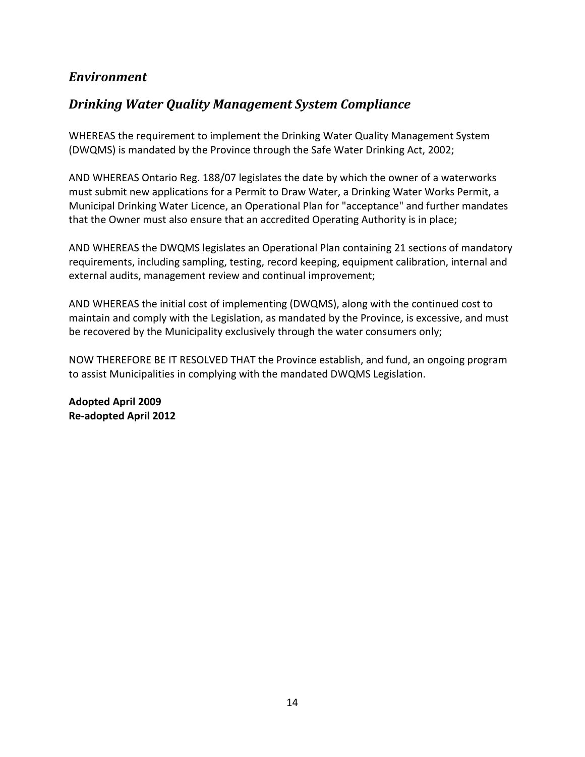## *Environment*

## *Drinking Water Quality Management System Compliance*

WHEREAS the requirement to implement the Drinking Water Quality Management System (DWQMS) is mandated by the Province through the Safe Water Drinking Act, 2002;

AND WHEREAS Ontario Reg. 188/07 legislates the date by which the owner of a waterworks must submit new applications for a Permit to Draw Water, a Drinking Water Works Permit, a Municipal Drinking Water Licence, an Operational Plan for "acceptance" and further mandates that the Owner must also ensure that an accredited Operating Authority is in place;

AND WHEREAS the DWQMS legislates an Operational Plan containing 21 sections of mandatory requirements, including sampling, testing, record keeping, equipment calibration, internal and external audits, management review and continual improvement;

AND WHEREAS the initial cost of implementing (DWQMS), along with the continued cost to maintain and comply with the Legislation, as mandated by the Province, is excessive, and must be recovered by the Municipality exclusively through the water consumers only;

NOW THEREFORE BE IT RESOLVED THAT the Province establish, and fund, an ongoing program to assist Municipalities in complying with the mandated DWQMS Legislation.

**Adopted April 2009**
**Re-adopted April 2012**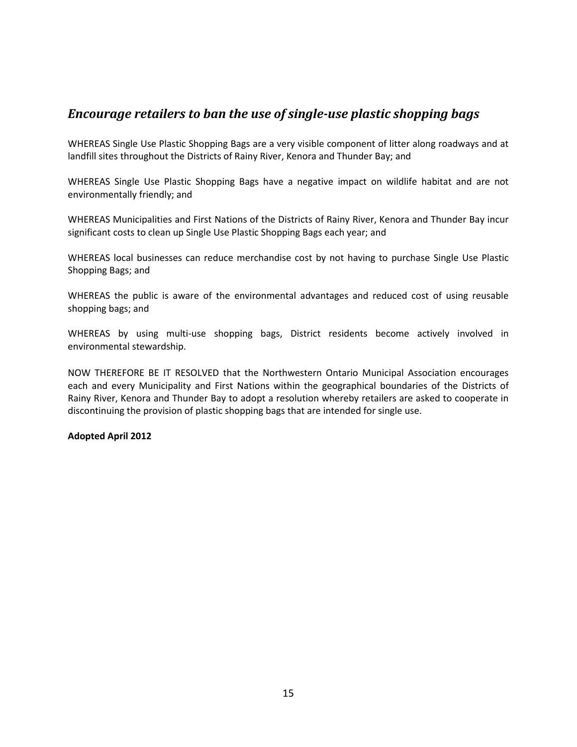## *Encourage retailers to ban the use of single-use plastic shopping bags*

WHEREAS Single Use Plastic Shopping Bags are a very visible component of litter along roadways and at landfill sites throughout the Districts of Rainy River, Kenora and Thunder Bay; and

WHEREAS Single Use Plastic Shopping Bags have a negative impact on wildlife habitat and are not environmentally friendly; and

WHEREAS Municipalities and First Nations of the Districts of Rainy River, Kenora and Thunder Bay incur significant costs to clean up Single Use Plastic Shopping Bags each year; and

WHEREAS local businesses can reduce merchandise cost by not having to purchase Single Use Plastic Shopping Bags; and

WHEREAS the public is aware of the environmental advantages and reduced cost of using reusable shopping bags; and

WHEREAS by using multi-use shopping bags, District residents become actively involved in environmental stewardship.

NOW THEREFORE BE IT RESOLVED that the Northwestern Ontario Municipal Association encourages each and every Municipality and First Nations within the geographical boundaries of the Districts of Rainy River, Kenora and Thunder Bay to adopt a resolution whereby retailers are asked to cooperate in discontinuing the provision of plastic shopping bags that are intended for single use.

**Adopted April 2012**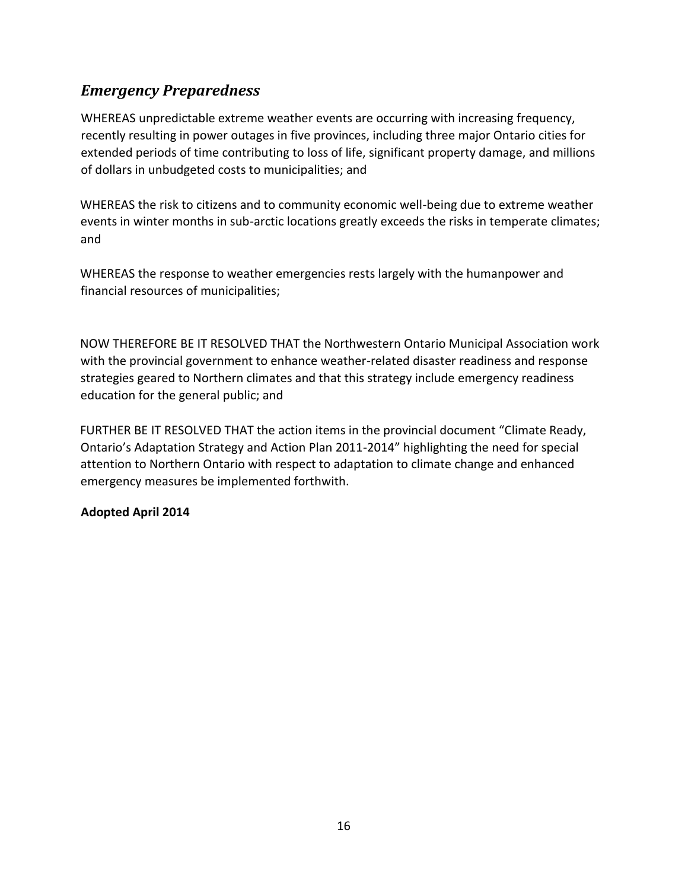## *Emergency Preparedness*

WHEREAS unpredictable extreme weather events are occurring with increasing frequency, recently resulting in power outages in five provinces, including three major Ontario cities for extended periods of time contributing to loss of life, significant property damage, and millions of dollars in unbudgeted costs to municipalities; and

WHEREAS the risk to citizens and to community economic well-being due to extreme weather events in winter months in sub-arctic locations greatly exceeds the risks in temperate climates; and

WHEREAS the response to weather emergencies rests largely with the humanpower and financial resources of municipalities;

NOW THEREFORE BE IT RESOLVED THAT the Northwestern Ontario Municipal Association work with the provincial government to enhance weather-related disaster readiness and response strategies geared to Northern climates and that this strategy include emergency readiness education for the general public; and

FURTHER BE IT RESOLVED THAT the action items in the provincial document "Climate Ready, Ontario's Adaptation Strategy and Action Plan 2011-2014" highlighting the need for special attention to Northern Ontario with respect to adaptation to climate change and enhanced emergency measures be implemented forthwith.

**Adopted April 2014**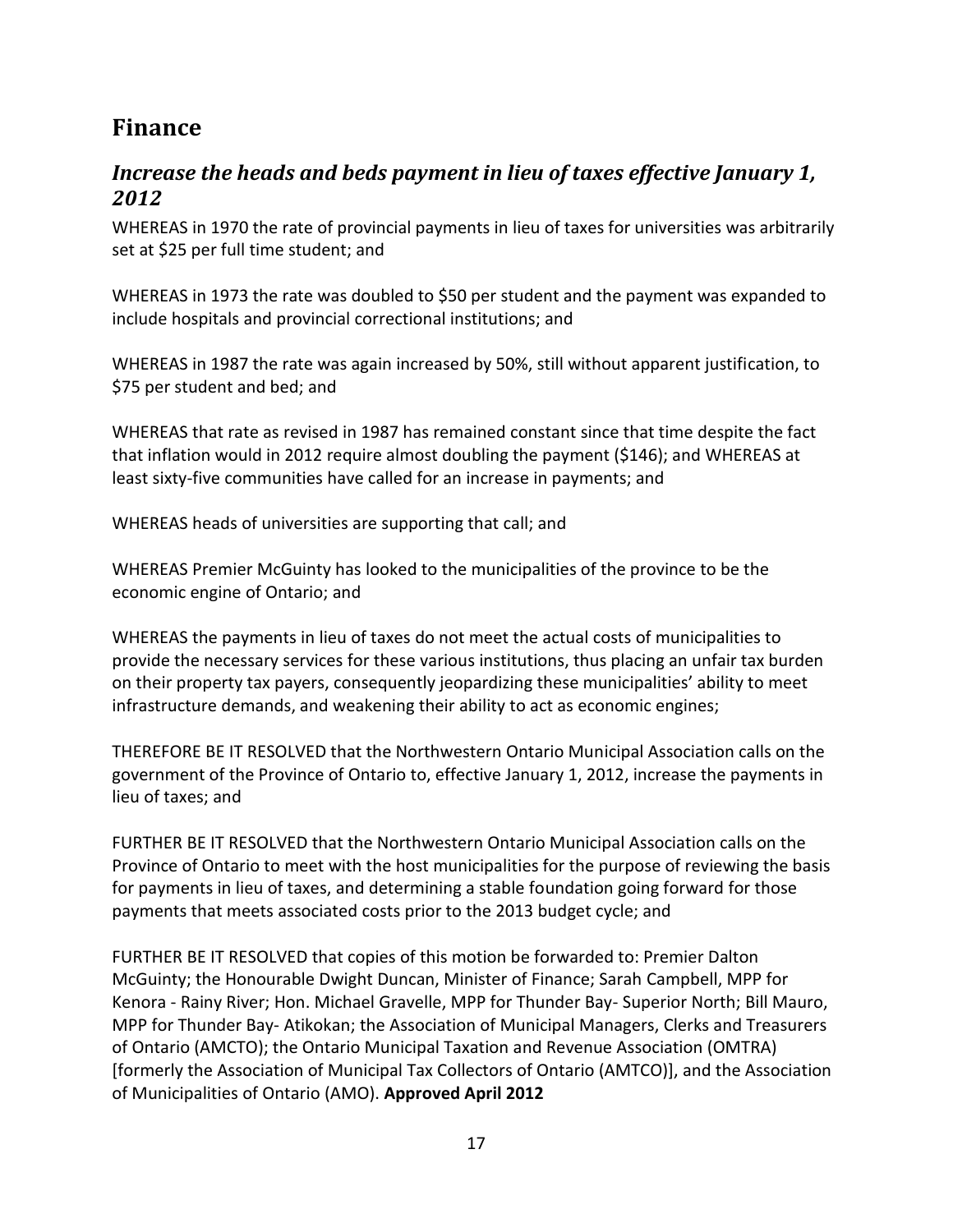# Finance

## *Increase the heads and beds payment in lieu of taxes effective January 1, 2012*

WHEREAS in 1970 the rate of provincial payments in lieu of taxes for universities was arbitrarily set at $25 per full time student; and

WHEREAS in 1973 the rate was doubled to $50 per student and the payment was expanded to include hospitals and provincial correctional institutions; and

WHEREAS in 1987 the rate was again increased by 50%, still without apparent justification, to $75 per student and bed; and

WHEREAS that rate as revised in 1987 has remained constant since that time despite the fact that inflation would in 2012 require almost doubling the payment ($146); and WHEREAS at least sixty-five communities have called for an increase in payments; and

WHEREAS heads of universities are supporting that call; and

WHEREAS Premier McGuinty has looked to the municipalities of the province to be the economic engine of Ontario; and

WHEREAS the payments in lieu of taxes do not meet the actual costs of municipalities to provide the necessary services for these various institutions, thus placing an unfair tax burden on their property tax payers, consequently jeopardizing these municipalities' ability to meet infrastructure demands, and weakening their ability to act as economic engines;

THEREFORE BE IT RESOLVED that the Northwestern Ontario Municipal Association calls on the government of the Province of Ontario to, effective January 1, 2012, increase the payments in lieu of taxes; and

FURTHER BE IT RESOLVED that the Northwestern Ontario Municipal Association calls on the Province of Ontario to meet with the host municipalities for the purpose of reviewing the basis for payments in lieu of taxes, and determining a stable foundation going forward for those payments that meets associated costs prior to the 2013 budget cycle; and

FURTHER BE IT RESOLVED that copies of this motion be forwarded to: Premier Dalton McGuinty; the Honourable Dwight Duncan, Minister of Finance; Sarah Campbell, MPP for Kenora - Rainy River; Hon. Michael Gravelle, MPP for Thunder Bay- Superior North; Bill Mauro, MPP for Thunder Bay- Atikokan; the Association of Municipal Managers, Clerks and Treasurers of Ontario (AMCTO); the Ontario Municipal Taxation and Revenue Association (OMTRA) [formerly the Association of Municipal Tax Collectors of Ontario (AMTCO)], and the Association of Municipalities of Ontario (AMO). **Approved April 2012**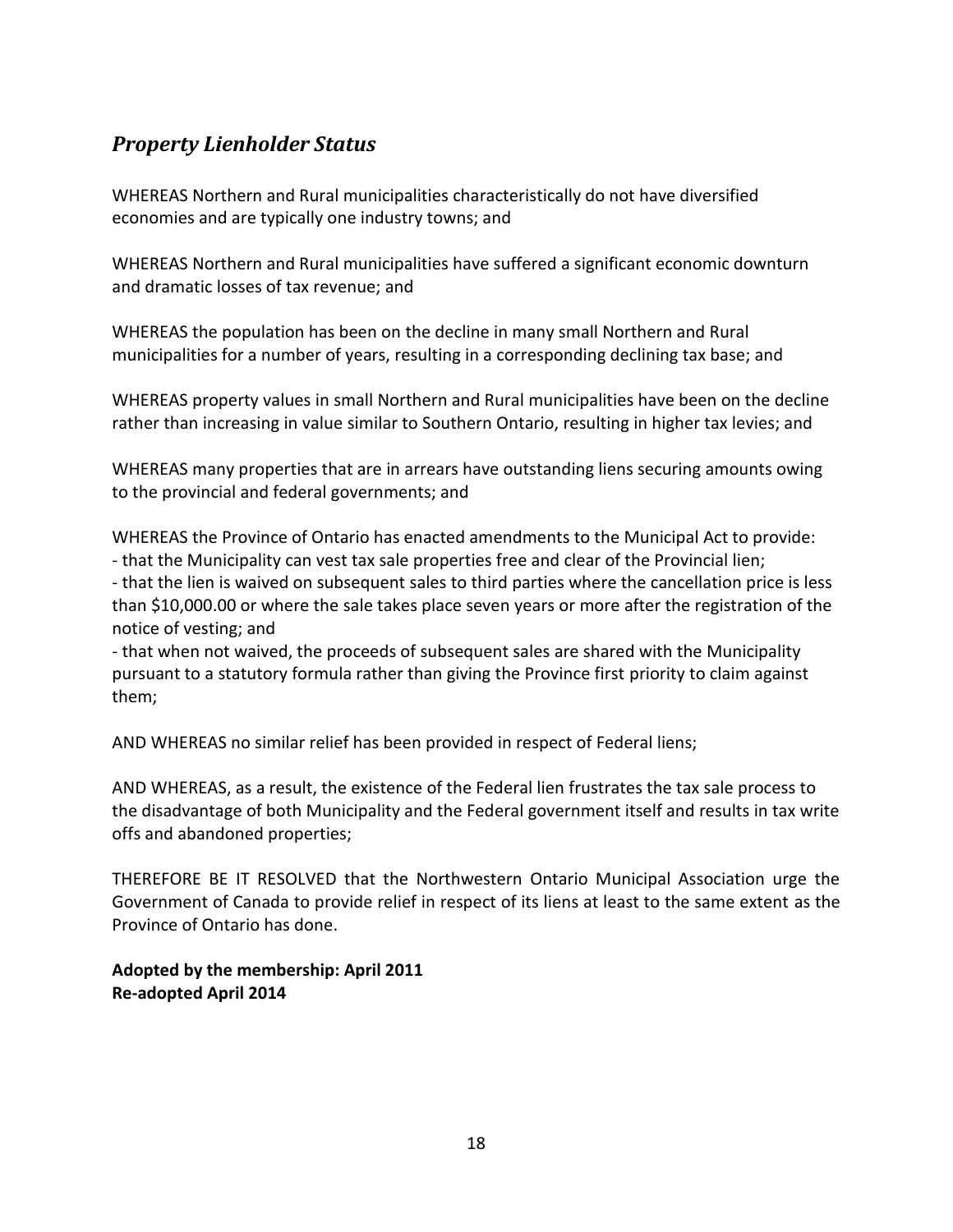## *Property Lienholder Status*

WHEREAS Northern and Rural municipalities characteristically do not have diversified economies and are typically one industry towns; and

WHEREAS Northern and Rural municipalities have suffered a significant economic downturn and dramatic losses of tax revenue; and

WHEREAS the population has been on the decline in many small Northern and Rural municipalities for a number of years, resulting in a corresponding declining tax base; and

WHEREAS property values in small Northern and Rural municipalities have been on the decline rather than increasing in value similar to Southern Ontario, resulting in higher tax levies; and

WHEREAS many properties that are in arrears have outstanding liens securing amounts owing to the provincial and federal governments; and

WHEREAS the Province of Ontario has enacted amendments to the Municipal Act to provide:
- that the Municipality can vest tax sale properties free and clear of the Provincial lien;
- that the lien is waived on subsequent sales to third parties where the cancellation price is less than $10,000.00 or where the sale takes place seven years or more after the registration of the notice of vesting; and
- that when not waived, the proceeds of subsequent sales are shared with the Municipality pursuant to a statutory formula rather than giving the Province first priority to claim against them;

AND WHEREAS no similar relief has been provided in respect of Federal liens;

AND WHEREAS, as a result, the existence of the Federal lien frustrates the tax sale process to the disadvantage of both Municipality and the Federal government itself and results in tax write offs and abandoned properties;

THEREFORE BE IT RESOLVED that the Northwestern Ontario Municipal Association urge the Government of Canada to provide relief in respect of its liens at least to the same extent as the Province of Ontario has done.

**Adopted by the membership: April 2011**
**Re-adopted April 2014**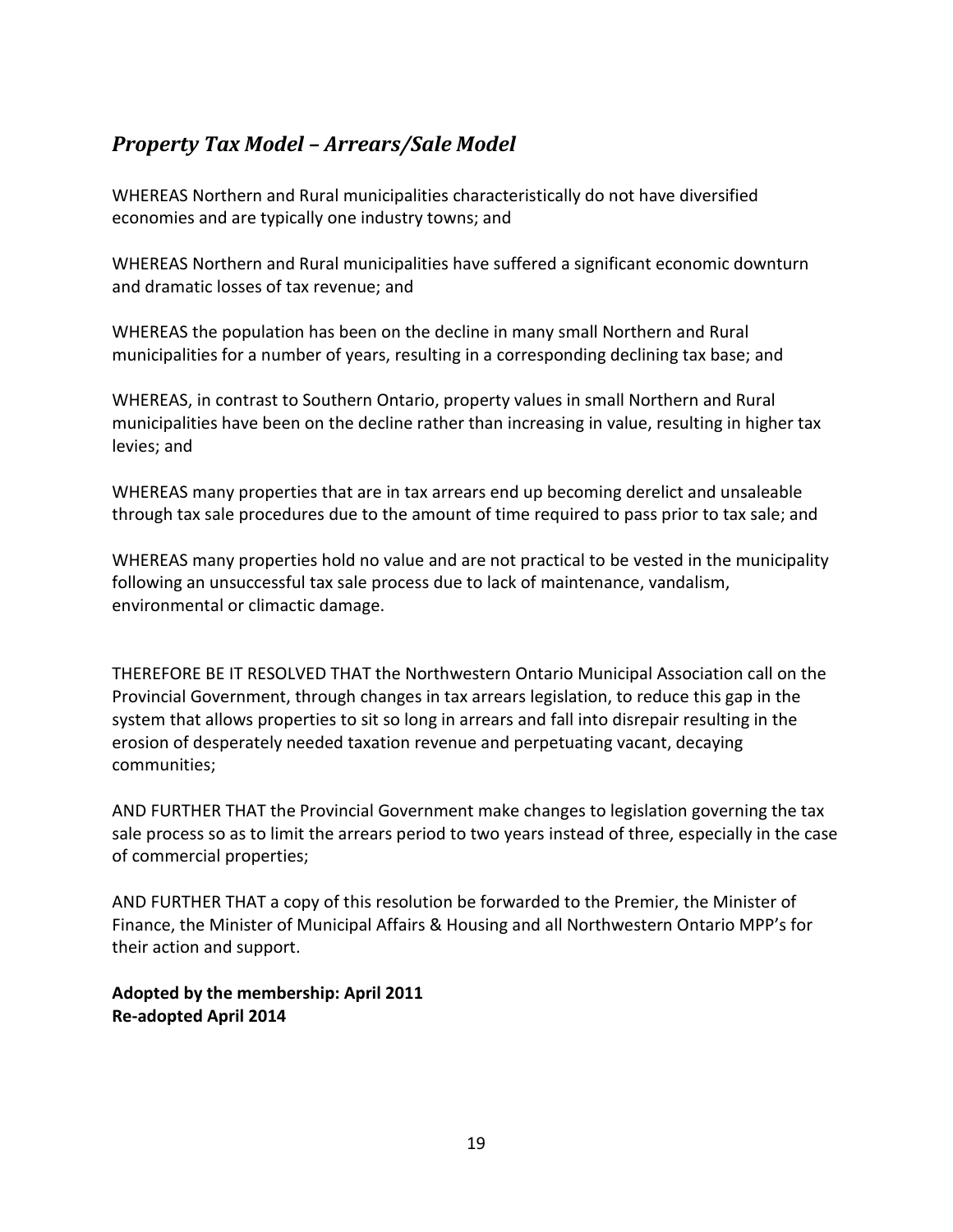## *Property Tax Model – Arrears/Sale Model*

WHEREAS Northern and Rural municipalities characteristically do not have diversified economies and are typically one industry towns; and

WHEREAS Northern and Rural municipalities have suffered a significant economic downturn and dramatic losses of tax revenue; and

WHEREAS the population has been on the decline in many small Northern and Rural municipalities for a number of years, resulting in a corresponding declining tax base; and

WHEREAS, in contrast to Southern Ontario, property values in small Northern and Rural municipalities have been on the decline rather than increasing in value, resulting in higher tax levies; and

WHEREAS many properties that are in tax arrears end up becoming derelict and unsaleable through tax sale procedures due to the amount of time required to pass prior to tax sale; and

WHEREAS many properties hold no value and are not practical to be vested in the municipality following an unsuccessful tax sale process due to lack of maintenance, vandalism, environmental or climactic damage.

THEREFORE BE IT RESOLVED THAT the Northwestern Ontario Municipal Association call on the Provincial Government, through changes in tax arrears legislation, to reduce this gap in the system that allows properties to sit so long in arrears and fall into disrepair resulting in the erosion of desperately needed taxation revenue and perpetuating vacant, decaying communities;

AND FURTHER THAT the Provincial Government make changes to legislation governing the tax sale process so as to limit the arrears period to two years instead of three, especially in the case of commercial properties;

AND FURTHER THAT a copy of this resolution be forwarded to the Premier, the Minister of Finance, the Minister of Municipal Affairs & Housing and all Northwestern Ontario MPP's for their action and support.

**Adopted by the membership: April 2011**
**Re-adopted April 2014**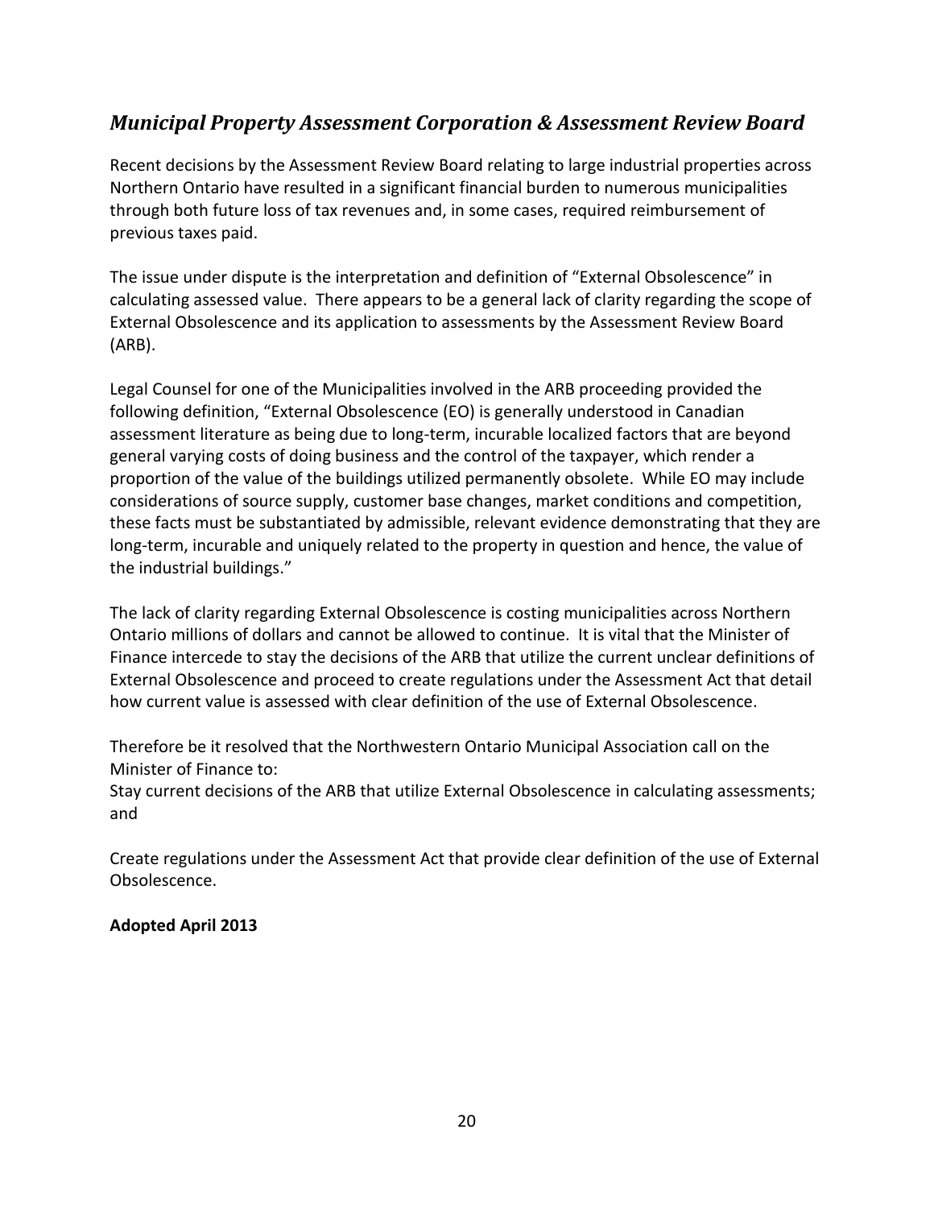## *Municipal Property Assessment Corporation & Assessment Review Board*

Recent decisions by the Assessment Review Board relating to large industrial properties across Northern Ontario have resulted in a significant financial burden to numerous municipalities through both future loss of tax revenues and, in some cases, required reimbursement of previous taxes paid.

The issue under dispute is the interpretation and definition of "External Obsolescence" in calculating assessed value. There appears to be a general lack of clarity regarding the scope of External Obsolescence and its application to assessments by the Assessment Review Board (ARB).

Legal Counsel for one of the Municipalities involved in the ARB proceeding provided the following definition, "External Obsolescence (EO) is generally understood in Canadian assessment literature as being due to long-term, incurable localized factors that are beyond general varying costs of doing business and the control of the taxpayer, which render a proportion of the value of the buildings utilized permanently obsolete. While EO may include considerations of source supply, customer base changes, market conditions and competition, these facts must be substantiated by admissible, relevant evidence demonstrating that they are long-term, incurable and uniquely related to the property in question and hence, the value of the industrial buildings."

The lack of clarity regarding External Obsolescence is costing municipalities across Northern Ontario millions of dollars and cannot be allowed to continue. It is vital that the Minister of Finance intercede to stay the decisions of the ARB that utilize the current unclear definitions of External Obsolescence and proceed to create regulations under the Assessment Act that detail how current value is assessed with clear definition of the use of External Obsolescence.

Therefore be it resolved that the Northwestern Ontario Municipal Association call on the Minister of Finance to:
Stay current decisions of the ARB that utilize External Obsolescence in calculating assessments; and

Create regulations under the Assessment Act that provide clear definition of the use of External Obsolescence.

**Adopted April 2013**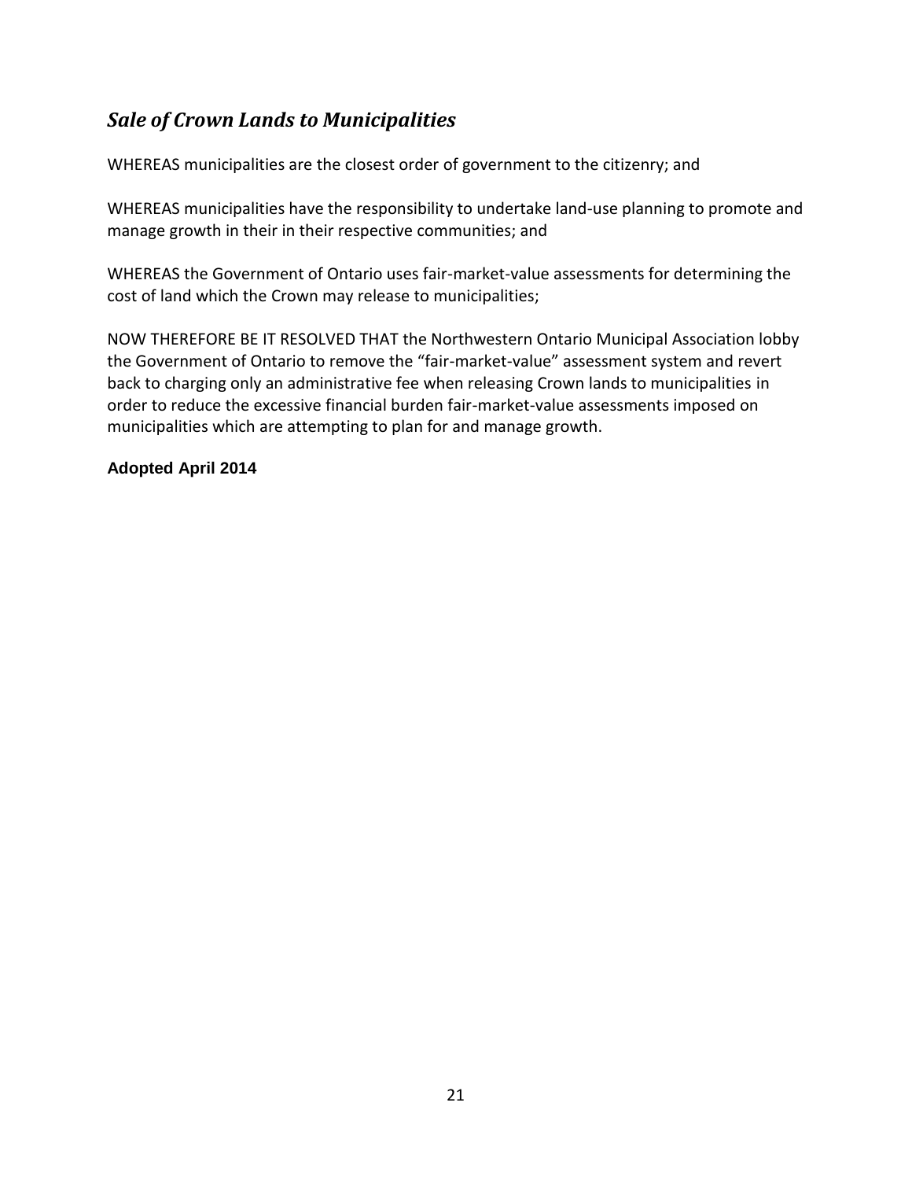## *Sale of Crown Lands to Municipalities*

WHEREAS municipalities are the closest order of government to the citizenry; and

WHEREAS municipalities have the responsibility to undertake land-use planning to promote and manage growth in their in their respective communities; and

WHEREAS the Government of Ontario uses fair-market-value assessments for determining the cost of land which the Crown may release to municipalities;

NOW THEREFORE BE IT RESOLVED THAT the Northwestern Ontario Municipal Association lobby the Government of Ontario to remove the "fair-market-value" assessment system and revert back to charging only an administrative fee when releasing Crown lands to municipalities in order to reduce the excessive financial burden fair-market-value assessments imposed on municipalities which are attempting to plan for and manage growth.

**Adopted April 2014**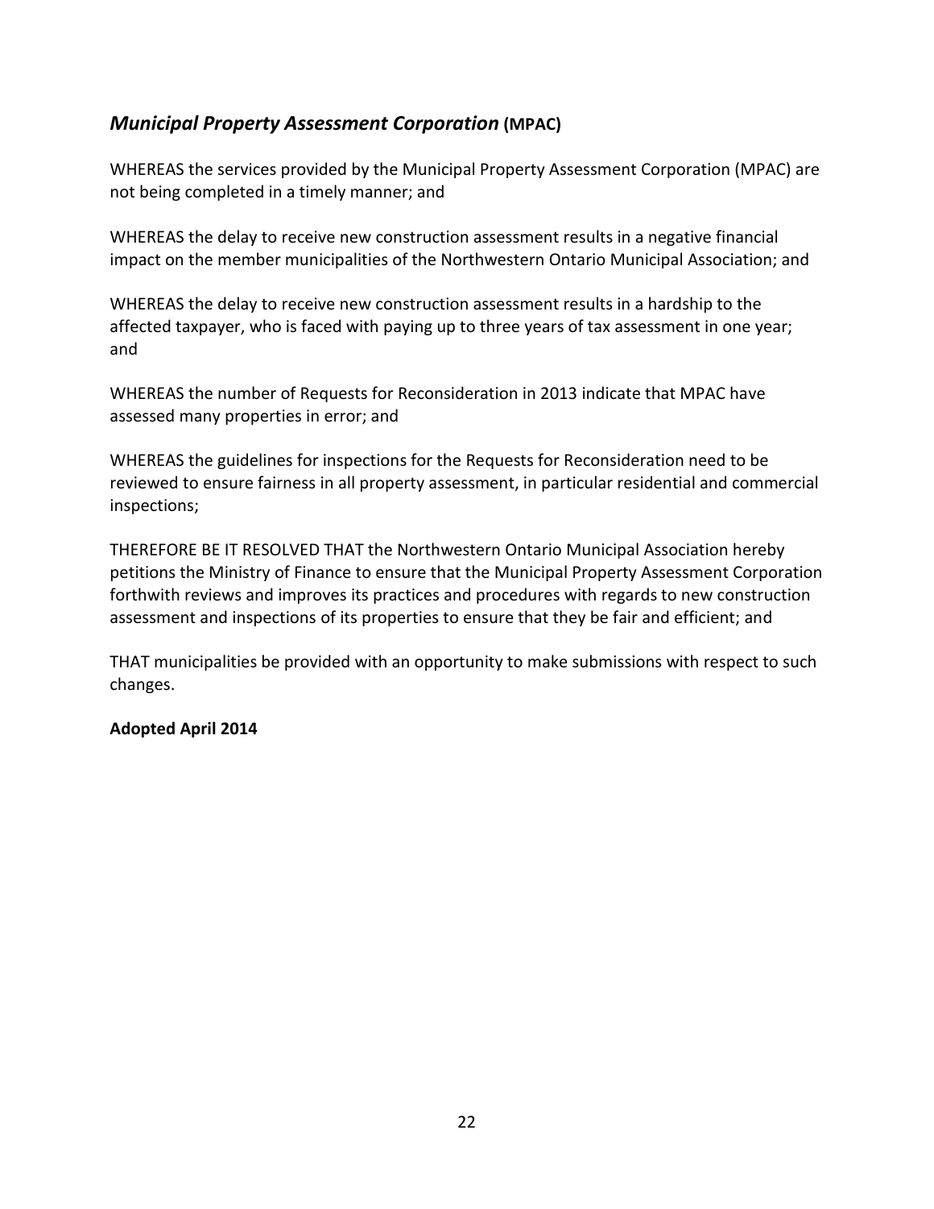## ***Municipal Property Assessment Corporation* (MPAC)**

WHEREAS the services provided by the Municipal Property Assessment Corporation (MPAC) are not being completed in a timely manner; and

WHEREAS the delay to receive new construction assessment results in a negative financial impact on the member municipalities of the Northwestern Ontario Municipal Association; and

WHEREAS the delay to receive new construction assessment results in a hardship to the affected taxpayer, who is faced with paying up to three years of tax assessment in one year; and

WHEREAS the number of Requests for Reconsideration in 2013 indicate that MPAC have assessed many properties in error; and

WHEREAS the guidelines for inspections for the Requests for Reconsideration need to be reviewed to ensure fairness in all property assessment, in particular residential and commercial inspections;

THEREFORE BE IT RESOLVED THAT the Northwestern Ontario Municipal Association hereby petitions the Ministry of Finance to ensure that the Municipal Property Assessment Corporation forthwith reviews and improves its practices and procedures with regards to new construction assessment and inspections of its properties to ensure that they be fair and efficient; and

THAT municipalities be provided with an opportunity to make submissions with respect to such changes.

**Adopted April 2014**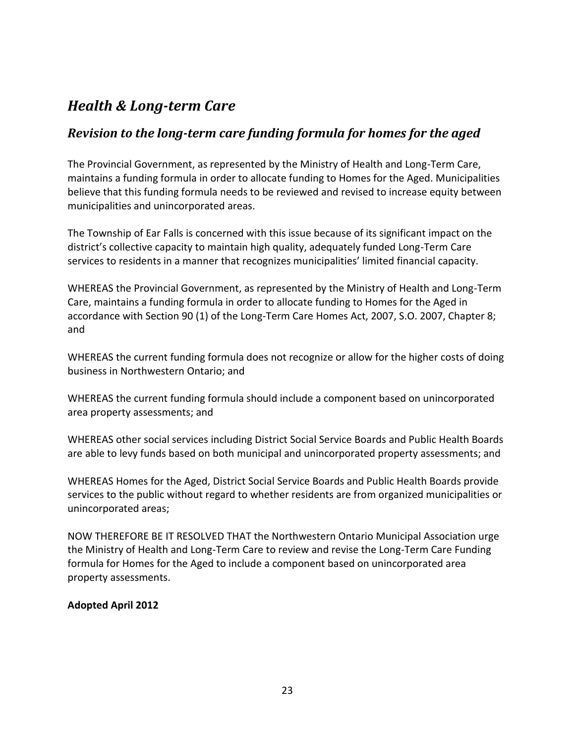## *Health & Long-term Care*

### *Revision to the long-term care funding formula for homes for the aged*

The Provincial Government, as represented by the Ministry of Health and Long-Term Care, maintains a funding formula in order to allocate funding to Homes for the Aged. Municipalities believe that this funding formula needs to be reviewed and revised to increase equity between municipalities and unincorporated areas.

The Township of Ear Falls is concerned with this issue because of its significant impact on the district's collective capacity to maintain high quality, adequately funded Long-Term Care services to residents in a manner that recognizes municipalities' limited financial capacity.

WHEREAS the Provincial Government, as represented by the Ministry of Health and Long-Term Care, maintains a funding formula in order to allocate funding to Homes for the Aged in accordance with Section 90 (1) of the Long-Term Care Homes Act, 2007, S.O. 2007, Chapter 8; and

WHEREAS the current funding formula does not recognize or allow for the higher costs of doing business in Northwestern Ontario; and

WHEREAS the current funding formula should include a component based on unincorporated area property assessments; and

WHEREAS other social services including District Social Service Boards and Public Health Boards are able to levy funds based on both municipal and unincorporated property assessments; and

WHEREAS Homes for the Aged, District Social Service Boards and Public Health Boards provide services to the public without regard to whether residents are from organized municipalities or unincorporated areas;

NOW THEREFORE BE IT RESOLVED THAT the Northwestern Ontario Municipal Association urge the Ministry of Health and Long-Term Care to review and revise the Long-Term Care Funding formula for Homes for the Aged to include a component based on unincorporated area property assessments.

**Adopted April 2012**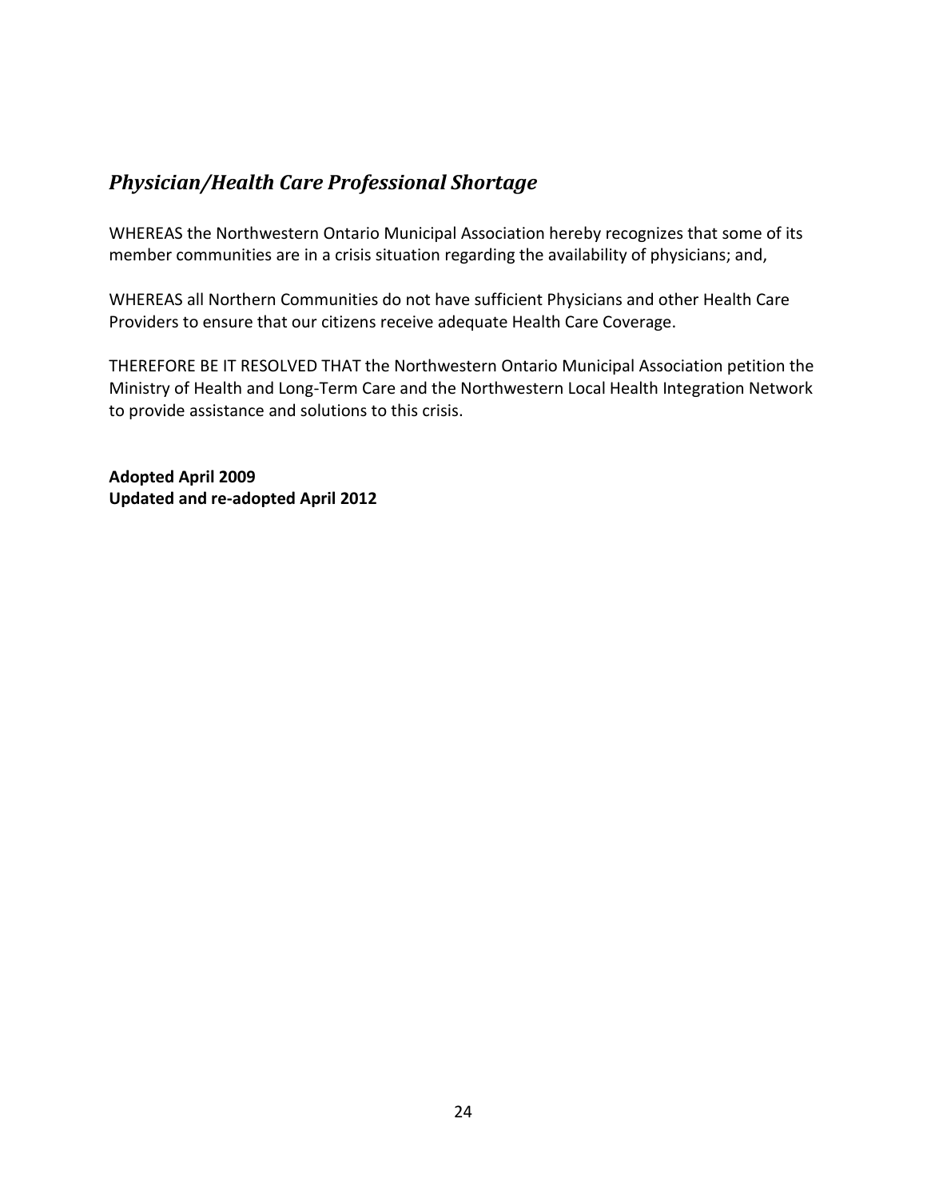## *Physician/Health Care Professional Shortage*

WHEREAS the Northwestern Ontario Municipal Association hereby recognizes that some of its member communities are in a crisis situation regarding the availability of physicians; and,

WHEREAS all Northern Communities do not have sufficient Physicians and other Health Care Providers to ensure that our citizens receive adequate Health Care Coverage.

THEREFORE BE IT RESOLVED THAT the Northwestern Ontario Municipal Association petition the Ministry of Health and Long-Term Care and the Northwestern Local Health Integration Network to provide assistance and solutions to this crisis.

**Adopted April 2009**
**Updated and re-adopted April 2012**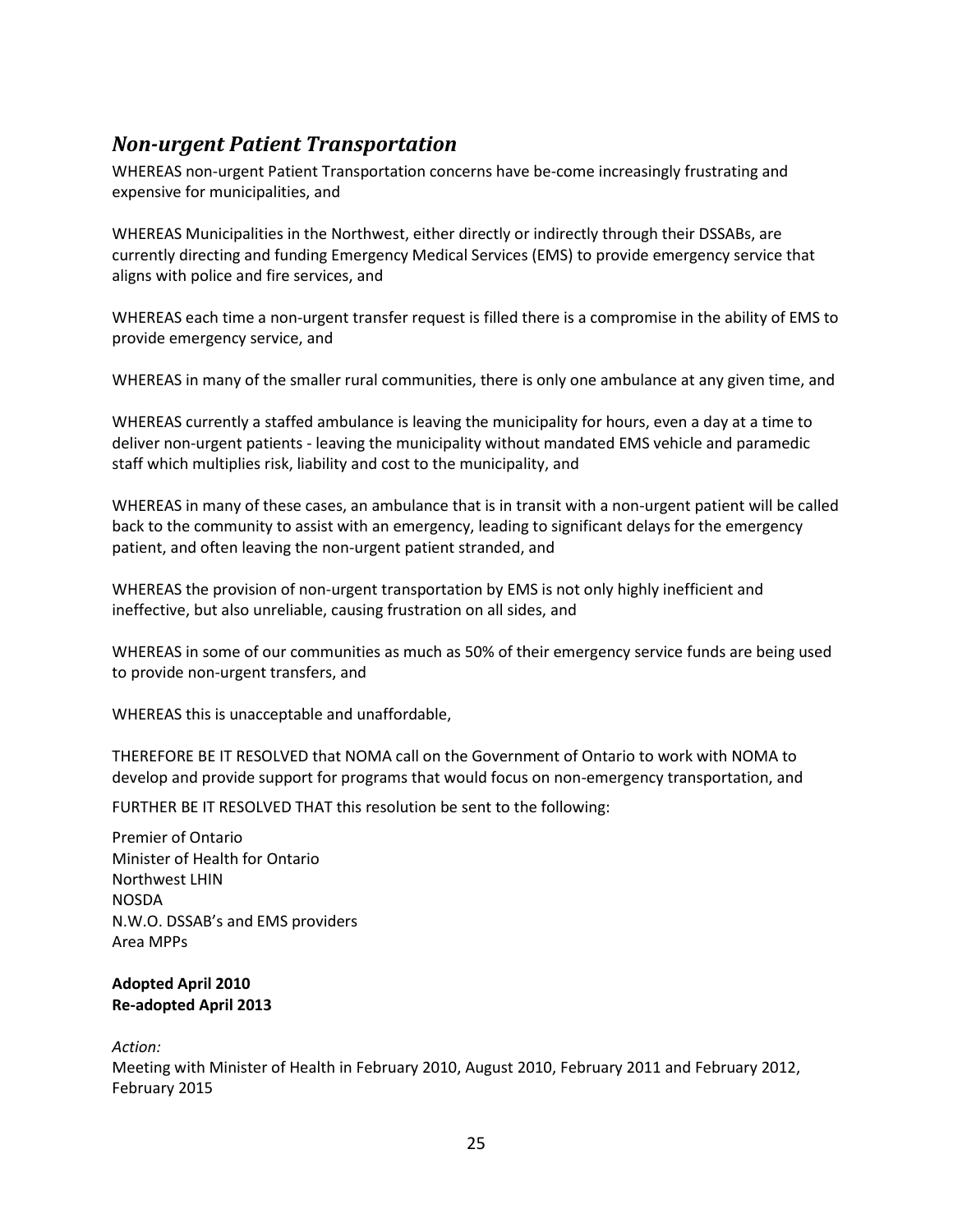## *Non-urgent Patient Transportation*

WHEREAS non-urgent Patient Transportation concerns have be-come increasingly frustrating and expensive for municipalities, and

WHEREAS Municipalities in the Northwest, either directly or indirectly through their DSSABs, are currently directing and funding Emergency Medical Services (EMS) to provide emergency service that aligns with police and fire services, and

WHEREAS each time a non-urgent transfer request is filled there is a compromise in the ability of EMS to provide emergency service, and

WHEREAS in many of the smaller rural communities, there is only one ambulance at any given time, and

WHEREAS currently a staffed ambulance is leaving the municipality for hours, even a day at a time to deliver non-urgent patients - leaving the municipality without mandated EMS vehicle and paramedic staff which multiplies risk, liability and cost to the municipality, and

WHEREAS in many of these cases, an ambulance that is in transit with a non-urgent patient will be called back to the community to assist with an emergency, leading to significant delays for the emergency patient, and often leaving the non-urgent patient stranded, and

WHEREAS the provision of non-urgent transportation by EMS is not only highly inefficient and ineffective, but also unreliable, causing frustration on all sides, and

WHEREAS in some of our communities as much as 50% of their emergency service funds are being used to provide non-urgent transfers, and

WHEREAS this is unacceptable and unaffordable,

THEREFORE BE IT RESOLVED that NOMA call on the Government of Ontario to work with NOMA to develop and provide support for programs that would focus on non-emergency transportation, and

FURTHER BE IT RESOLVED THAT this resolution be sent to the following:

Premier of Ontario
Minister of Health for Ontario
Northwest LHIN
NOSDA
N.W.O. DSSAB's and EMS providers
Area MPPs

**Adopted April 2010**
**Re-adopted April 2013**

*Action:*
Meeting with Minister of Health in February 2010, August 2010, February 2011 and February 2012, February 2015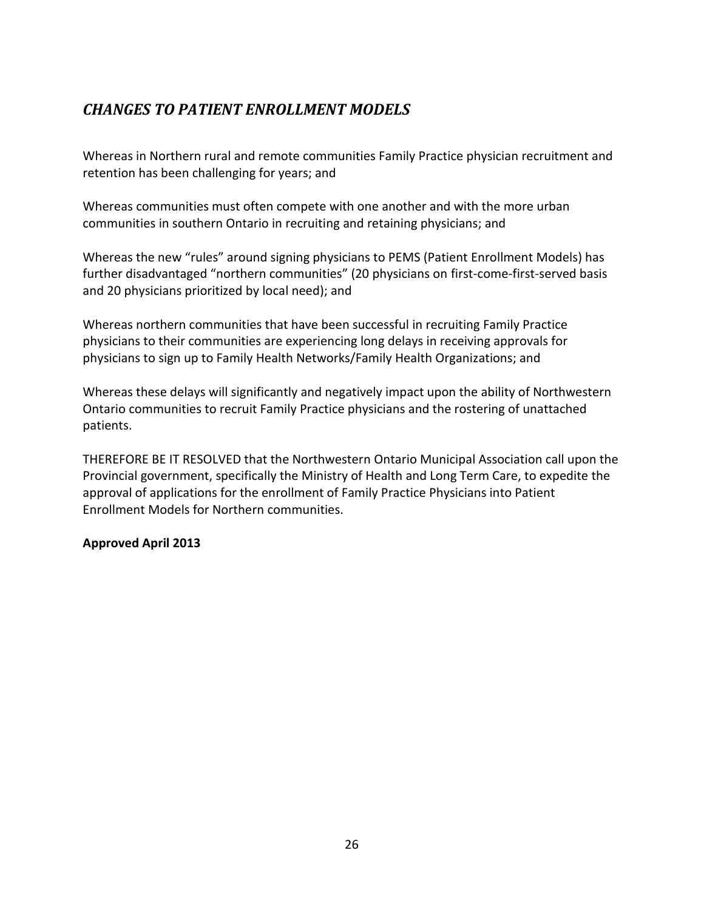## *CHANGES TO PATIENT ENROLLMENT MODELS*

Whereas in Northern rural and remote communities Family Practice physician recruitment and retention has been challenging for years; and

Whereas communities must often compete with one another and with the more urban communities in southern Ontario in recruiting and retaining physicians; and

Whereas the new "rules" around signing physicians to PEMS (Patient Enrollment Models) has further disadvantaged "northern communities" (20 physicians on first-come-first-served basis and 20 physicians prioritized by local need); and

Whereas northern communities that have been successful in recruiting Family Practice physicians to their communities are experiencing long delays in receiving approvals for physicians to sign up to Family Health Networks/Family Health Organizations; and

Whereas these delays will significantly and negatively impact upon the ability of Northwestern Ontario communities to recruit Family Practice physicians and the rostering of unattached patients.

THEREFORE BE IT RESOLVED that the Northwestern Ontario Municipal Association call upon the Provincial government, specifically the Ministry of Health and Long Term Care, to expedite the approval of applications for the enrollment of Family Practice Physicians into Patient Enrollment Models for Northern communities.

**Approved April 2013**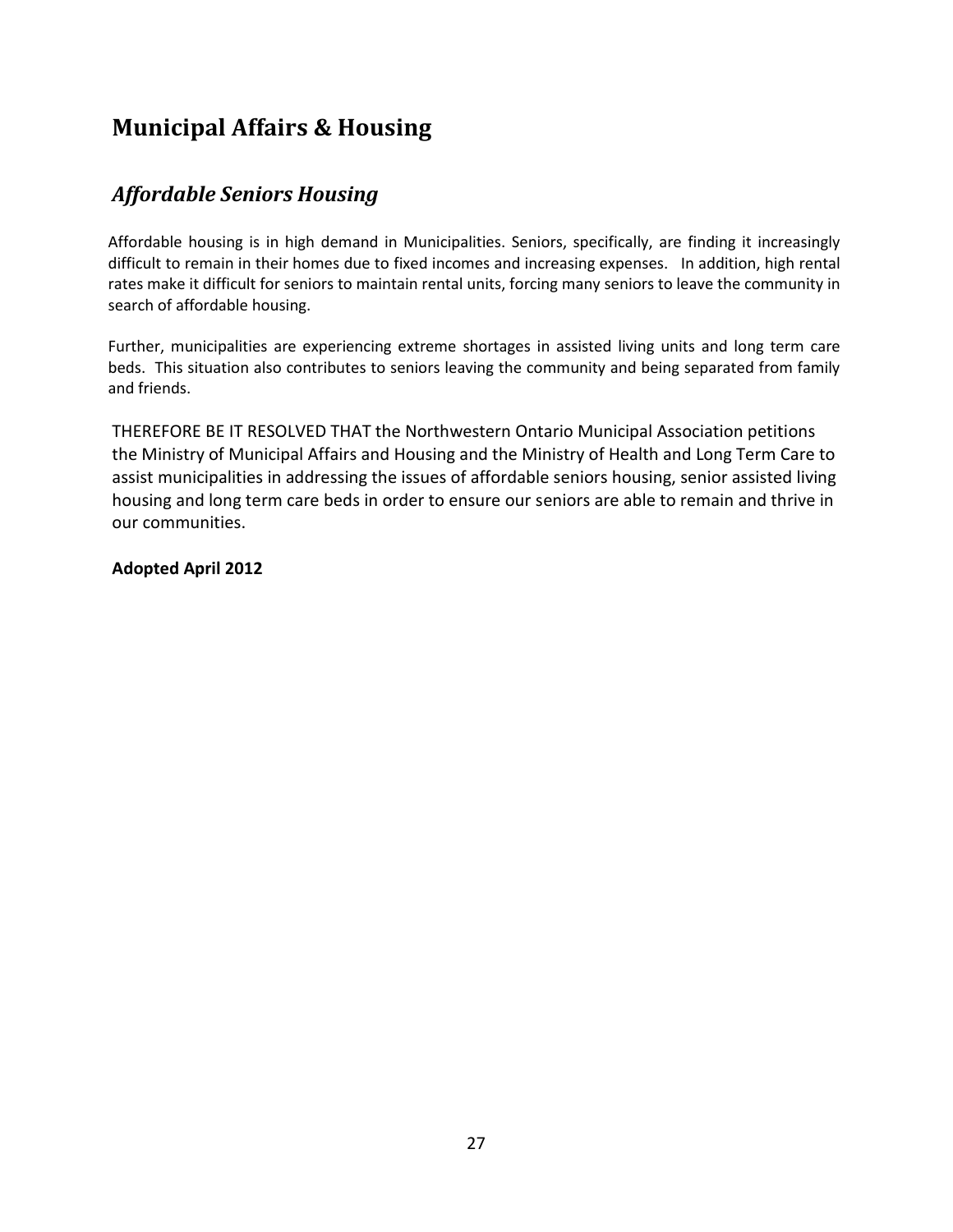# Municipal Affairs & Housing

## *Affordable Seniors Housing*

Affordable housing is in high demand in Municipalities. Seniors, specifically, are finding it increasingly difficult to remain in their homes due to fixed incomes and increasing expenses. In addition, high rental rates make it difficult for seniors to maintain rental units, forcing many seniors to leave the community in search of affordable housing.

Further, municipalities are experiencing extreme shortages in assisted living units and long term care beds. This situation also contributes to seniors leaving the community and being separated from family and friends.

THEREFORE BE IT RESOLVED THAT the Northwestern Ontario Municipal Association petitions the Ministry of Municipal Affairs and Housing and the Ministry of Health and Long Term Care to assist municipalities in addressing the issues of affordable seniors housing, senior assisted living housing and long term care beds in order to ensure our seniors are able to remain and thrive in our communities.

**Adopted April 2012**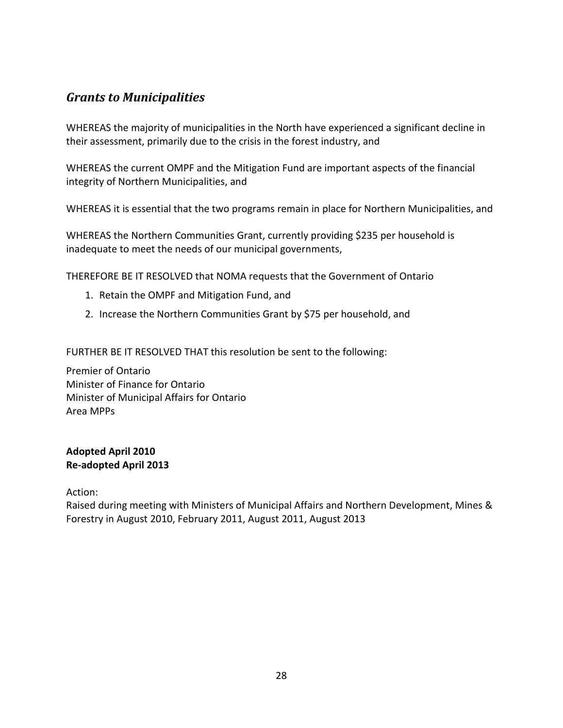## *Grants to Municipalities*

WHEREAS the majority of municipalities in the North have experienced a significant decline in their assessment, primarily due to the crisis in the forest industry, and

WHEREAS the current OMPF and the Mitigation Fund are important aspects of the financial integrity of Northern Municipalities, and

WHEREAS it is essential that the two programs remain in place for Northern Municipalities, and

WHEREAS the Northern Communities Grant, currently providing $235 per household is inadequate to meet the needs of our municipal governments,

THEREFORE BE IT RESOLVED that NOMA requests that the Government of Ontario

1. Retain the OMPF and Mitigation Fund, and
2. Increase the Northern Communities Grant by $75 per household, and

FURTHER BE IT RESOLVED THAT this resolution be sent to the following:

Premier of Ontario
Minister of Finance for Ontario
Minister of Municipal Affairs for Ontario
Area MPPs

**Adopted April 2010**
**Re-adopted April 2013**

Action:
Raised during meeting with Ministers of Municipal Affairs and Northern Development, Mines & Forestry in August 2010, February 2011, August 2011, August 2013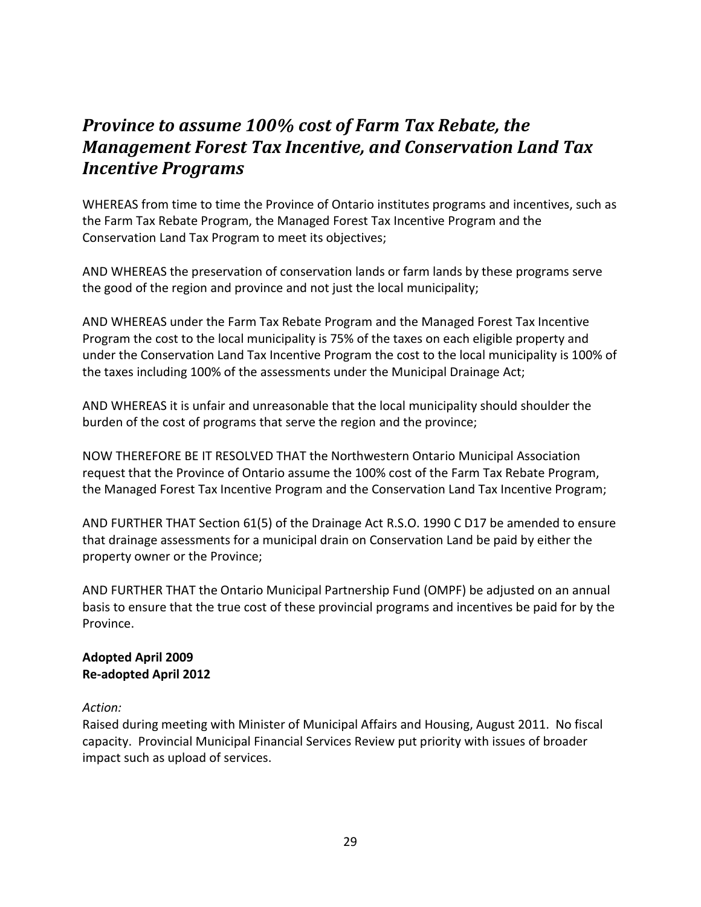## *Province to assume 100% cost of Farm Tax Rebate, the Management Forest Tax Incentive, and Conservation Land Tax Incentive Programs*

WHEREAS from time to time the Province of Ontario institutes programs and incentives, such as the Farm Tax Rebate Program, the Managed Forest Tax Incentive Program and the Conservation Land Tax Program to meet its objectives;

AND WHEREAS the preservation of conservation lands or farm lands by these programs serve the good of the region and province and not just the local municipality;

AND WHEREAS under the Farm Tax Rebate Program and the Managed Forest Tax Incentive Program the cost to the local municipality is 75% of the taxes on each eligible property and under the Conservation Land Tax Incentive Program the cost to the local municipality is 100% of the taxes including 100% of the assessments under the Municipal Drainage Act;

AND WHEREAS it is unfair and unreasonable that the local municipality should shoulder the burden of the cost of programs that serve the region and the province;

NOW THEREFORE BE IT RESOLVED THAT the Northwestern Ontario Municipal Association request that the Province of Ontario assume the 100% cost of the Farm Tax Rebate Program, the Managed Forest Tax Incentive Program and the Conservation Land Tax Incentive Program;

AND FURTHER THAT Section 61(5) of the Drainage Act R.S.O. 1990 C D17 be amended to ensure that drainage assessments for a municipal drain on Conservation Land be paid by either the property owner or the Province;

AND FURTHER THAT the Ontario Municipal Partnership Fund (OMPF) be adjusted on an annual basis to ensure that the true cost of these provincial programs and incentives be paid for by the Province.

**Adopted April 2009**
**Re-adopted April 2012**

*Action:*
Raised during meeting with Minister of Municipal Affairs and Housing, August 2011. No fiscal capacity. Provincial Municipal Financial Services Review put priority with issues of broader impact such as upload of services.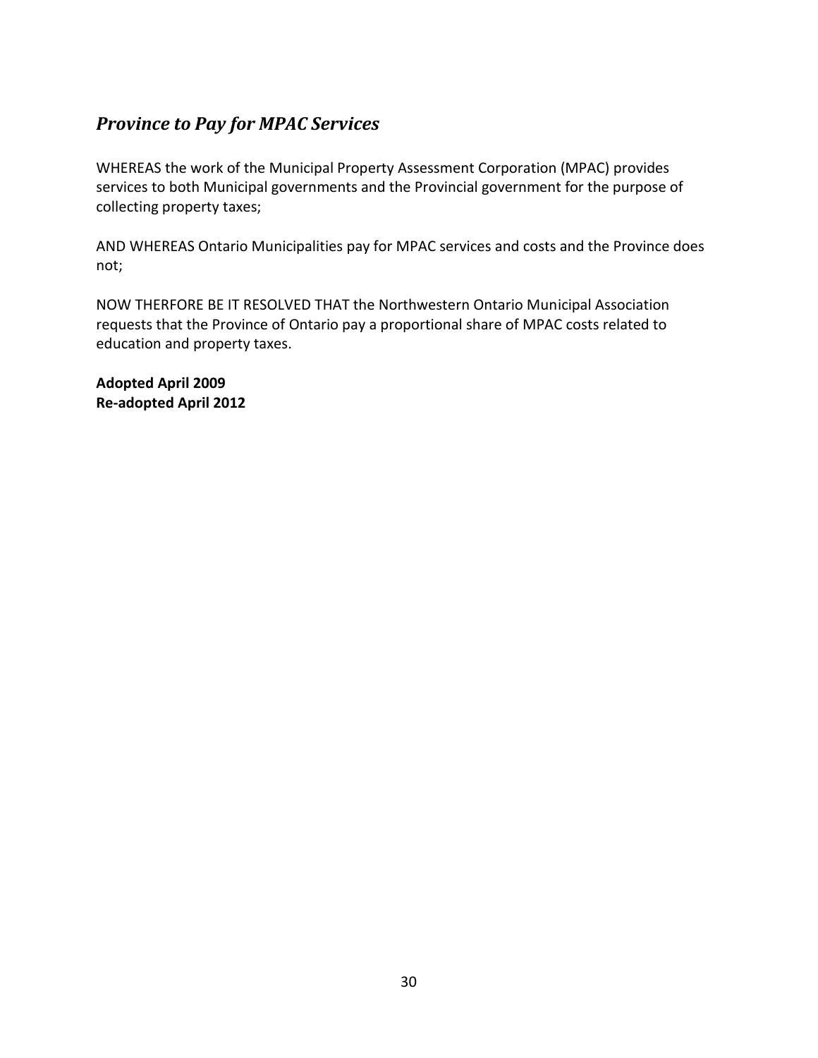## *Province to Pay for MPAC Services*

WHEREAS the work of the Municipal Property Assessment Corporation (MPAC) provides services to both Municipal governments and the Provincial government for the purpose of collecting property taxes;

AND WHEREAS Ontario Municipalities pay for MPAC services and costs and the Province does not;

NOW THERFORE BE IT RESOLVED THAT the Northwestern Ontario Municipal Association requests that the Province of Ontario pay a proportional share of MPAC costs related to education and property taxes.

**Adopted April 2009**
**Re-adopted April 2012**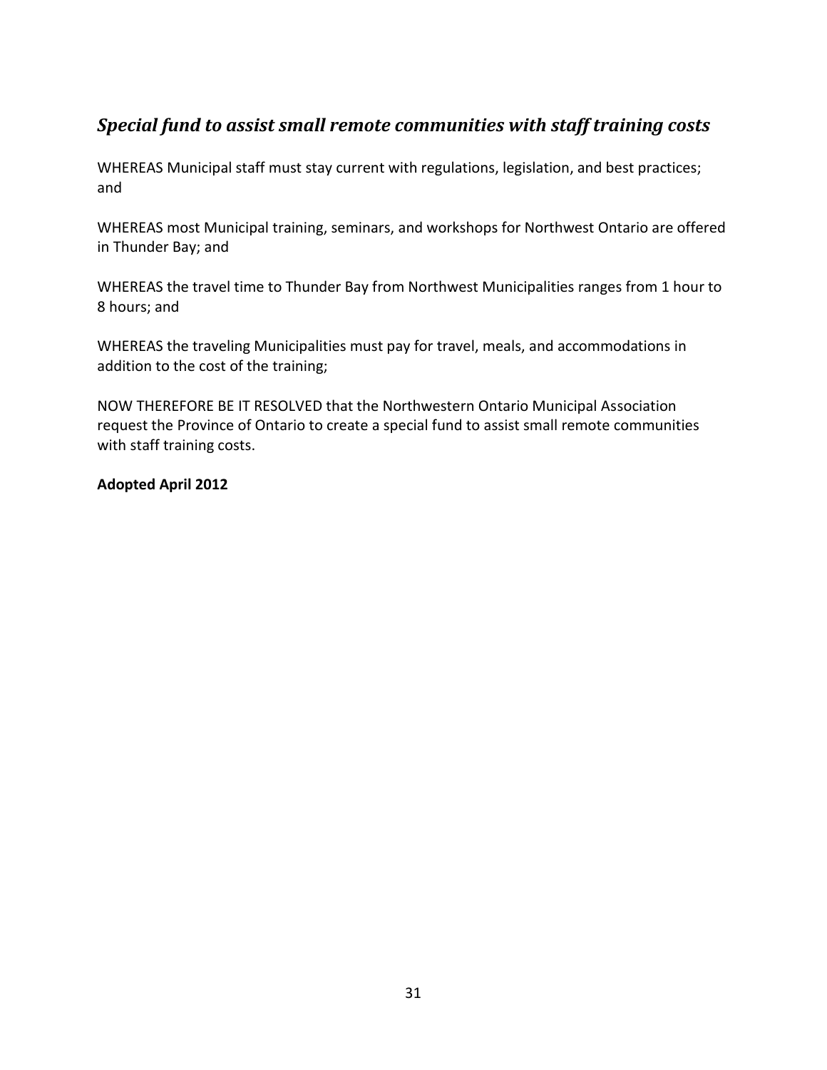## *Special fund to assist small remote communities with staff training costs*

WHEREAS Municipal staff must stay current with regulations, legislation, and best practices; and

WHEREAS most Municipal training, seminars, and workshops for Northwest Ontario are offered in Thunder Bay; and

WHEREAS the travel time to Thunder Bay from Northwest Municipalities ranges from 1 hour to 8 hours; and

WHEREAS the traveling Municipalities must pay for travel, meals, and accommodations in addition to the cost of the training;

NOW THEREFORE BE IT RESOLVED that the Northwestern Ontario Municipal Association request the Province of Ontario to create a special fund to assist small remote communities with staff training costs.

**Adopted April 2012**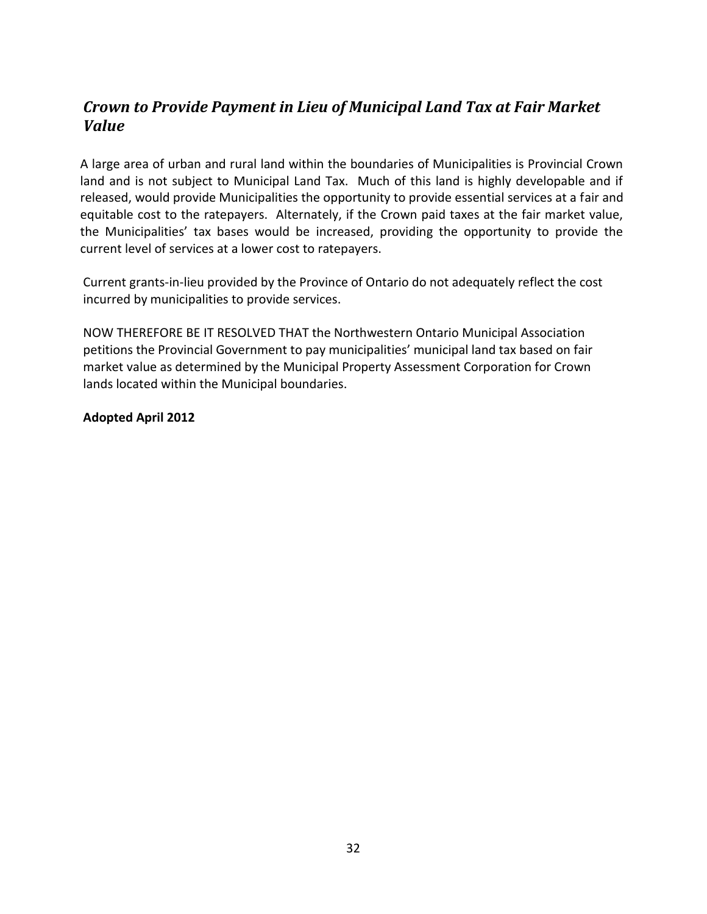## *Crown to Provide Payment in Lieu of Municipal Land Tax at Fair Market Value*

A large area of urban and rural land within the boundaries of Municipalities is Provincial Crown land and is not subject to Municipal Land Tax. Much of this land is highly developable and if released, would provide Municipalities the opportunity to provide essential services at a fair and equitable cost to the ratepayers. Alternately, if the Crown paid taxes at the fair market value, the Municipalities' tax bases would be increased, providing the opportunity to provide the current level of services at a lower cost to ratepayers.

Current grants-in-lieu provided by the Province of Ontario do not adequately reflect the cost incurred by municipalities to provide services.

NOW THEREFORE BE IT RESOLVED THAT the Northwestern Ontario Municipal Association petitions the Provincial Government to pay municipalities' municipal land tax based on fair market value as determined by the Municipal Property Assessment Corporation for Crown lands located within the Municipal boundaries.

**Adopted April 2012**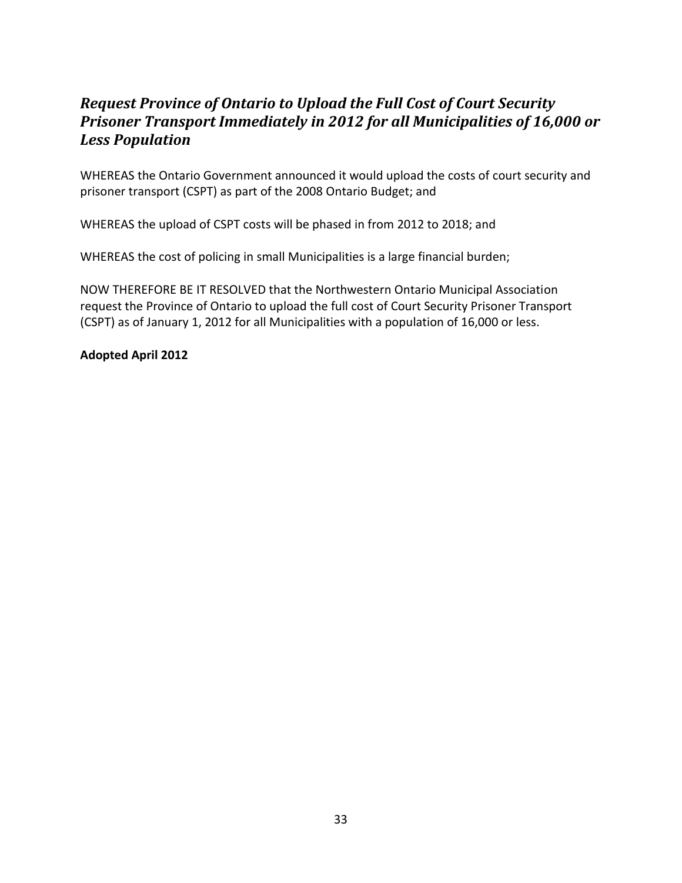## *Request Province of Ontario to Upload the Full Cost of Court Security Prisoner Transport Immediately in 2012 for all Municipalities of 16,000 or Less Population*

WHEREAS the Ontario Government announced it would upload the costs of court security and prisoner transport (CSPT) as part of the 2008 Ontario Budget; and

WHEREAS the upload of CSPT costs will be phased in from 2012 to 2018; and

WHEREAS the cost of policing in small Municipalities is a large financial burden;

NOW THEREFORE BE IT RESOLVED that the Northwestern Ontario Municipal Association request the Province of Ontario to upload the full cost of Court Security Prisoner Transport (CSPT) as of January 1, 2012 for all Municipalities with a population of 16,000 or less.

**Adopted April 2012**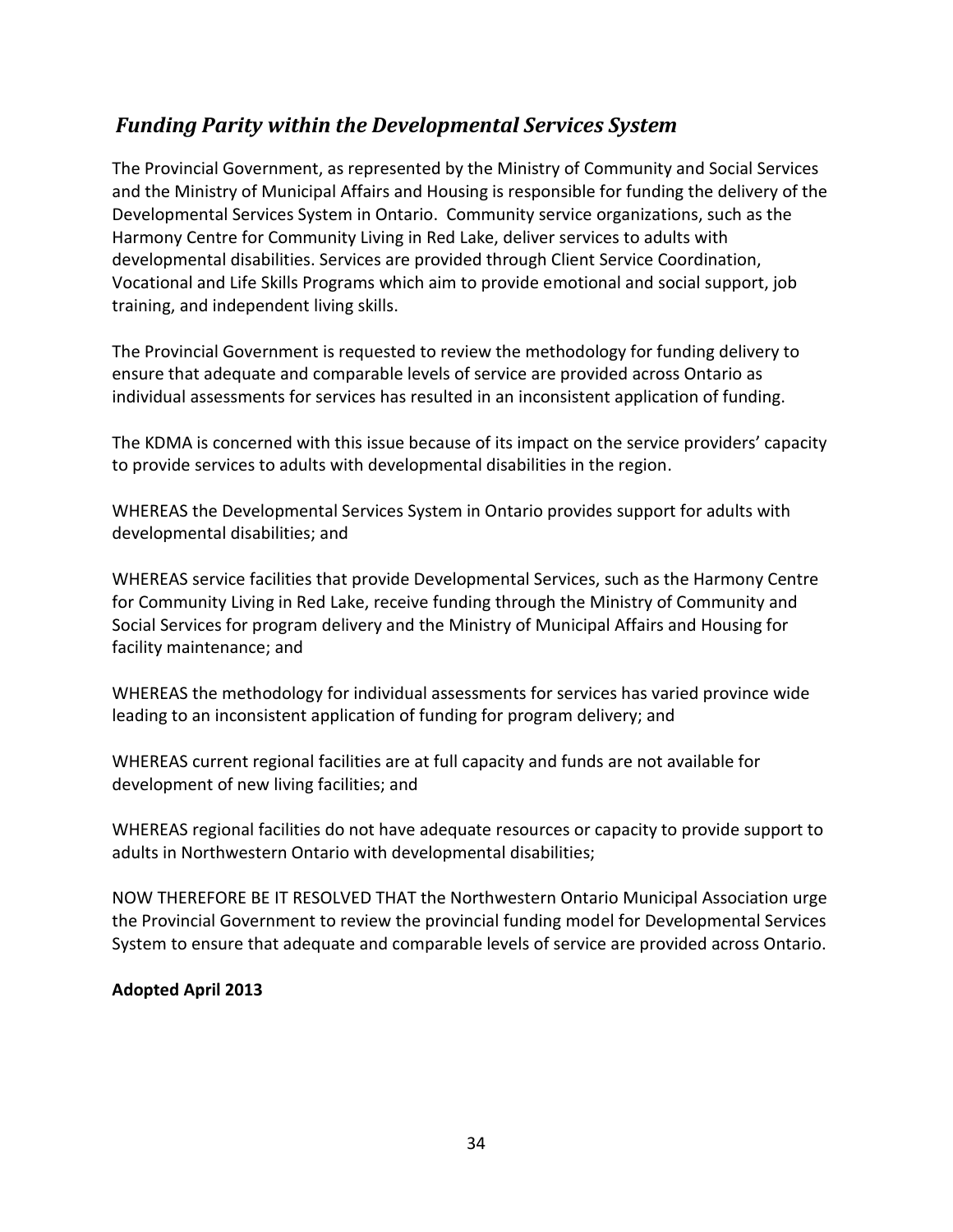## *Funding Parity within the Developmental Services System*

The Provincial Government, as represented by the Ministry of Community and Social Services and the Ministry of Municipal Affairs and Housing is responsible for funding the delivery of the Developmental Services System in Ontario. Community service organizations, such as the Harmony Centre for Community Living in Red Lake, deliver services to adults with developmental disabilities. Services are provided through Client Service Coordination, Vocational and Life Skills Programs which aim to provide emotional and social support, job training, and independent living skills.

The Provincial Government is requested to review the methodology for funding delivery to ensure that adequate and comparable levels of service are provided across Ontario as individual assessments for services has resulted in an inconsistent application of funding.

The KDMA is concerned with this issue because of its impact on the service providers' capacity to provide services to adults with developmental disabilities in the region.

WHEREAS the Developmental Services System in Ontario provides support for adults with developmental disabilities; and

WHEREAS service facilities that provide Developmental Services, such as the Harmony Centre for Community Living in Red Lake, receive funding through the Ministry of Community and Social Services for program delivery and the Ministry of Municipal Affairs and Housing for facility maintenance; and

WHEREAS the methodology for individual assessments for services has varied province wide leading to an inconsistent application of funding for program delivery; and

WHEREAS current regional facilities are at full capacity and funds are not available for development of new living facilities; and

WHEREAS regional facilities do not have adequate resources or capacity to provide support to adults in Northwestern Ontario with developmental disabilities;

NOW THEREFORE BE IT RESOLVED THAT the Northwestern Ontario Municipal Association urge the Provincial Government to review the provincial funding model for Developmental Services System to ensure that adequate and comparable levels of service are provided across Ontario.

**Adopted April 2013**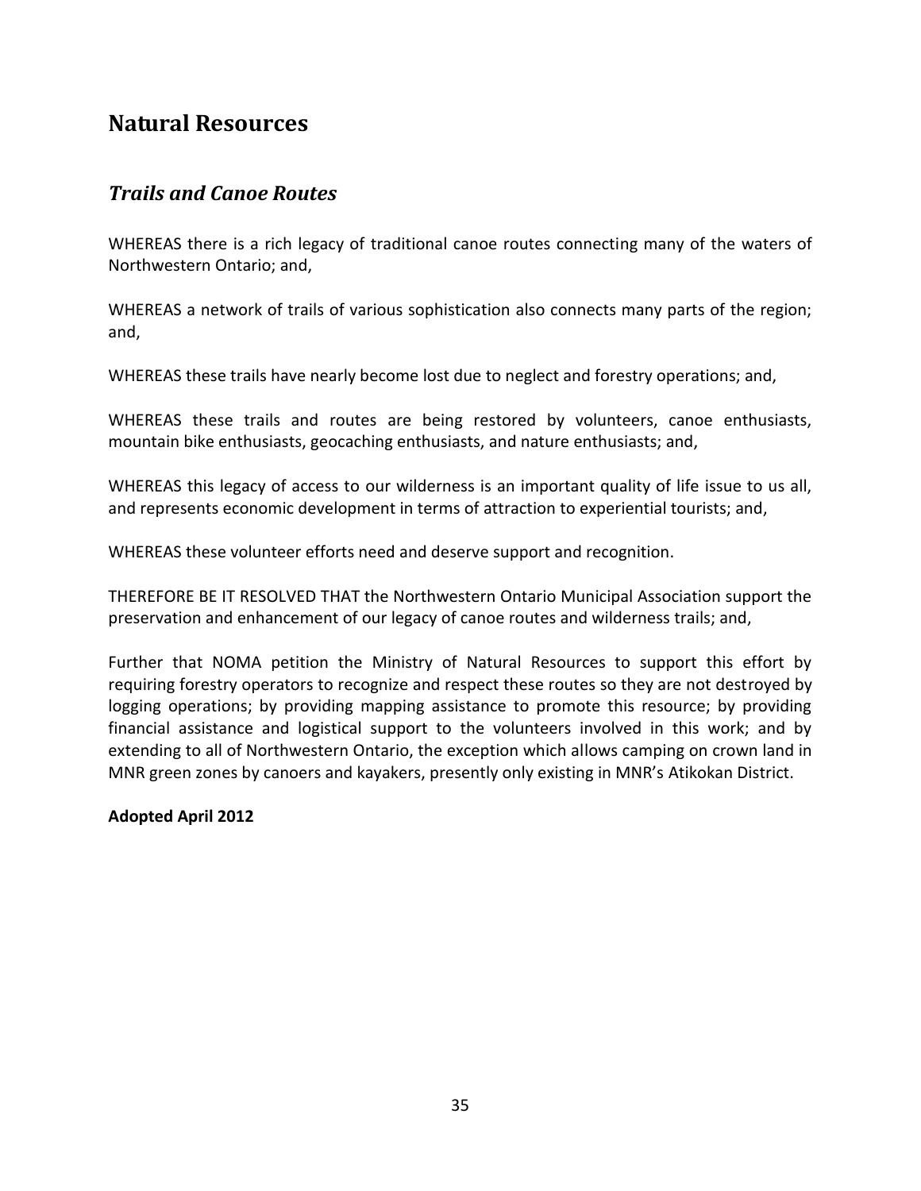## Natural Resources

### *Trails and Canoe Routes*

WHEREAS there is a rich legacy of traditional canoe routes connecting many of the waters of Northwestern Ontario; and,

WHEREAS a network of trails of various sophistication also connects many parts of the region; and,

WHEREAS these trails have nearly become lost due to neglect and forestry operations; and,

WHEREAS these trails and routes are being restored by volunteers, canoe enthusiasts, mountain bike enthusiasts, geocaching enthusiasts, and nature enthusiasts; and,

WHEREAS this legacy of access to our wilderness is an important quality of life issue to us all, and represents economic development in terms of attraction to experiential tourists; and,

WHEREAS these volunteer efforts need and deserve support and recognition.

THEREFORE BE IT RESOLVED THAT the Northwestern Ontario Municipal Association support the preservation and enhancement of our legacy of canoe routes and wilderness trails; and,

Further that NOMA petition the Ministry of Natural Resources to support this effort by requiring forestry operators to recognize and respect these routes so they are not destroyed by logging operations; by providing mapping assistance to promote this resource; by providing financial assistance and logistical support to the volunteers involved in this work; and by extending to all of Northwestern Ontario, the exception which allows camping on crown land in MNR green zones by canoers and kayakers, presently only existing in MNR's Atikokan District.

**Adopted April 2012**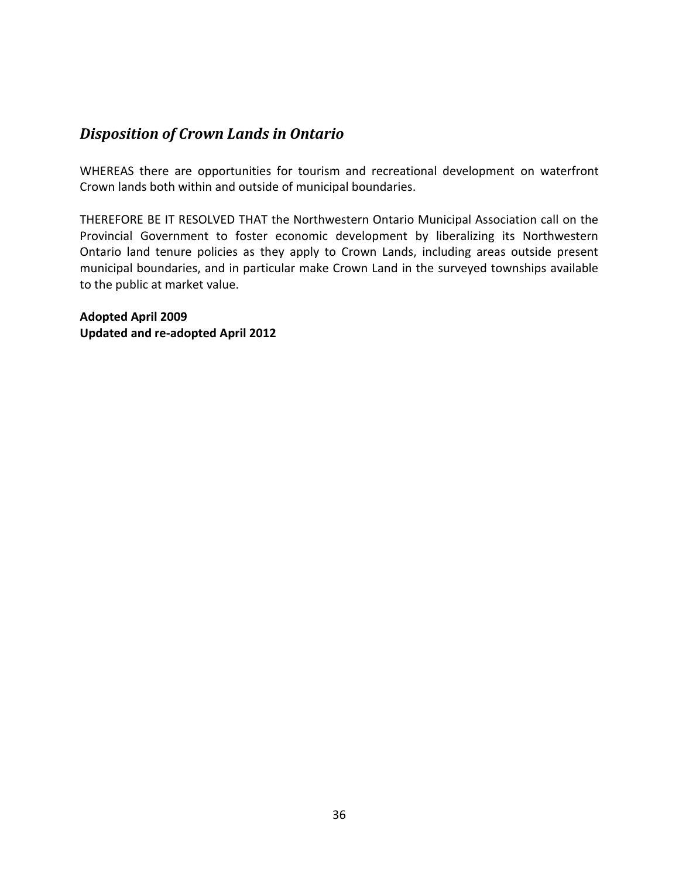## *Disposition of Crown Lands in Ontario*

WHEREAS there are opportunities for tourism and recreational development on waterfront Crown lands both within and outside of municipal boundaries.

THEREFORE BE IT RESOLVED THAT the Northwestern Ontario Municipal Association call on the Provincial Government to foster economic development by liberalizing its Northwestern Ontario land tenure policies as they apply to Crown Lands, including areas outside present municipal boundaries, and in particular make Crown Land in the surveyed townships available to the public at market value.

**Adopted April 2009**
**Updated and re-adopted April 2012**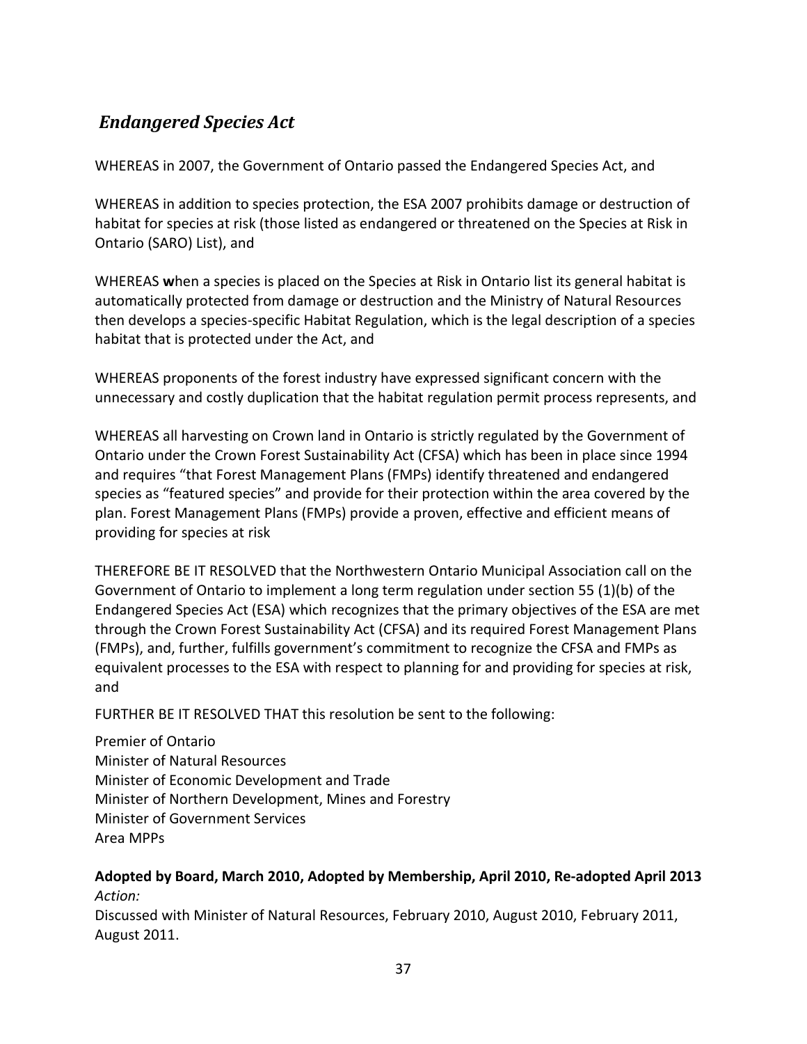## *Endangered Species Act*

WHEREAS in 2007, the Government of Ontario passed the Endangered Species Act, and

WHEREAS in addition to species protection, the ESA 2007 prohibits damage or destruction of habitat for species at risk (those listed as endangered or threatened on the Species at Risk in Ontario (SARO) List), and

WHEREAS **w**hen a species is placed on the Species at Risk in Ontario list its general habitat is automatically protected from damage or destruction and the Ministry of Natural Resources then develops a species-specific Habitat Regulation, which is the legal description of a species habitat that is protected under the Act, and

WHEREAS proponents of the forest industry have expressed significant concern with the unnecessary and costly duplication that the habitat regulation permit process represents, and

WHEREAS all harvesting on Crown land in Ontario is strictly regulated by the Government of Ontario under the Crown Forest Sustainability Act (CFSA) which has been in place since 1994 and requires "that Forest Management Plans (FMPs) identify threatened and endangered species as "featured species" and provide for their protection within the area covered by the plan. Forest Management Plans (FMPs) provide a proven, effective and efficient means of providing for species at risk

THEREFORE BE IT RESOLVED that the Northwestern Ontario Municipal Association call on the Government of Ontario to implement a long term regulation under section 55 (1)(b) of the Endangered Species Act (ESA) which recognizes that the primary objectives of the ESA are met through the Crown Forest Sustainability Act (CFSA) and its required Forest Management Plans (FMPs), and, further, fulfills government's commitment to recognize the CFSA and FMPs as equivalent processes to the ESA with respect to planning for and providing for species at risk, and

FURTHER BE IT RESOLVED THAT this resolution be sent to the following:

Premier of Ontario
Minister of Natural Resources
Minister of Economic Development and Trade
Minister of Northern Development, Mines and Forestry
Minister of Government Services
Area MPPs

**Adopted by Board, March 2010, Adopted by Membership, April 2010, Re-adopted April 2013**
*Action:*
Discussed with Minister of Natural Resources, February 2010, August 2010, February 2011, August 2011.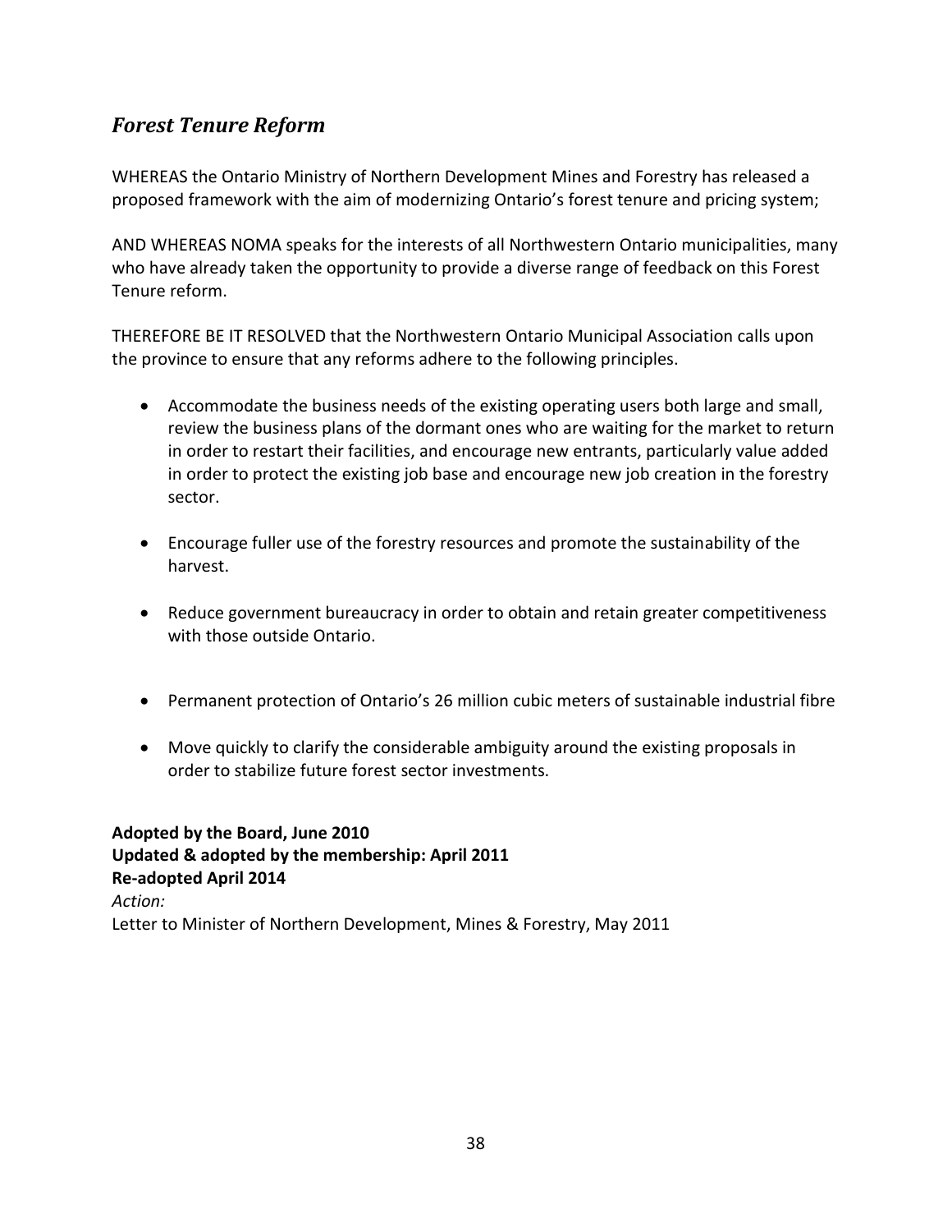## *Forest Tenure Reform*

WHEREAS the Ontario Ministry of Northern Development Mines and Forestry has released a proposed framework with the aim of modernizing Ontario's forest tenure and pricing system;

AND WHEREAS NOMA speaks for the interests of all Northwestern Ontario municipalities, many who have already taken the opportunity to provide a diverse range of feedback on this Forest Tenure reform.

THEREFORE BE IT RESOLVED that the Northwestern Ontario Municipal Association calls upon the province to ensure that any reforms adhere to the following principles.

- Accommodate the business needs of the existing operating users both large and small, review the business plans of the dormant ones who are waiting for the market to return in order to restart their facilities, and encourage new entrants, particularly value added in order to protect the existing job base and encourage new job creation in the forestry sector.
- Encourage fuller use of the forestry resources and promote the sustainability of the harvest.
- Reduce government bureaucracy in order to obtain and retain greater competitiveness with those outside Ontario.
- Permanent protection of Ontario's 26 million cubic meters of sustainable industrial fibre
- Move quickly to clarify the considerable ambiguity around the existing proposals in order to stabilize future forest sector investments.

**Adopted by the Board, June 2010**
**Updated & adopted by the membership: April 2011**
**Re-adopted April 2014**
*Action:*
Letter to Minister of Northern Development, Mines & Forestry, May 2011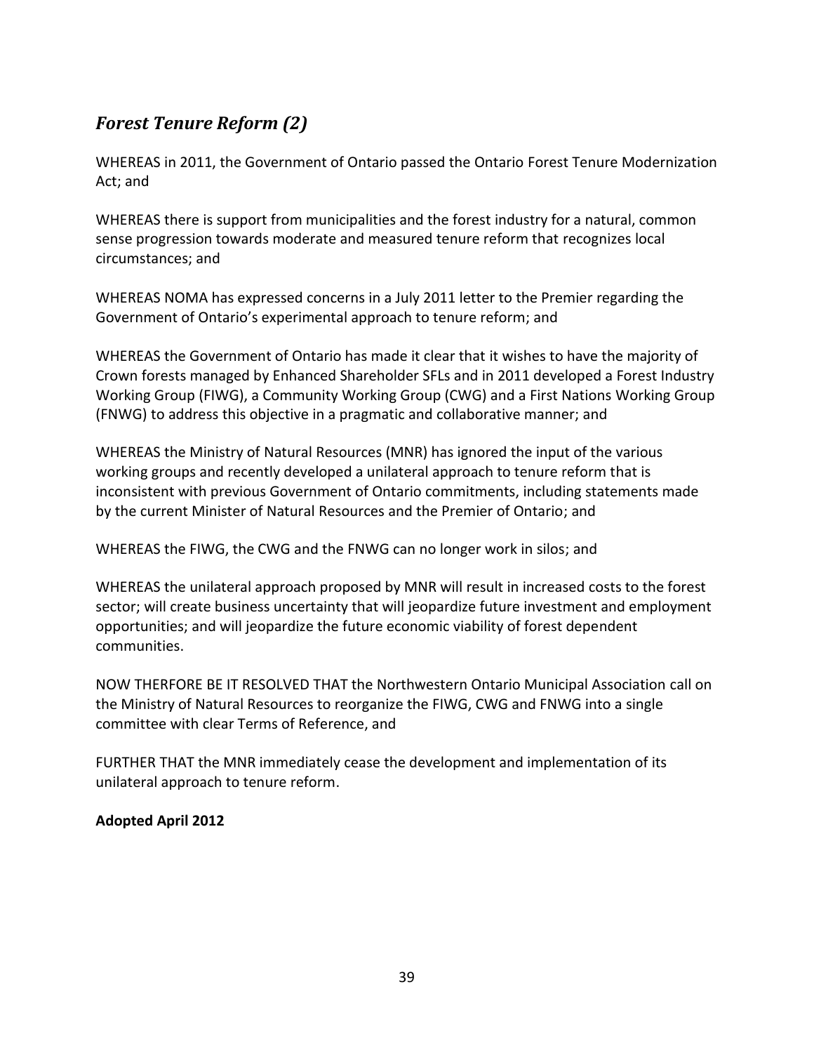## *Forest Tenure Reform (2)*

WHEREAS in 2011, the Government of Ontario passed the Ontario Forest Tenure Modernization Act; and

WHEREAS there is support from municipalities and the forest industry for a natural, common sense progression towards moderate and measured tenure reform that recognizes local circumstances; and

WHEREAS NOMA has expressed concerns in a July 2011 letter to the Premier regarding the Government of Ontario's experimental approach to tenure reform; and

WHEREAS the Government of Ontario has made it clear that it wishes to have the majority of Crown forests managed by Enhanced Shareholder SFLs and in 2011 developed a Forest Industry Working Group (FIWG), a Community Working Group (CWG) and a First Nations Working Group (FNWG) to address this objective in a pragmatic and collaborative manner; and

WHEREAS the Ministry of Natural Resources (MNR) has ignored the input of the various working groups and recently developed a unilateral approach to tenure reform that is inconsistent with previous Government of Ontario commitments, including statements made by the current Minister of Natural Resources and the Premier of Ontario; and

WHEREAS the FIWG, the CWG and the FNWG can no longer work in silos; and

WHEREAS the unilateral approach proposed by MNR will result in increased costs to the forest sector; will create business uncertainty that will jeopardize future investment and employment opportunities; and will jeopardize the future economic viability of forest dependent communities.

NOW THERFORE BE IT RESOLVED THAT the Northwestern Ontario Municipal Association call on the Ministry of Natural Resources to reorganize the FIWG, CWG and FNWG into a single committee with clear Terms of Reference, and

FURTHER THAT the MNR immediately cease the development and implementation of its unilateral approach to tenure reform.

**Adopted April 2012**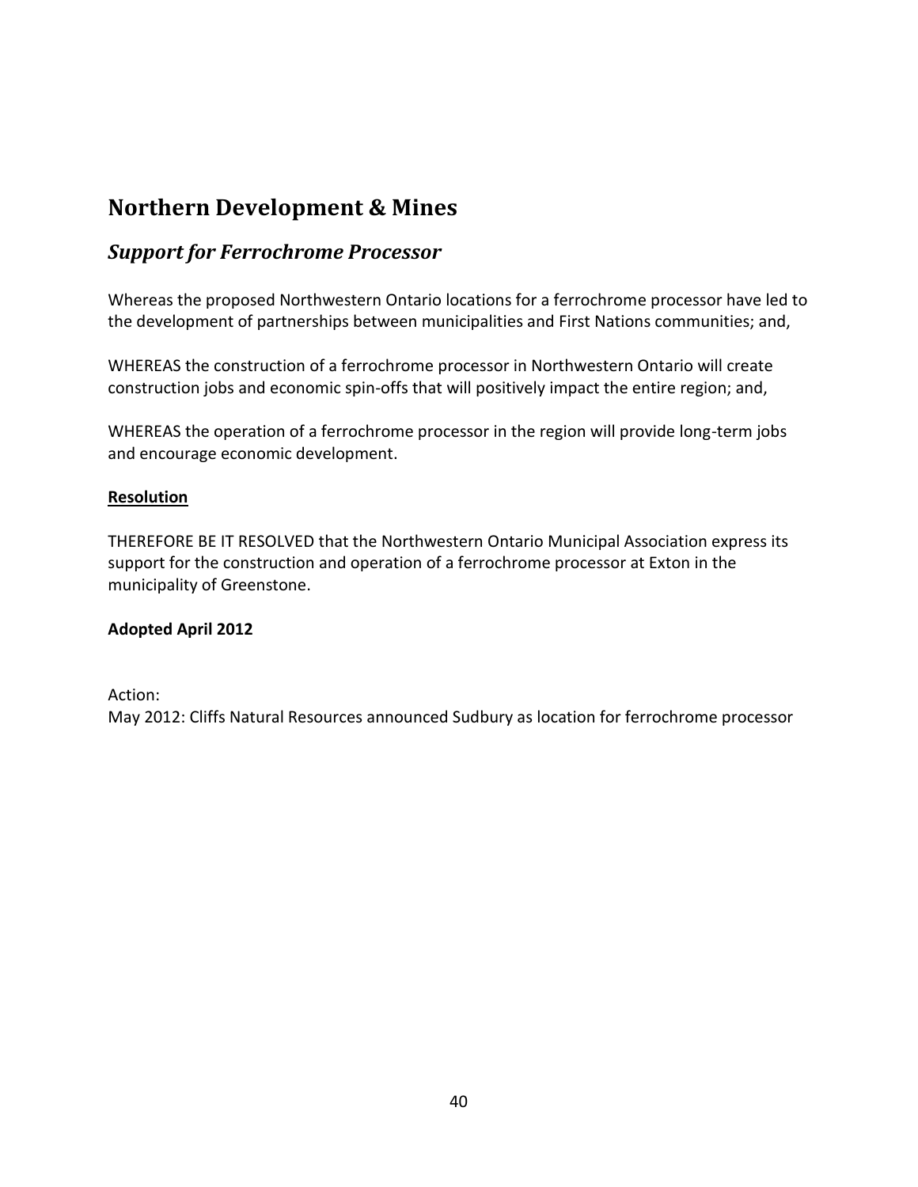# Northern Development & Mines

## *Support for Ferrochrome Processor*

Whereas the proposed Northwestern Ontario locations for a ferrochrome processor have led to the development of partnerships between municipalities and First Nations communities; and,

WHEREAS the construction of a ferrochrome processor in Northwestern Ontario will create construction jobs and economic spin-offs that will positively impact the entire region; and,

WHEREAS the operation of a ferrochrome processor in the region will provide long-term jobs and encourage economic development.

**Resolution**

THEREFORE BE IT RESOLVED that the Northwestern Ontario Municipal Association express its support for the construction and operation of a ferrochrome processor at Exton in the municipality of Greenstone.

**Adopted April 2012**

Action:
May 2012: Cliffs Natural Resources announced Sudbury as location for ferrochrome processor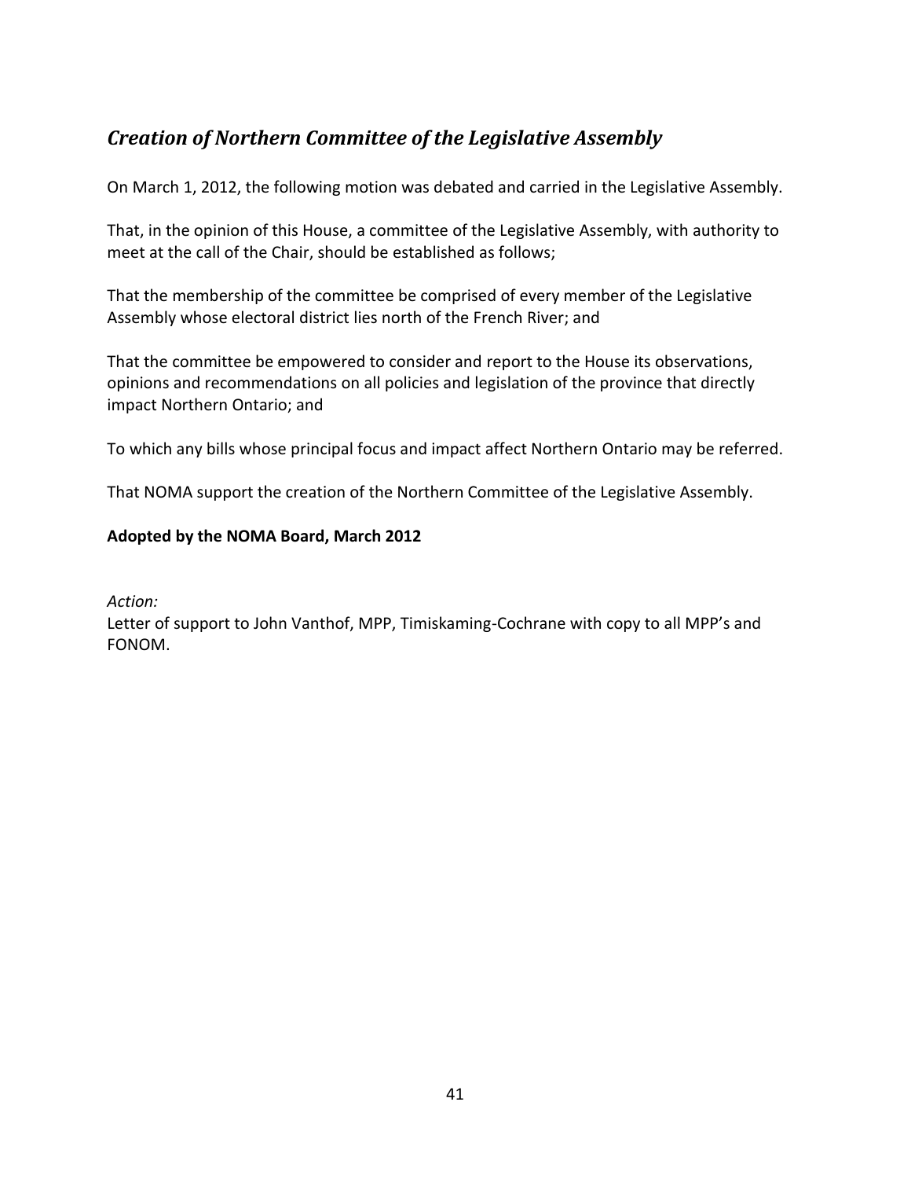## *Creation of Northern Committee of the Legislative Assembly*

On March 1, 2012, the following motion was debated and carried in the Legislative Assembly.

That, in the opinion of this House, a committee of the Legislative Assembly, with authority to meet at the call of the Chair, should be established as follows;

That the membership of the committee be comprised of every member of the Legislative Assembly whose electoral district lies north of the French River; and

That the committee be empowered to consider and report to the House its observations, opinions and recommendations on all policies and legislation of the province that directly impact Northern Ontario; and

To which any bills whose principal focus and impact affect Northern Ontario may be referred.

That NOMA support the creation of the Northern Committee of the Legislative Assembly.

**Adopted by the NOMA Board, March 2012**

*Action:*
Letter of support to John Vanthof, MPP, Timiskaming-Cochrane with copy to all MPP's and FONOM.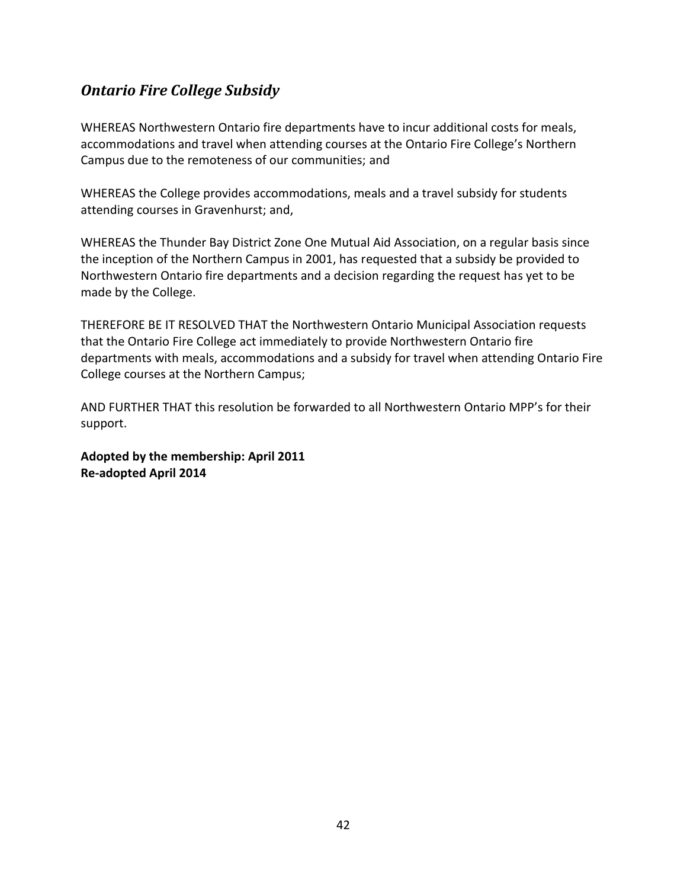## *Ontario Fire College Subsidy*

WHEREAS Northwestern Ontario fire departments have to incur additional costs for meals, accommodations and travel when attending courses at the Ontario Fire College's Northern Campus due to the remoteness of our communities; and

WHEREAS the College provides accommodations, meals and a travel subsidy for students attending courses in Gravenhurst; and,

WHEREAS the Thunder Bay District Zone One Mutual Aid Association, on a regular basis since the inception of the Northern Campus in 2001, has requested that a subsidy be provided to Northwestern Ontario fire departments and a decision regarding the request has yet to be made by the College.

THEREFORE BE IT RESOLVED THAT the Northwestern Ontario Municipal Association requests that the Ontario Fire College act immediately to provide Northwestern Ontario fire departments with meals, accommodations and a subsidy for travel when attending Ontario Fire College courses at the Northern Campus;

AND FURTHER THAT this resolution be forwarded to all Northwestern Ontario MPP's for their support.

**Adopted by the membership: April 2011**
**Re-adopted April 2014**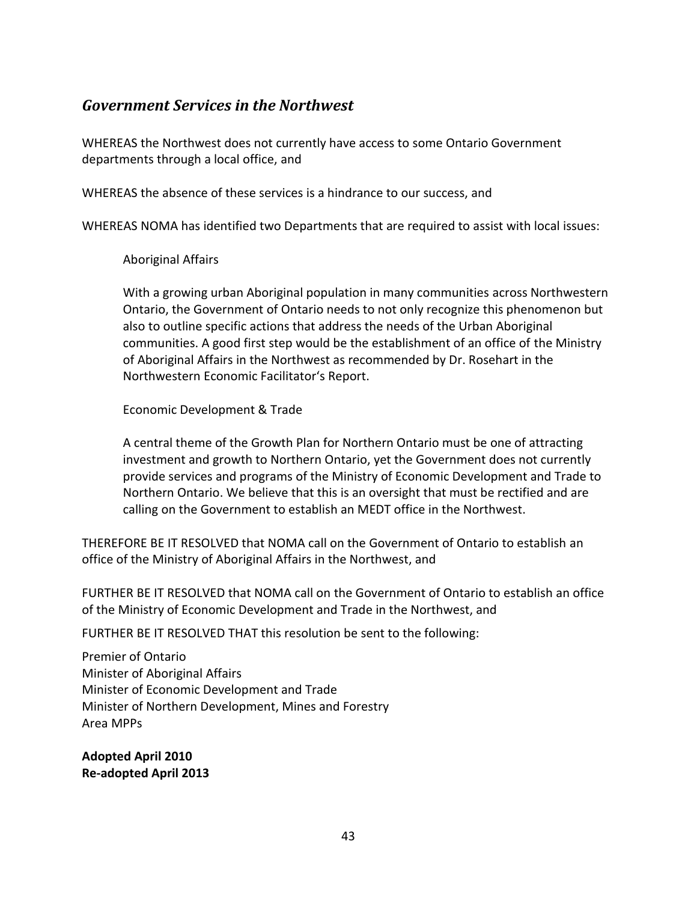## *Government Services in the Northwest*

WHEREAS the Northwest does not currently have access to some Ontario Government departments through a local office, and

WHEREAS the absence of these services is a hindrance to our success, and

WHEREAS NOMA has identified two Departments that are required to assist with local issues:

> Aboriginal Affairs
>
> With a growing urban Aboriginal population in many communities across Northwestern Ontario, the Government of Ontario needs to not only recognize this phenomenon but also to outline specific actions that address the needs of the Urban Aboriginal communities. A good first step would be the establishment of an office of the Ministry of Aboriginal Affairs in the Northwest as recommended by Dr. Rosehart in the Northwestern Economic Facilitator's Report.
>
> Economic Development & Trade
>
> A central theme of the Growth Plan for Northern Ontario must be one of attracting investment and growth to Northern Ontario, yet the Government does not currently provide services and programs of the Ministry of Economic Development and Trade to Northern Ontario. We believe that this is an oversight that must be rectified and are calling on the Government to establish an MEDT office in the Northwest.

THEREFORE BE IT RESOLVED that NOMA call on the Government of Ontario to establish an office of the Ministry of Aboriginal Affairs in the Northwest, and

FURTHER BE IT RESOLVED that NOMA call on the Government of Ontario to establish an office of the Ministry of Economic Development and Trade in the Northwest, and

FURTHER BE IT RESOLVED THAT this resolution be sent to the following:

Premier of Ontario
Minister of Aboriginal Affairs
Minister of Economic Development and Trade
Minister of Northern Development, Mines and Forestry
Area MPPs

**Adopted April 2010**
**Re-adopted April 2013**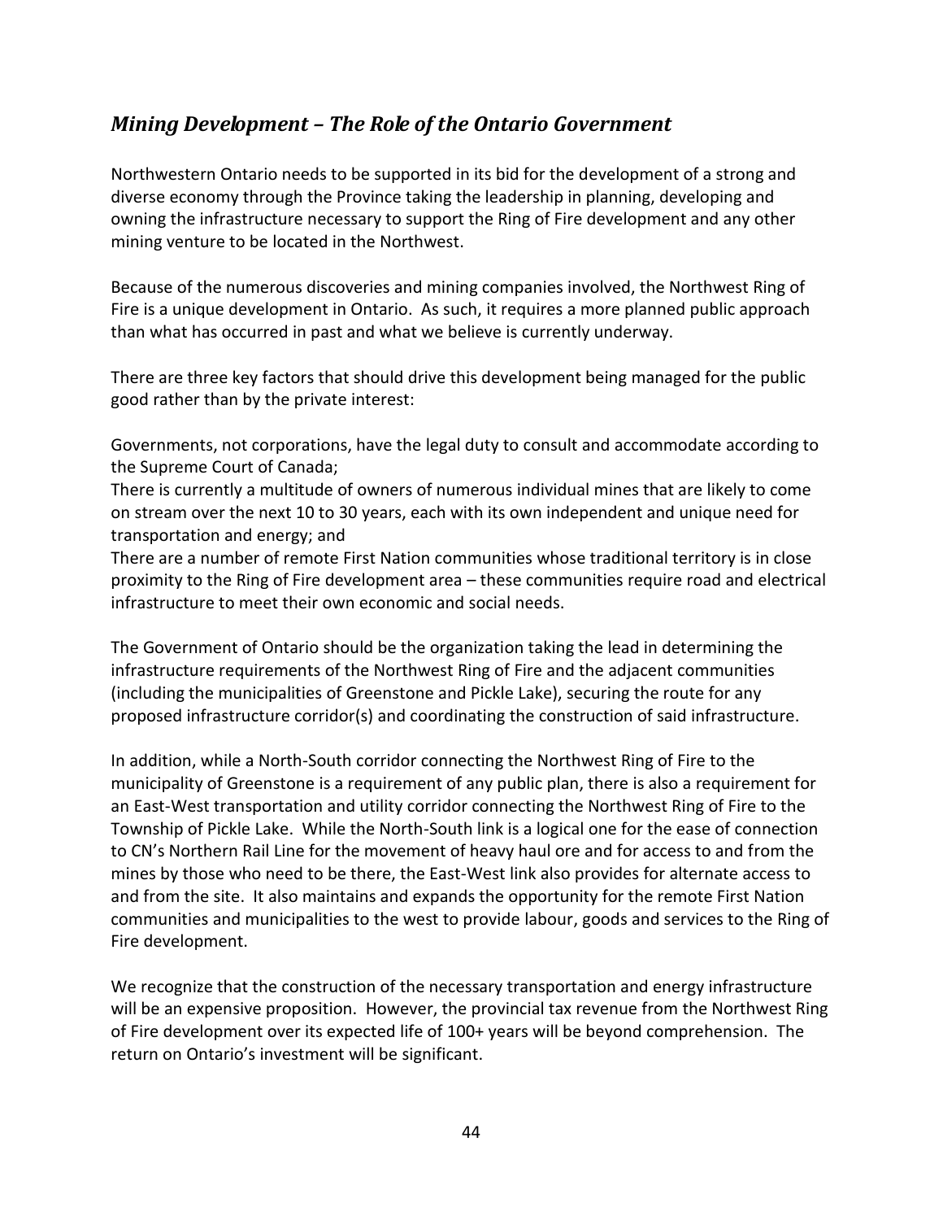## *Mining Development – The Role of the Ontario Government*

Northwestern Ontario needs to be supported in its bid for the development of a strong and diverse economy through the Province taking the leadership in planning, developing and owning the infrastructure necessary to support the Ring of Fire development and any other mining venture to be located in the Northwest.

Because of the numerous discoveries and mining companies involved, the Northwest Ring of Fire is a unique development in Ontario. As such, it requires a more planned public approach than what has occurred in past and what we believe is currently underway.

There are three key factors that should drive this development being managed for the public good rather than by the private interest:

Governments, not corporations, have the legal duty to consult and accommodate according to the Supreme Court of Canada;

There is currently a multitude of owners of numerous individual mines that are likely to come on stream over the next 10 to 30 years, each with its own independent and unique need for transportation and energy; and

There are a number of remote First Nation communities whose traditional territory is in close proximity to the Ring of Fire development area – these communities require road and electrical infrastructure to meet their own economic and social needs.

The Government of Ontario should be the organization taking the lead in determining the infrastructure requirements of the Northwest Ring of Fire and the adjacent communities (including the municipalities of Greenstone and Pickle Lake), securing the route for any proposed infrastructure corridor(s) and coordinating the construction of said infrastructure.

In addition, while a North-South corridor connecting the Northwest Ring of Fire to the municipality of Greenstone is a requirement of any public plan, there is also a requirement for an East-West transportation and utility corridor connecting the Northwest Ring of Fire to the Township of Pickle Lake. While the North-South link is a logical one for the ease of connection to CN's Northern Rail Line for the movement of heavy haul ore and for access to and from the mines by those who need to be there, the East-West link also provides for alternate access to and from the site. It also maintains and expands the opportunity for the remote First Nation communities and municipalities to the west to provide labour, goods and services to the Ring of Fire development.

We recognize that the construction of the necessary transportation and energy infrastructure will be an expensive proposition. However, the provincial tax revenue from the Northwest Ring of Fire development over its expected life of 100+ years will be beyond comprehension. The return on Ontario's investment will be significant.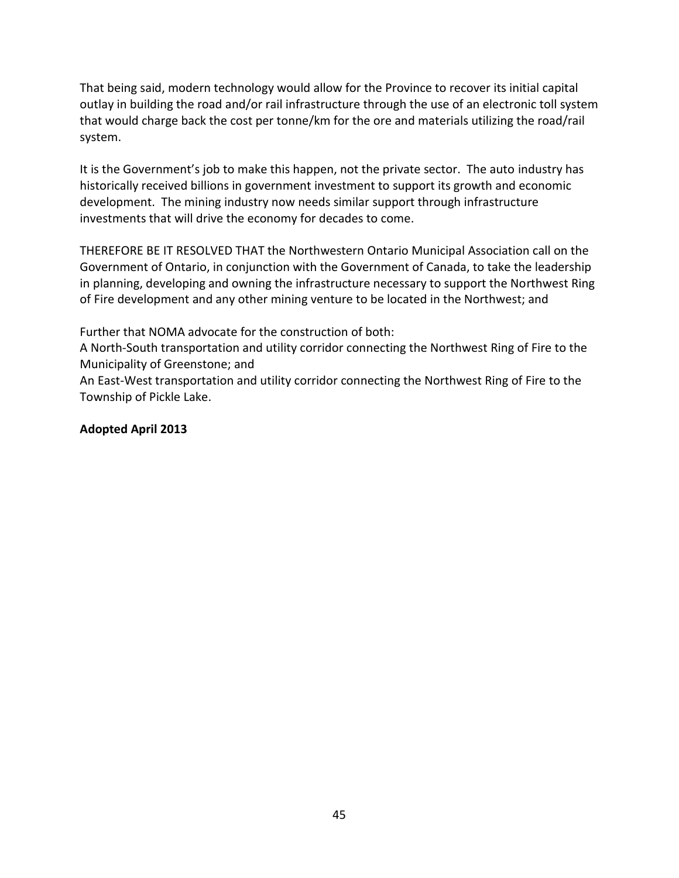That being said, modern technology would allow for the Province to recover its initial capital outlay in building the road and/or rail infrastructure through the use of an electronic toll system that would charge back the cost per tonne/km for the ore and materials utilizing the road/rail system.

It is the Government's job to make this happen, not the private sector. The auto industry has historically received billions in government investment to support its growth and economic development. The mining industry now needs similar support through infrastructure investments that will drive the economy for decades to come.

THEREFORE BE IT RESOLVED THAT the Northwestern Ontario Municipal Association call on the Government of Ontario, in conjunction with the Government of Canada, to take the leadership in planning, developing and owning the infrastructure necessary to support the Northwest Ring of Fire development and any other mining venture to be located in the Northwest; and

Further that NOMA advocate for the construction of both:
A North-South transportation and utility corridor connecting the Northwest Ring of Fire to the Municipality of Greenstone; and
An East-West transportation and utility corridor connecting the Northwest Ring of Fire to the Township of Pickle Lake.

**Adopted April 2013**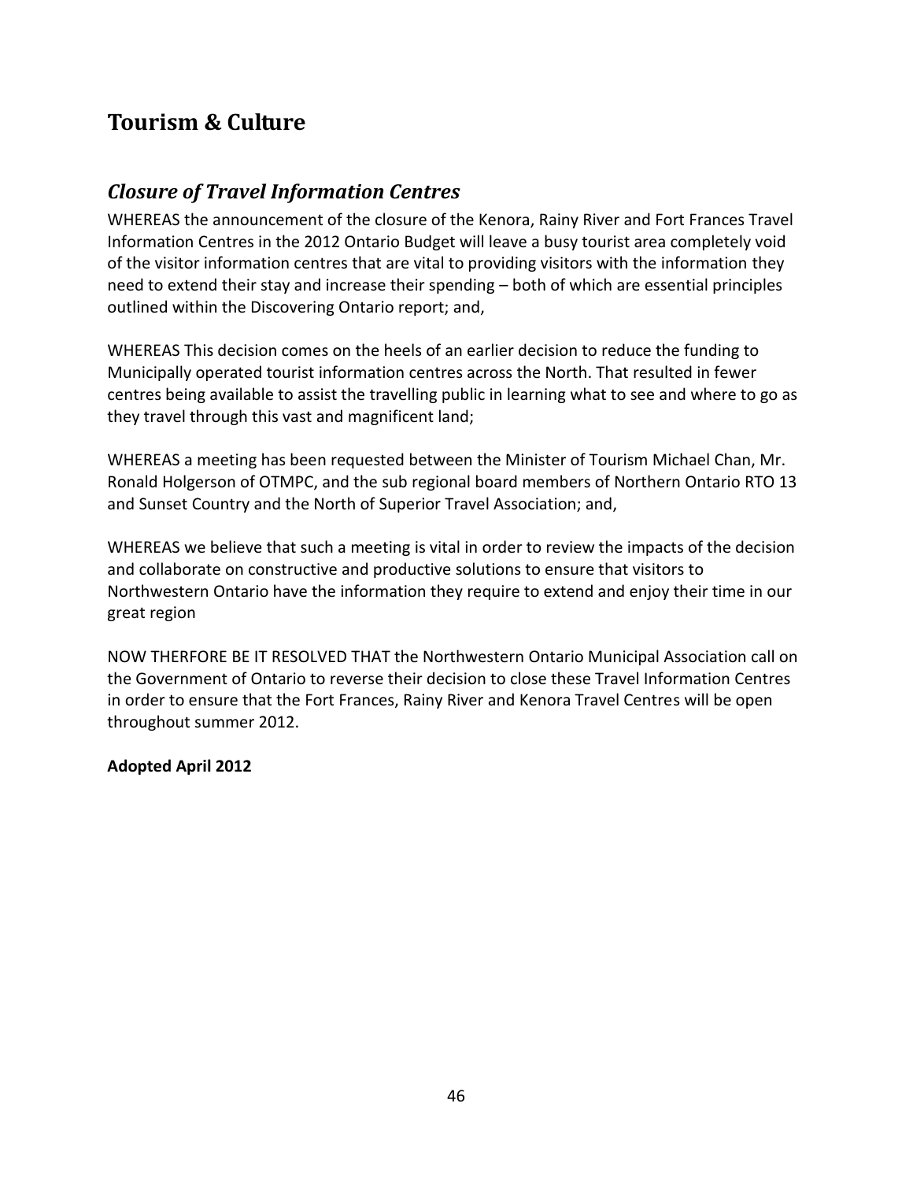## Tourism & Culture

### *Closure of Travel Information Centres*

WHEREAS the announcement of the closure of the Kenora, Rainy River and Fort Frances Travel Information Centres in the 2012 Ontario Budget will leave a busy tourist area completely void of the visitor information centres that are vital to providing visitors with the information they need to extend their stay and increase their spending – both of which are essential principles outlined within the Discovering Ontario report; and,

WHEREAS This decision comes on the heels of an earlier decision to reduce the funding to Municipally operated tourist information centres across the North. That resulted in fewer centres being available to assist the travelling public in learning what to see and where to go as they travel through this vast and magnificent land;

WHEREAS a meeting has been requested between the Minister of Tourism Michael Chan, Mr. Ronald Holgerson of OTMPC, and the sub regional board members of Northern Ontario RTO 13 and Sunset Country and the North of Superior Travel Association; and,

WHEREAS we believe that such a meeting is vital in order to review the impacts of the decision and collaborate on constructive and productive solutions to ensure that visitors to Northwestern Ontario have the information they require to extend and enjoy their time in our great region

NOW THERFORE BE IT RESOLVED THAT the Northwestern Ontario Municipal Association call on the Government of Ontario to reverse their decision to close these Travel Information Centres in order to ensure that the Fort Frances, Rainy River and Kenora Travel Centres will be open throughout summer 2012.

**Adopted April 2012**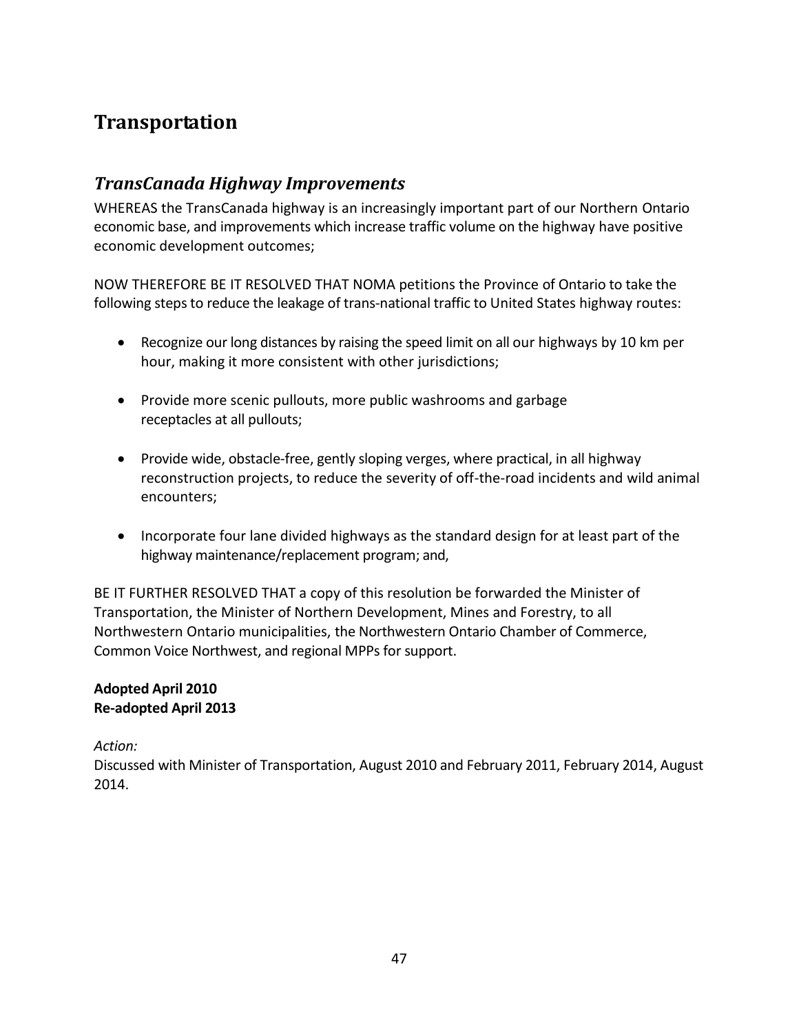# Transportation

## *TransCanada Highway Improvements*

WHEREAS the TransCanada highway is an increasingly important part of our Northern Ontario economic base, and improvements which increase traffic volume on the highway have positive economic development outcomes;

NOW THEREFORE BE IT RESOLVED THAT NOMA petitions the Province of Ontario to take the following steps to reduce the leakage of trans-national traffic to United States highway routes:

- Recognize our long distances by raising the speed limit on all our highways by 10 km per hour, making it more consistent with other jurisdictions;
- Provide more scenic pullouts, more public washrooms and garbage receptacles at all pullouts;
- Provide wide, obstacle-free, gently sloping verges, where practical, in all highway reconstruction projects, to reduce the severity of off-the-road incidents and wild animal encounters;
- Incorporate four lane divided highways as the standard design for at least part of the highway maintenance/replacement program; and,

BE IT FURTHER RESOLVED THAT a copy of this resolution be forwarded the Minister of Transportation, the Minister of Northern Development, Mines and Forestry, to all Northwestern Ontario municipalities, the Northwestern Ontario Chamber of Commerce, Common Voice Northwest, and regional MPPs for support.

**Adopted April 2010**
**Re-adopted April 2013**

*Action:*
Discussed with Minister of Transportation, August 2010 and February 2011, February 2014, August 2014.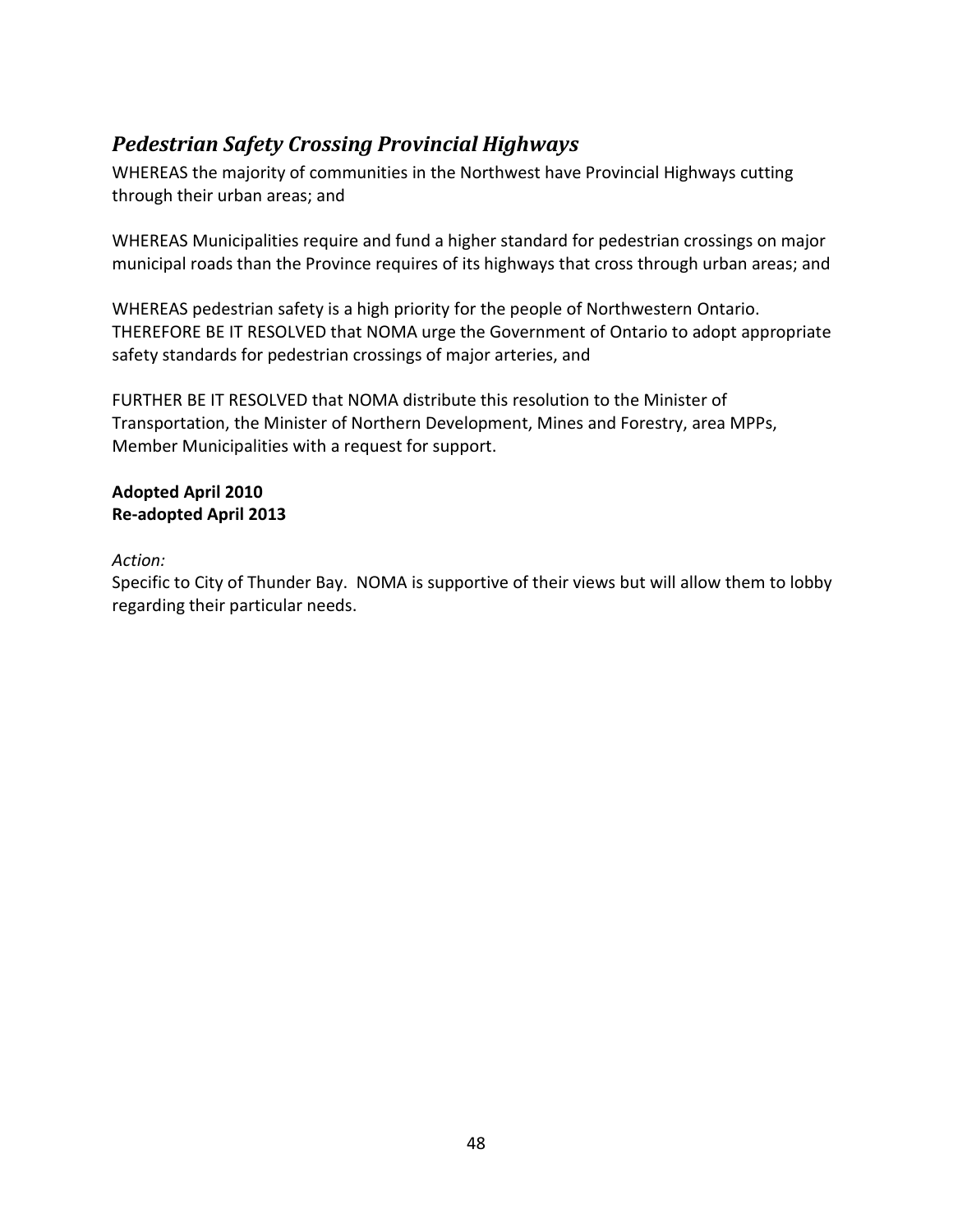## *Pedestrian Safety Crossing Provincial Highways*

WHEREAS the majority of communities in the Northwest have Provincial Highways cutting through their urban areas; and

WHEREAS Municipalities require and fund a higher standard for pedestrian crossings on major municipal roads than the Province requires of its highways that cross through urban areas; and

WHEREAS pedestrian safety is a high priority for the people of Northwestern Ontario.
THEREFORE BE IT RESOLVED that NOMA urge the Government of Ontario to adopt appropriate safety standards for pedestrian crossings of major arteries, and

FURTHER BE IT RESOLVED that NOMA distribute this resolution to the Minister of Transportation, the Minister of Northern Development, Mines and Forestry, area MPPs, Member Municipalities with a request for support.

**Adopted April 2010**
**Re-adopted April 2013**

*Action:*
Specific to City of Thunder Bay. NOMA is supportive of their views but will allow them to lobby regarding their particular needs.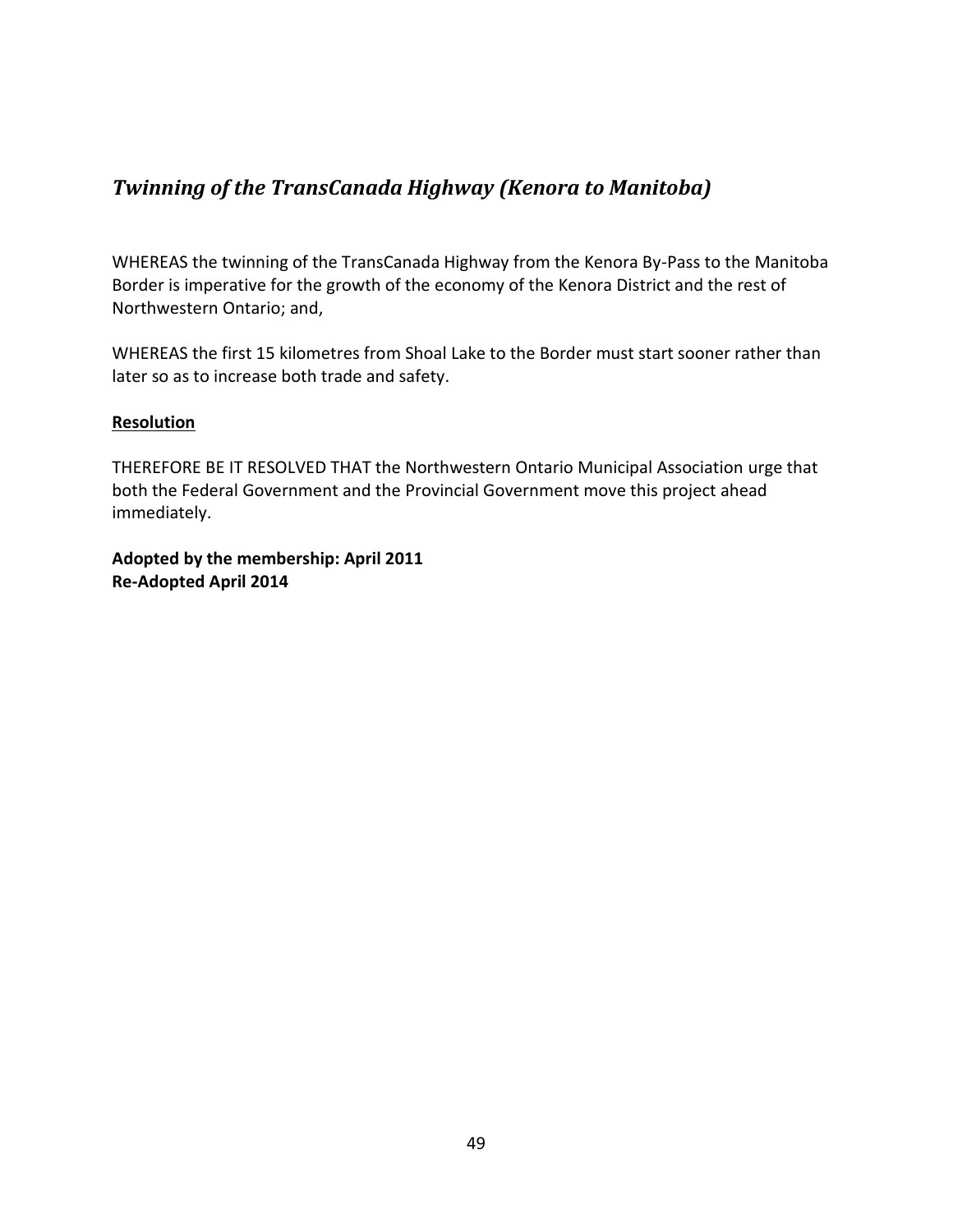## *Twinning of the TransCanada Highway (Kenora to Manitoba)*

WHEREAS the twinning of the TransCanada Highway from the Kenora By-Pass to the Manitoba Border is imperative for the growth of the economy of the Kenora District and the rest of Northwestern Ontario; and,

WHEREAS the first 15 kilometres from Shoal Lake to the Border must start sooner rather than later so as to increase both trade and safety.

**Resolution**

THEREFORE BE IT RESOLVED THAT the Northwestern Ontario Municipal Association urge that both the Federal Government and the Provincial Government move this project ahead immediately.

**Adopted by the membership: April 2011**
**Re-Adopted April 2014**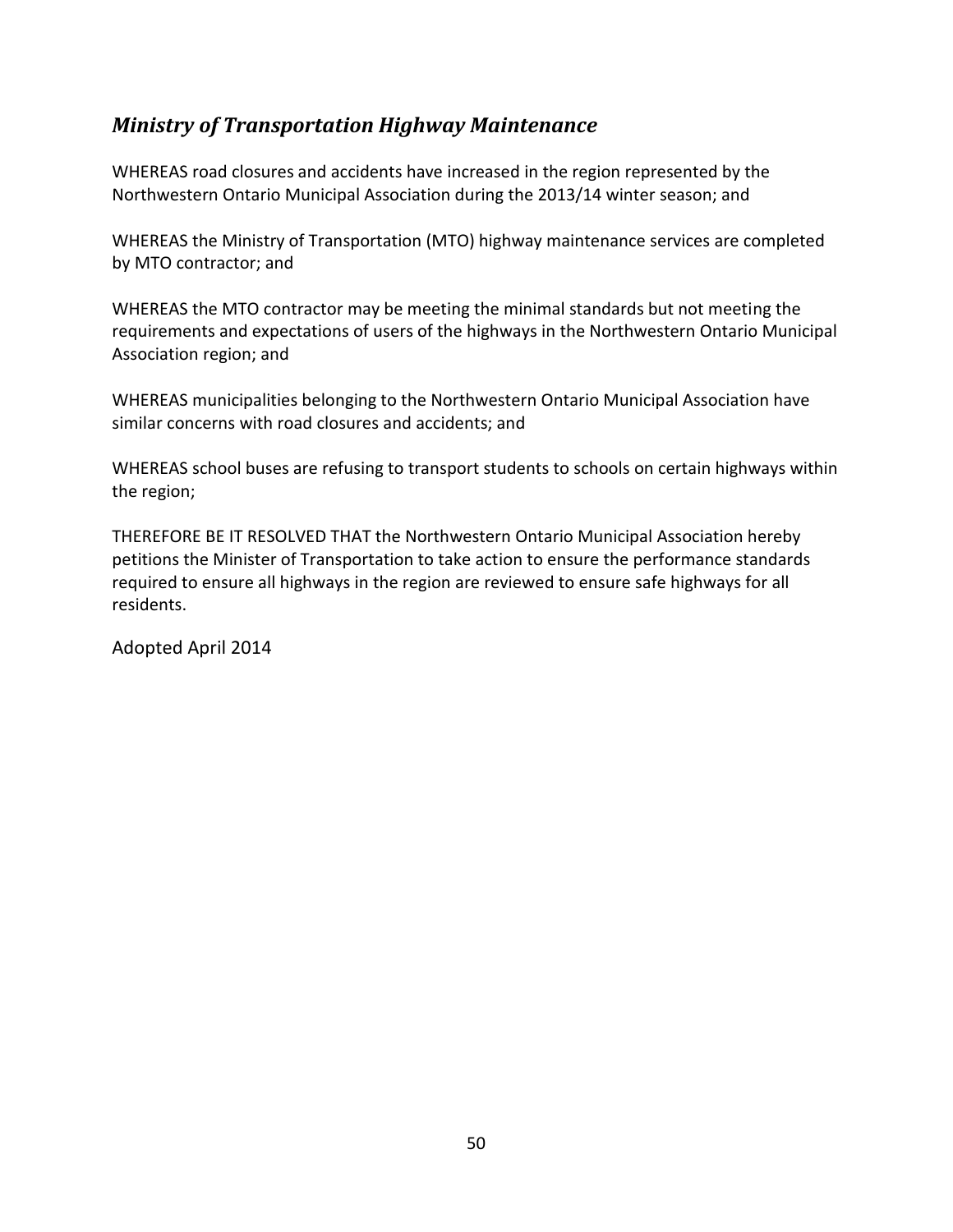## *Ministry of Transportation Highway Maintenance*

WHEREAS road closures and accidents have increased in the region represented by the Northwestern Ontario Municipal Association during the 2013/14 winter season; and

WHEREAS the Ministry of Transportation (MTO) highway maintenance services are completed by MTO contractor; and

WHEREAS the MTO contractor may be meeting the minimal standards but not meeting the requirements and expectations of users of the highways in the Northwestern Ontario Municipal Association region; and

WHEREAS municipalities belonging to the Northwestern Ontario Municipal Association have similar concerns with road closures and accidents; and

WHEREAS school buses are refusing to transport students to schools on certain highways within the region;

THEREFORE BE IT RESOLVED THAT the Northwestern Ontario Municipal Association hereby petitions the Minister of Transportation to take action to ensure the performance standards required to ensure all highways in the region are reviewed to ensure safe highways for all residents.

Adopted April 2014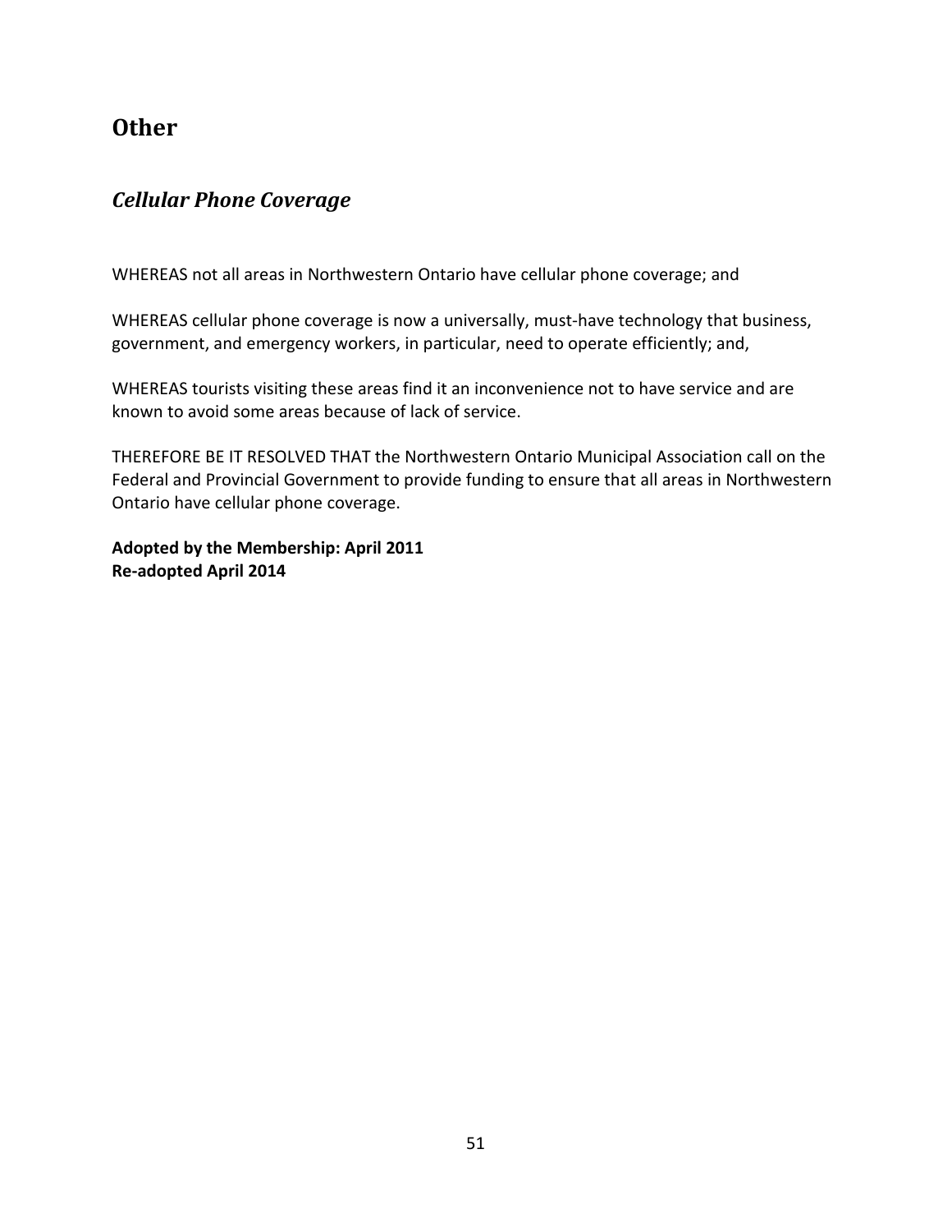## Other

### *Cellular Phone Coverage*

WHEREAS not all areas in Northwestern Ontario have cellular phone coverage; and

WHEREAS cellular phone coverage is now a universally, must-have technology that business, government, and emergency workers, in particular, need to operate efficiently; and,

WHEREAS tourists visiting these areas find it an inconvenience not to have service and are known to avoid some areas because of lack of service.

THEREFORE BE IT RESOLVED THAT the Northwestern Ontario Municipal Association call on the Federal and Provincial Government to provide funding to ensure that all areas in Northwestern Ontario have cellular phone coverage.

**Adopted by the Membership: April 2011**
**Re-adopted April 2014**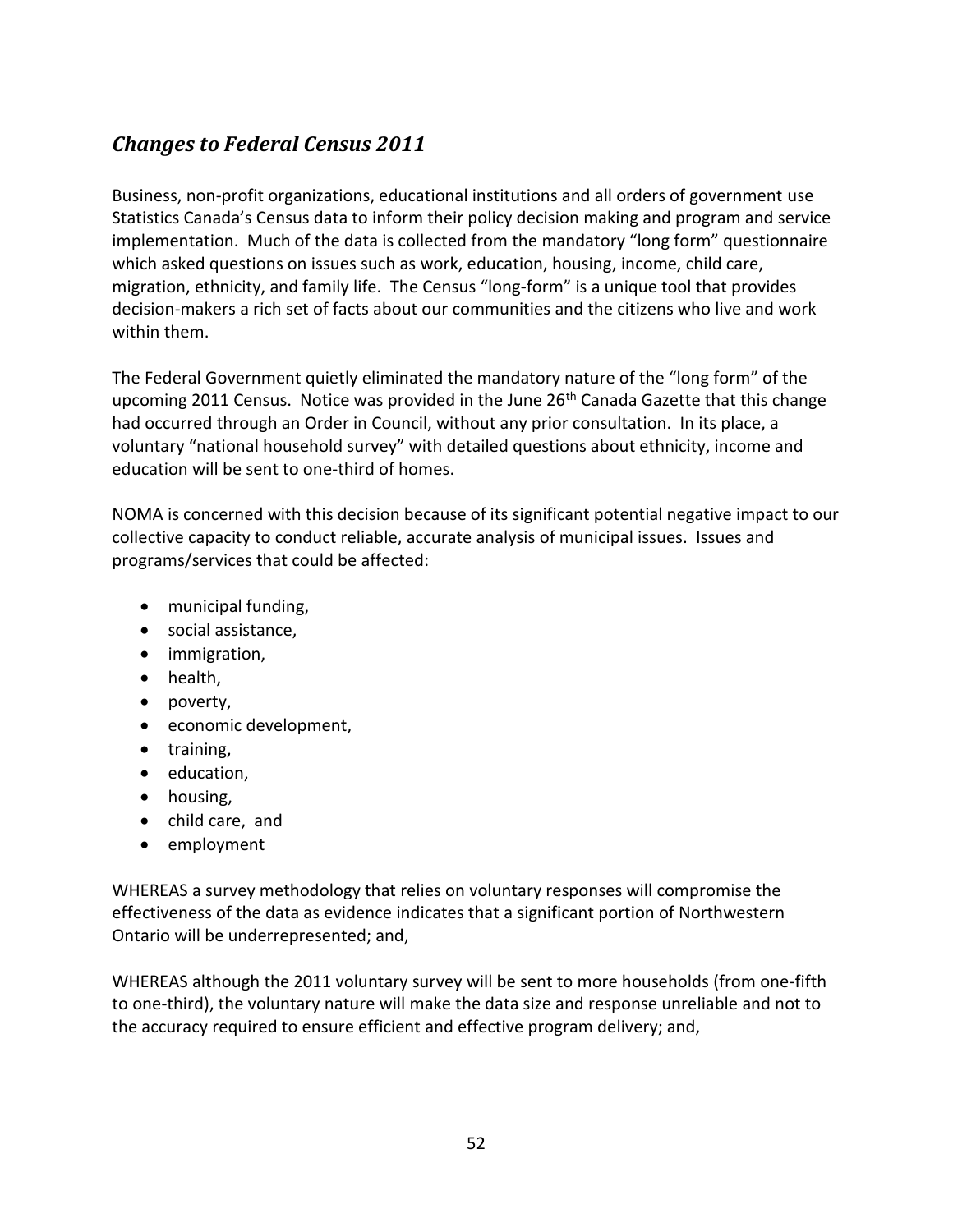## *Changes to Federal Census 2011*

Business, non-profit organizations, educational institutions and all orders of government use Statistics Canada's Census data to inform their policy decision making and program and service implementation. Much of the data is collected from the mandatory "long form" questionnaire which asked questions on issues such as work, education, housing, income, child care, migration, ethnicity, and family life. The Census "long-form" is a unique tool that provides decision-makers a rich set of facts about our communities and the citizens who live and work within them.

The Federal Government quietly eliminated the mandatory nature of the "long form" of the upcoming 2011 Census. Notice was provided in the June 26th Canada Gazette that this change had occurred through an Order in Council, without any prior consultation. In its place, a voluntary "national household survey" with detailed questions about ethnicity, income and education will be sent to one-third of homes.

NOMA is concerned with this decision because of its significant potential negative impact to our collective capacity to conduct reliable, accurate analysis of municipal issues. Issues and programs/services that could be affected:

- municipal funding,
- social assistance,
- immigration,
- health,
- poverty,
- economic development,
- training,
- education,
- housing,
- child care, and
- employment

WHEREAS a survey methodology that relies on voluntary responses will compromise the effectiveness of the data as evidence indicates that a significant portion of Northwestern Ontario will be underrepresented; and,

WHEREAS although the 2011 voluntary survey will be sent to more households (from one-fifth to one-third), the voluntary nature will make the data size and response unreliable and not to the accuracy required to ensure efficient and effective program delivery; and,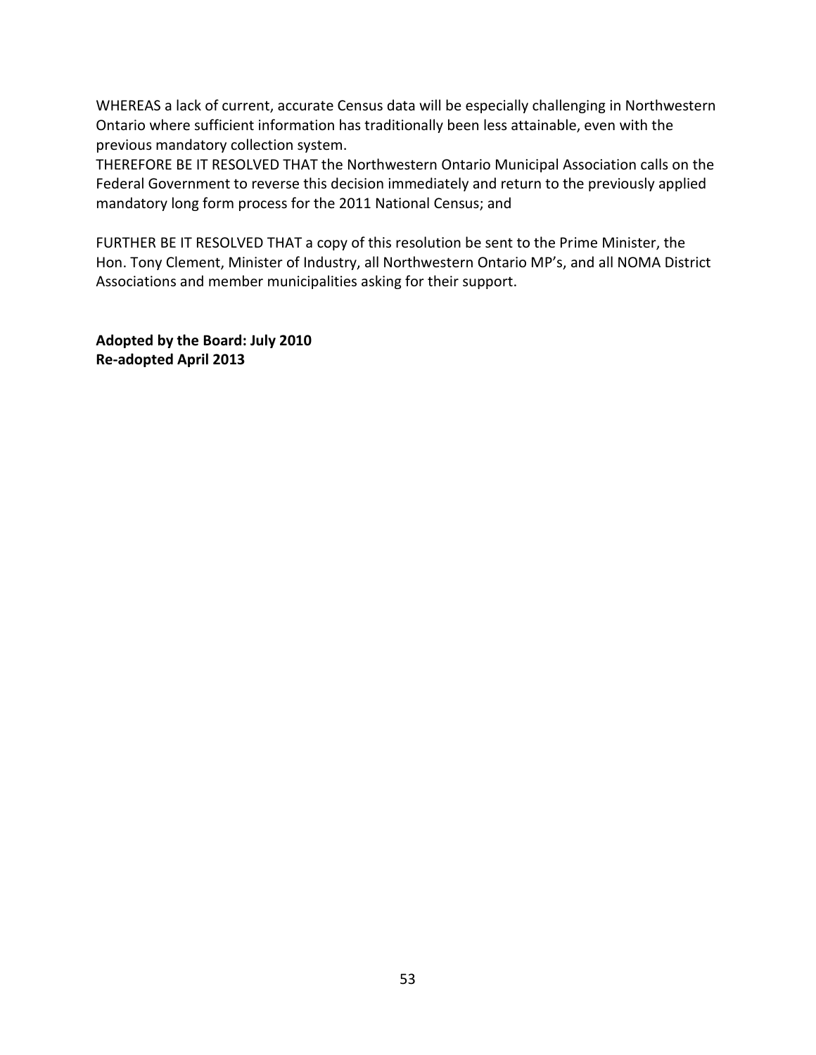WHEREAS a lack of current, accurate Census data will be especially challenging in Northwestern Ontario where sufficient information has traditionally been less attainable, even with the previous mandatory collection system.

THEREFORE BE IT RESOLVED THAT the Northwestern Ontario Municipal Association calls on the Federal Government to reverse this decision immediately and return to the previously applied mandatory long form process for the 2011 National Census; and

FURTHER BE IT RESOLVED THAT a copy of this resolution be sent to the Prime Minister, the Hon. Tony Clement, Minister of Industry, all Northwestern Ontario MP's, and all NOMA District Associations and member municipalities asking for their support.

**Adopted by the Board: July 2010**
**Re-adopted April 2013**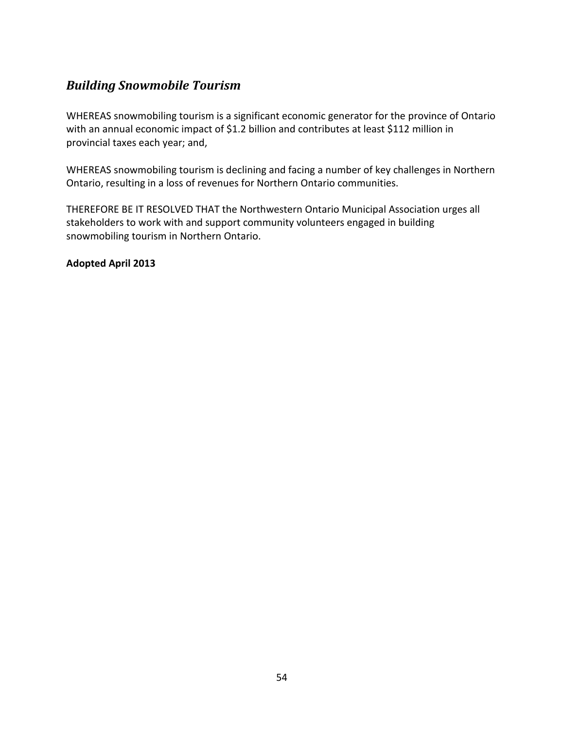## *Building Snowmobile Tourism*

WHEREAS snowmobiling tourism is a significant economic generator for the province of Ontario with an annual economic impact of $1.2 billion and contributes at least $112 million in provincial taxes each year; and,

WHEREAS snowmobiling tourism is declining and facing a number of key challenges in Northern Ontario, resulting in a loss of revenues for Northern Ontario communities.

THEREFORE BE IT RESOLVED THAT the Northwestern Ontario Municipal Association urges all stakeholders to work with and support community volunteers engaged in building snowmobiling tourism in Northern Ontario.

**Adopted April 2013**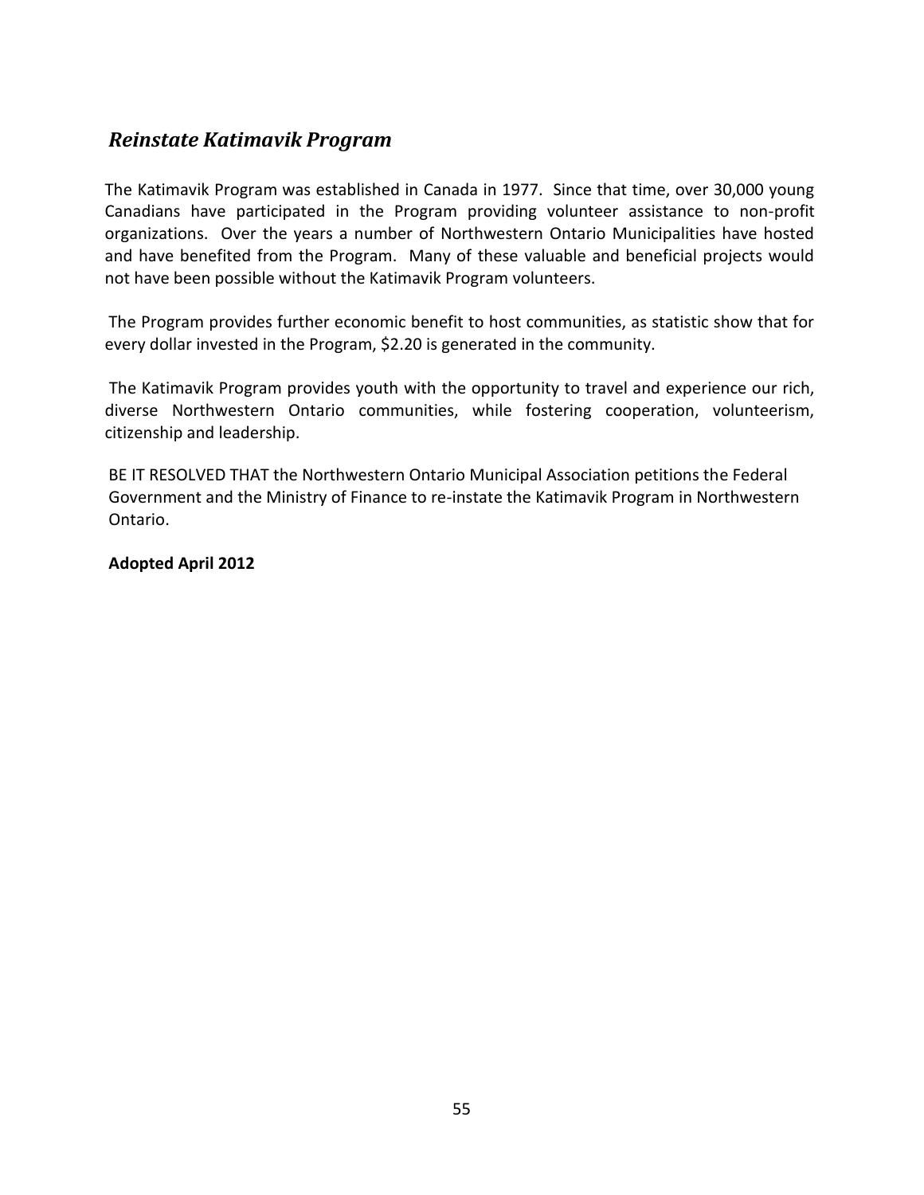## *Reinstate Katimavik Program*

The Katimavik Program was established in Canada in 1977. Since that time, over 30,000 young Canadians have participated in the Program providing volunteer assistance to non-profit organizations. Over the years a number of Northwestern Ontario Municipalities have hosted and have benefited from the Program. Many of these valuable and beneficial projects would not have been possible without the Katimavik Program volunteers.

The Program provides further economic benefit to host communities, as statistic show that for every dollar invested in the Program, $2.20 is generated in the community.

The Katimavik Program provides youth with the opportunity to travel and experience our rich, diverse Northwestern Ontario communities, while fostering cooperation, volunteerism, citizenship and leadership.

BE IT RESOLVED THAT the Northwestern Ontario Municipal Association petitions the Federal Government and the Ministry of Finance to re-instate the Katimavik Program in Northwestern Ontario.

**Adopted April 2012**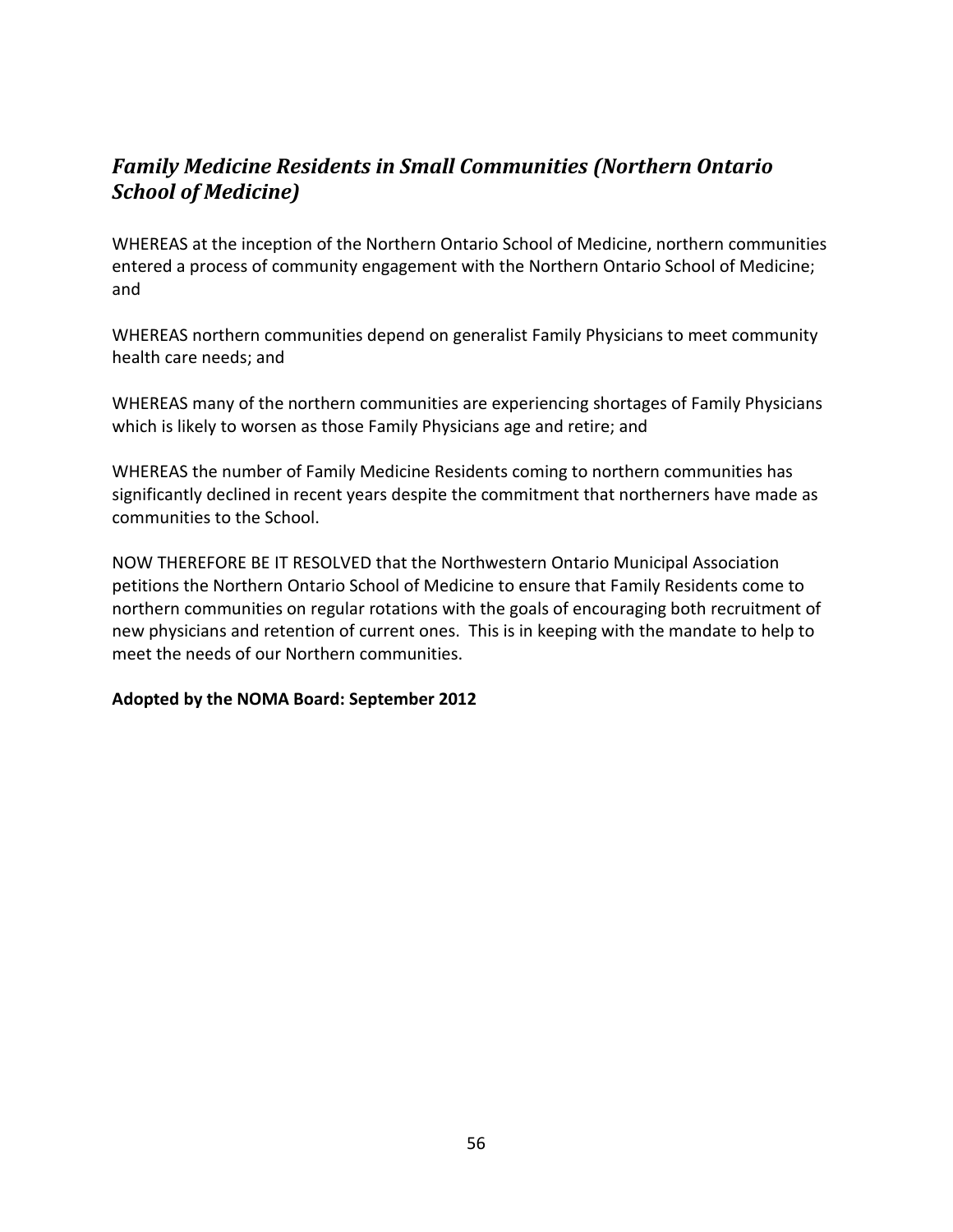## *Family Medicine Residents in Small Communities (Northern Ontario School of Medicine)*

WHEREAS at the inception of the Northern Ontario School of Medicine, northern communities entered a process of community engagement with the Northern Ontario School of Medicine; and

WHEREAS northern communities depend on generalist Family Physicians to meet community health care needs; and

WHEREAS many of the northern communities are experiencing shortages of Family Physicians which is likely to worsen as those Family Physicians age and retire; and

WHEREAS the number of Family Medicine Residents coming to northern communities has significantly declined in recent years despite the commitment that northerners have made as communities to the School.

NOW THEREFORE BE IT RESOLVED that the Northwestern Ontario Municipal Association petitions the Northern Ontario School of Medicine to ensure that Family Residents come to northern communities on regular rotations with the goals of encouraging both recruitment of new physicians and retention of current ones. This is in keeping with the mandate to help to meet the needs of our Northern communities.

**Adopted by the NOMA Board: September 2012**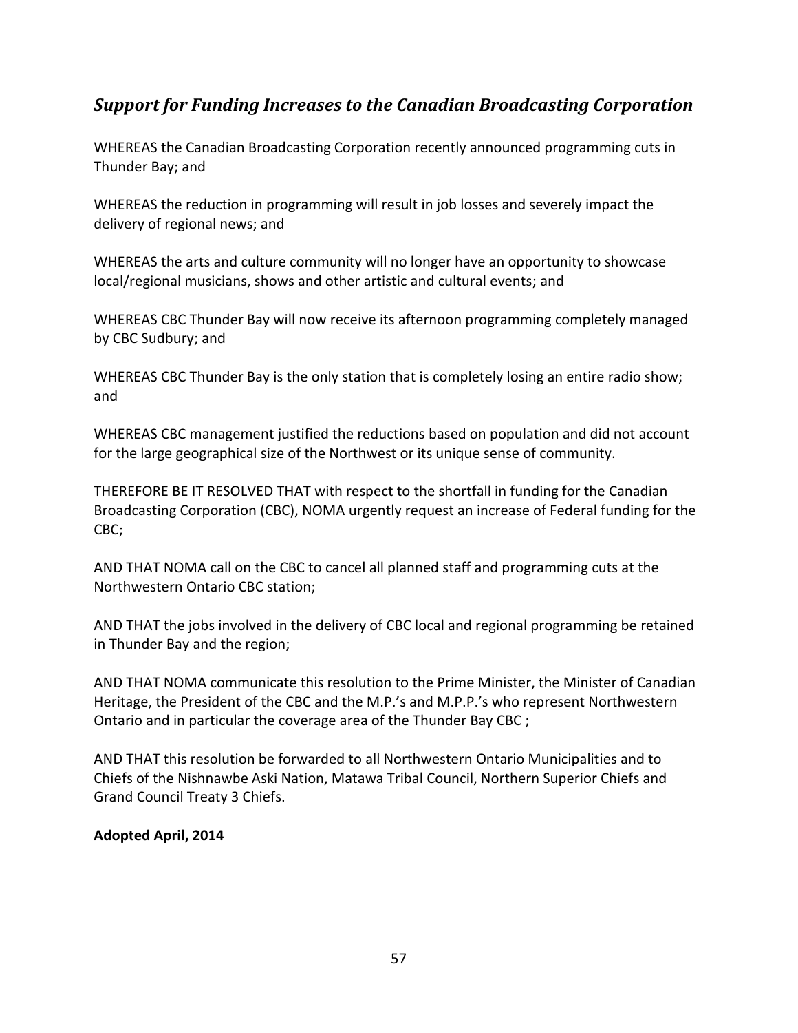## *Support for Funding Increases to the Canadian Broadcasting Corporation*

WHEREAS the Canadian Broadcasting Corporation recently announced programming cuts in Thunder Bay; and

WHEREAS the reduction in programming will result in job losses and severely impact the delivery of regional news; and

WHEREAS the arts and culture community will no longer have an opportunity to showcase local/regional musicians, shows and other artistic and cultural events; and

WHEREAS CBC Thunder Bay will now receive its afternoon programming completely managed by CBC Sudbury; and

WHEREAS CBC Thunder Bay is the only station that is completely losing an entire radio show; and

WHEREAS CBC management justified the reductions based on population and did not account for the large geographical size of the Northwest or its unique sense of community.

THEREFORE BE IT RESOLVED THAT with respect to the shortfall in funding for the Canadian Broadcasting Corporation (CBC), NOMA urgently request an increase of Federal funding for the CBC;

AND THAT NOMA call on the CBC to cancel all planned staff and programming cuts at the Northwestern Ontario CBC station;

AND THAT the jobs involved in the delivery of CBC local and regional programming be retained in Thunder Bay and the region;

AND THAT NOMA communicate this resolution to the Prime Minister, the Minister of Canadian Heritage, the President of the CBC and the M.P.'s and M.P.P.'s who represent Northwestern Ontario and in particular the coverage area of the Thunder Bay CBC ;

AND THAT this resolution be forwarded to all Northwestern Ontario Municipalities and to Chiefs of the Nishnawbe Aski Nation, Matawa Tribal Council, Northern Superior Chiefs and Grand Council Treaty 3 Chiefs.

**Adopted April, 2014**